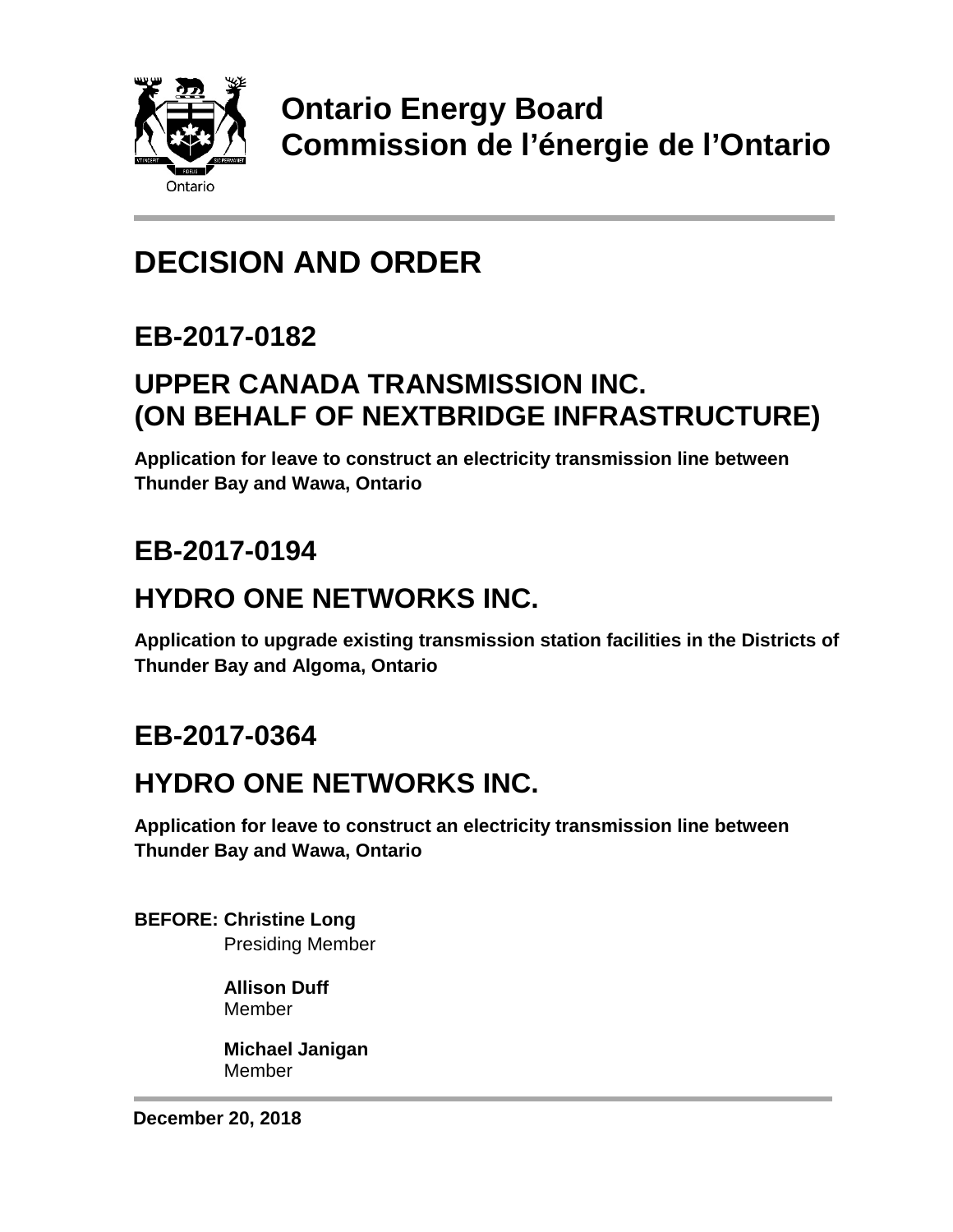**Ontario Energy Board**
**Commission de l'énergie de l'Ontario**

# DECISION AND ORDER

## EB-2017-0182

## UPPER CANADA TRANSMISSION INC. (ON BEHALF OF NEXTBRIDGE INFRASTRUCTURE)

**Application for leave to construct an electricity transmission line between Thunder Bay and Wawa, Ontario**

## EB-2017-0194

## HYDRO ONE NETWORKS INC.

**Application to upgrade existing transmission station facilities in the Districts of Thunder Bay and Algoma, Ontario**

## EB-2017-0364

## HYDRO ONE NETWORKS INC.

**Application for leave to construct an electricity transmission line between Thunder Bay and Wawa, Ontario**

**BEFORE: Christine Long**
Presiding Member

**Allison Duff**
Member

**Michael Janigan**
Member

**December 20, 2018**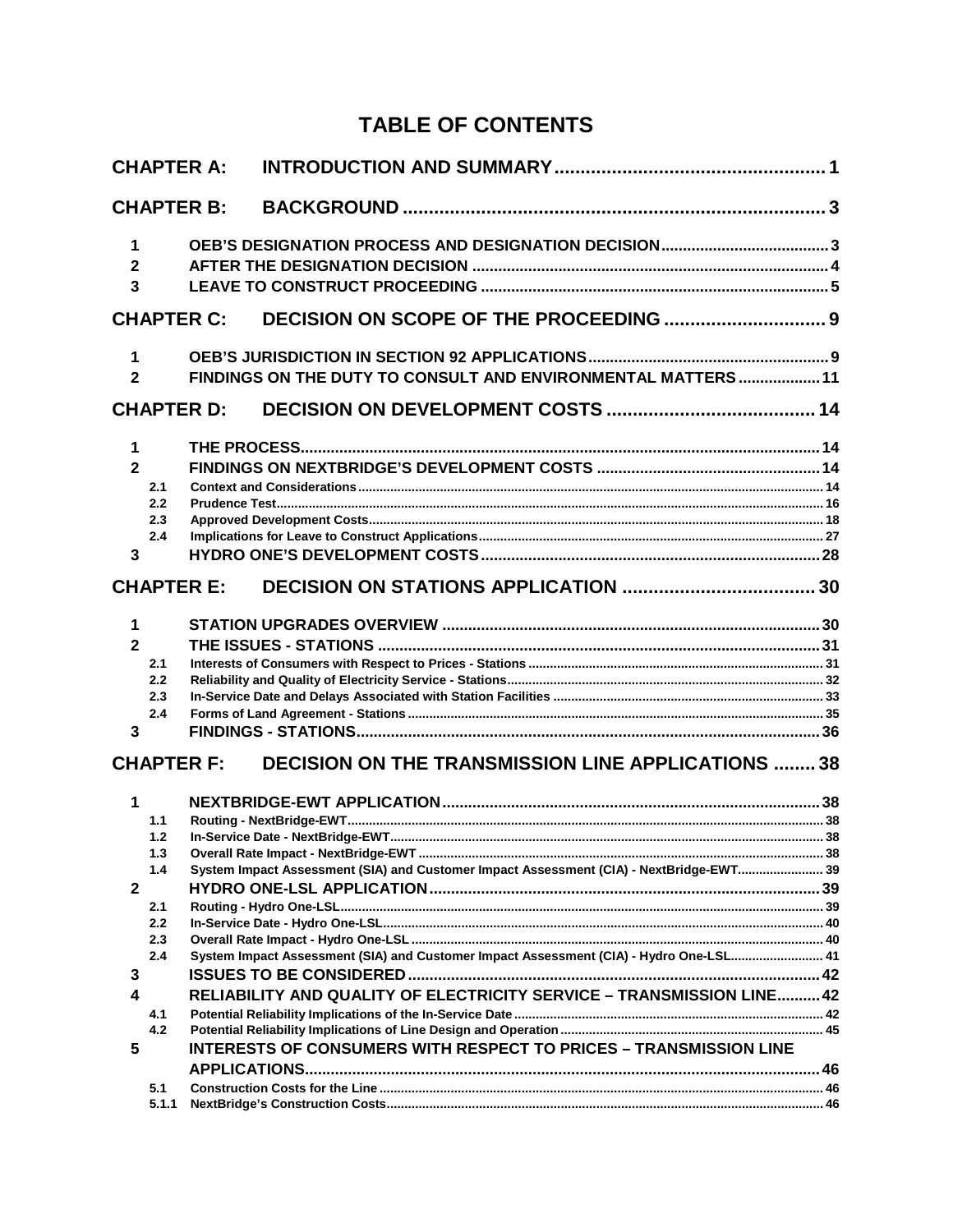# TABLE OF CONTENTS

**CHAPTER A: INTRODUCTION AND SUMMARY** .......... 1

**CHAPTER B: BACKGROUND** .......... 3

- **1 OEB'S DESIGNATION PROCESS AND DESIGNATION DECISION** .......... 3
- **2 AFTER THE DESIGNATION DECISION** .......... 4
- **3 LEAVE TO CONSTRUCT PROCEEDING** .......... 5

**CHAPTER C: DECISION ON SCOPE OF THE PROCEEDING** .......... 9

- **1 OEB'S JURISDICTION IN SECTION 92 APPLICATIONS** .......... 9
- **2 FINDINGS ON THE DUTY TO CONSULT AND ENVIRONMENTAL MATTERS** .......... 11

**CHAPTER D: DECISION ON DEVELOPMENT COSTS** .......... 14

- **1 THE PROCESS** .......... 14
- **2 FINDINGS ON NEXTBRIDGE'S DEVELOPMENT COSTS** .......... 14
  - **2.1 Context and Considerations** .......... 14
  - **2.2 Prudence Test** .......... 16
  - **2.3 Approved Development Costs** .......... 18
  - **2.4 Implications for Leave to Construct Applications** .......... 27
- **3 HYDRO ONE'S DEVELOPMENT COSTS** .......... 28

**CHAPTER E: DECISION ON STATIONS APPLICATION** .......... 30

- **1 STATION UPGRADES OVERVIEW** .......... 30
- **2 THE ISSUES - STATIONS** .......... 31
  - **2.1 Interests of Consumers with Respect to Prices - Stations** .......... 31
  - **2.2 Reliability and Quality of Electricity Service - Stations** .......... 32
  - **2.3 In-Service Date and Delays Associated with Station Facilities** .......... 33
  - **2.4 Forms of Land Agreement - Stations** .......... 35
- **3 FINDINGS - STATIONS** .......... 36

**CHAPTER F: DECISION ON THE TRANSMISSION LINE APPLICATIONS** .......... 38

- **1 NEXTBRIDGE-EWT APPLICATION** .......... 38
  - **1.1 Routing - NextBridge-EWT** .......... 38
  - **1.2 In-Service Date - NextBridge-EWT** .......... 38
  - **1.3 Overall Rate Impact - NextBridge-EWT** .......... 38
  - **1.4 System Impact Assessment (SIA) and Customer Impact Assessment (CIA) - NextBridge-EWT** .......... 39
- **2 HYDRO ONE-LSL APPLICATION** .......... 39
  - **2.1 Routing - Hydro One-LSL** .......... 39
  - **2.2 In-Service Date - Hydro One-LSL** .......... 40
  - **2.3 Overall Rate Impact - Hydro One-LSL** .......... 40
  - **2.4 System Impact Assessment (SIA) and Customer Impact Assessment (CIA) - Hydro One-LSL** .......... 41
- **3 ISSUES TO BE CONSIDERED** .......... 42
- **4 RELIABILITY AND QUALITY OF ELECTRICITY SERVICE – TRANSMISSION LINE** .......... 42
  - **4.1 Potential Reliability Implications of the In-Service Date** .......... 42
  - **4.2 Potential Reliability Implications of Line Design and Operation** .......... 45
- **5 INTERESTS OF CONSUMERS WITH RESPECT TO PRICES – TRANSMISSION LINE APPLICATIONS** .......... 46
  - **5.1 Construction Costs for the Line** .......... 46
  - **5.1.1 NextBridge's Construction Costs** .......... 46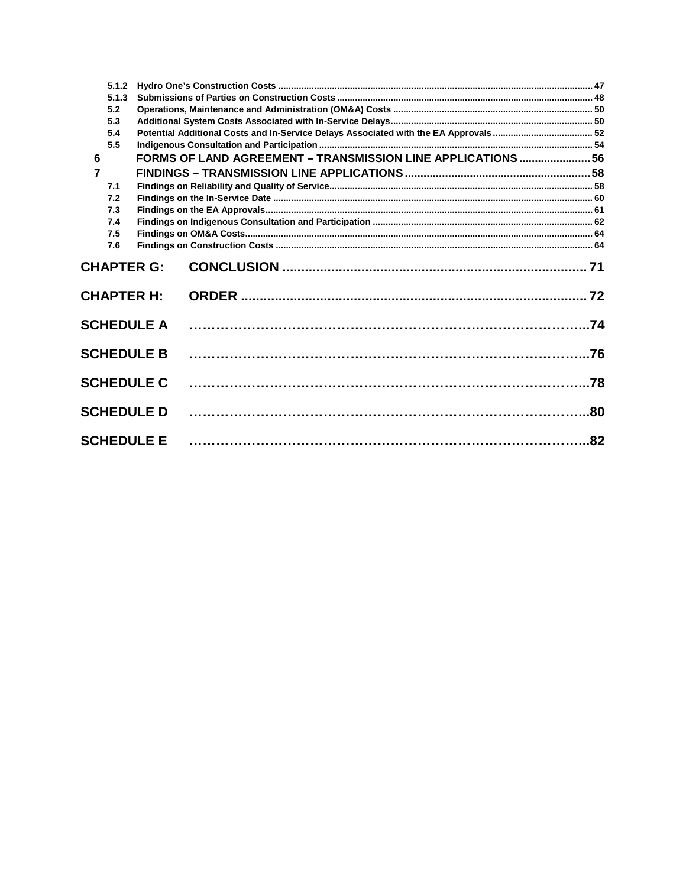5.1.2 Hydro One's Construction Costs ........................................................ 47
5.1.3 Submissions of Parties on Construction Costs ........................................ 48
5.2 Operations, Maintenance and Administration (OM&A) Costs ........................ 50
5.3 Additional System Costs Associated with In-Service Delays ......................... 50
5.4 Potential Additional Costs and In-Service Delays Associated with the EA Approvals ........ 52
5.5 Indigenous Consultation and Participation ................................................ 54

**6 FORMS OF LAND AGREEMENT – TRANSMISSION LINE APPLICATIONS ........ 56**

**7 FINDINGS – TRANSMISSION LINE APPLICATIONS ........................................ 58**

7.1 Findings on Reliability and Quality of Service .............................................. 58
7.2 Findings on the In-Service Date ................................................................. 60
7.3 Findings on the EA Approvals .................................................................... 61
7.4 Findings on Indigenous Consultation and Participation ................................. 62
7.5 Findings on OM&A Costs ........................................................................... 64
7.6 Findings on Construction Costs .................................................................. 64

**CHAPTER G: CONCLUSION ................................................................ 71**

**CHAPTER H: ORDER ........................................................................ 72**

**SCHEDULE A ……………………………………………………………………..74**

**SCHEDULE B ……………………………………………………………………..76**

**SCHEDULE C ……………………………………………………………………..78**

**SCHEDULE D ……………………………………………………………………..80**

**SCHEDULE E ……………………………………………………………………..82**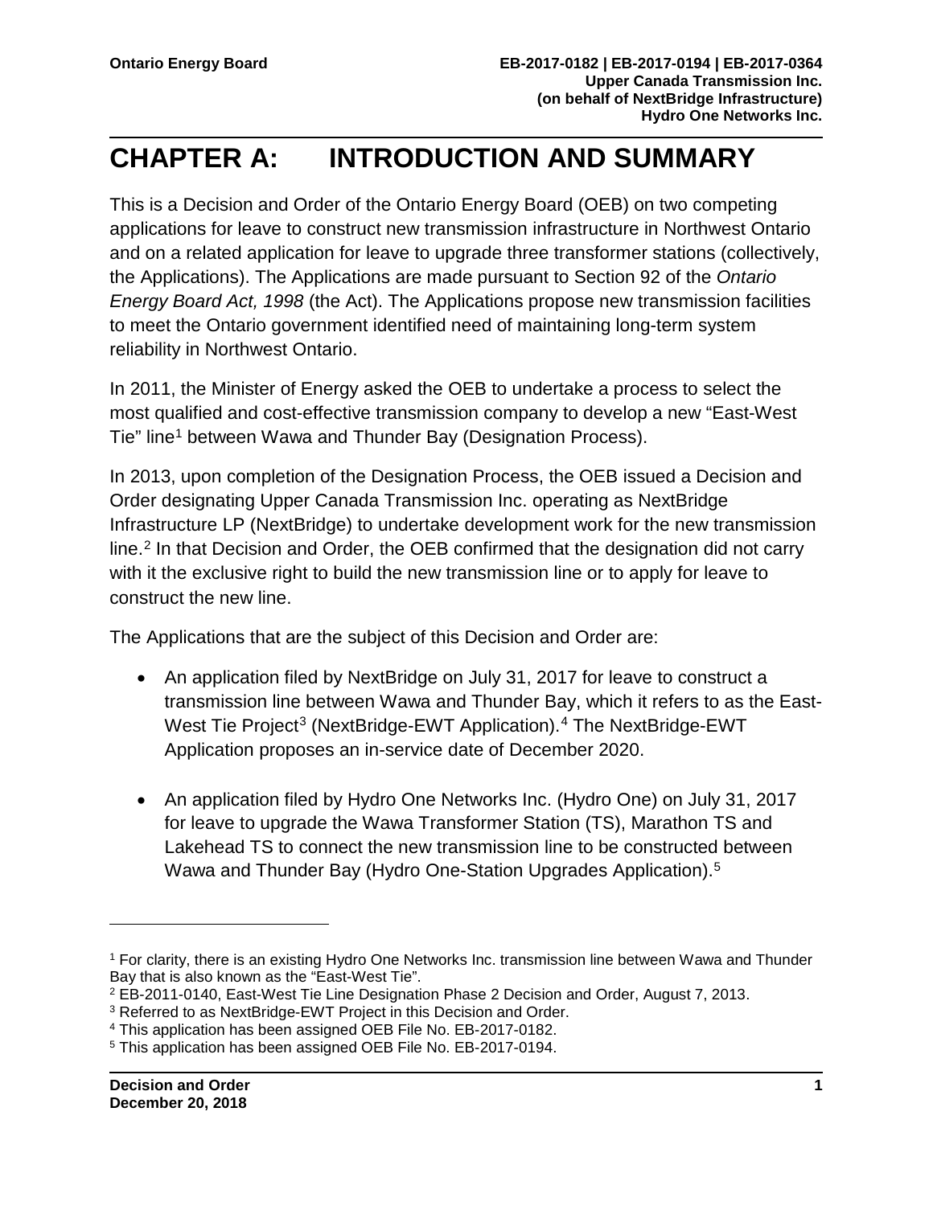# CHAPTER A: INTRODUCTION AND SUMMARY

This is a Decision and Order of the Ontario Energy Board (OEB) on two competing applications for leave to construct new transmission infrastructure in Northwest Ontario and on a related application for leave to upgrade three transformer stations (collectively, the Applications). The Applications are made pursuant to Section 92 of the *Ontario Energy Board Act, 1998* (the Act). The Applications propose new transmission facilities to meet the Ontario government identified need of maintaining long-term system reliability in Northwest Ontario.

In 2011, the Minister of Energy asked the OEB to undertake a process to select the most qualified and cost-effective transmission company to develop a new "East-West Tie" line[1] between Wawa and Thunder Bay (Designation Process).

In 2013, upon completion of the Designation Process, the OEB issued a Decision and Order designating Upper Canada Transmission Inc. operating as NextBridge Infrastructure LP (NextBridge) to undertake development work for the new transmission line.[2] In that Decision and Order, the OEB confirmed that the designation did not carry with it the exclusive right to build the new transmission line or to apply for leave to construct the new line.

The Applications that are the subject of this Decision and Order are:

- An application filed by NextBridge on July 31, 2017 for leave to construct a transmission line between Wawa and Thunder Bay, which it refers to as the East-West Tie Project[3] (NextBridge-EWT Application).[4] The NextBridge-EWT Application proposes an in-service date of December 2020.
- An application filed by Hydro One Networks Inc. (Hydro One) on July 31, 2017 for leave to upgrade the Wawa Transformer Station (TS), Marathon TS and Lakehead TS to connect the new transmission line to be constructed between Wawa and Thunder Bay (Hydro One-Station Upgrades Application).[5]

[1] For clarity, there is an existing Hydro One Networks Inc. transmission line between Wawa and Thunder Bay that is also known as the "East-West Tie".

[2] EB-2011-0140, East-West Tie Line Designation Phase 2 Decision and Order, August 7, 2013.

[3] Referred to as NextBridge-EWT Project in this Decision and Order.

[4] This application has been assigned OEB File No. EB-2017-0182.

[5] This application has been assigned OEB File No. EB-2017-0194.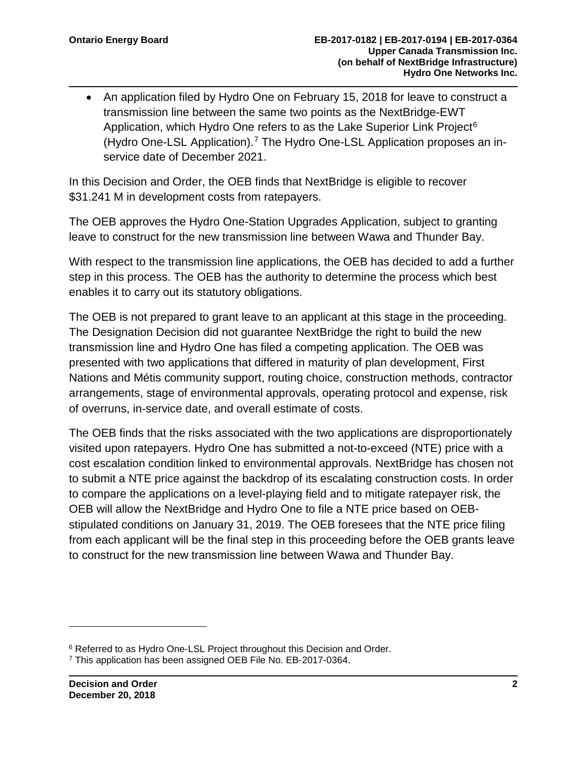- An application filed by Hydro One on February 15, 2018 for leave to construct a transmission line between the same two points as the NextBridge-EWT Application, which Hydro One refers to as the Lake Superior Link Project[6] (Hydro One-LSL Application).[7] The Hydro One-LSL Application proposes an in-service date of December 2021.

In this Decision and Order, the OEB finds that NextBridge is eligible to recover $31.241 M in development costs from ratepayers.

The OEB approves the Hydro One-Station Upgrades Application, subject to granting leave to construct for the new transmission line between Wawa and Thunder Bay.

With respect to the transmission line applications, the OEB has decided to add a further step in this process. The OEB has the authority to determine the process which best enables it to carry out its statutory obligations.

The OEB is not prepared to grant leave to an applicant at this stage in the proceeding. The Designation Decision did not guarantee NextBridge the right to build the new transmission line and Hydro One has filed a competing application. The OEB was presented with two applications that differed in maturity of plan development, First Nations and Métis community support, routing choice, construction methods, contractor arrangements, stage of environmental approvals, operating protocol and expense, risk of overruns, in-service date, and overall estimate of costs.

The OEB finds that the risks associated with the two applications are disproportionately visited upon ratepayers. Hydro One has submitted a not-to-exceed (NTE) price with a cost escalation condition linked to environmental approvals. NextBridge has chosen not to submit a NTE price against the backdrop of its escalating construction costs. In order to compare the applications on a level-playing field and to mitigate ratepayer risk, the OEB will allow the NextBridge and Hydro One to file a NTE price based on OEB-stipulated conditions on January 31, 2019. The OEB foresees that the NTE price filing from each applicant will be the final step in this proceeding before the OEB grants leave to construct for the new transmission line between Wawa and Thunder Bay.

[6] Referred to as Hydro One-LSL Project throughout this Decision and Order.
[7] This application has been assigned OEB File No. EB-2017-0364.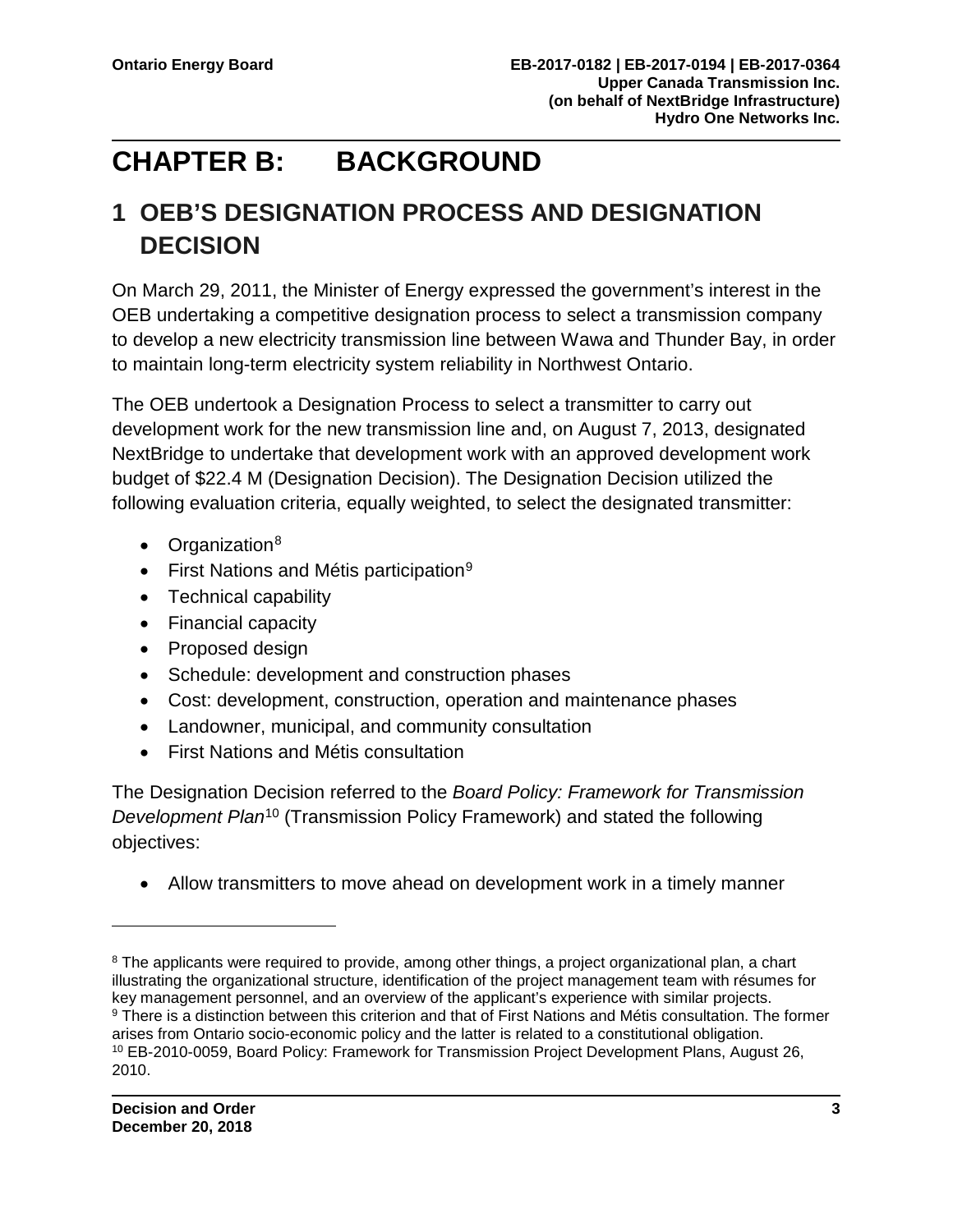# CHAPTER B: BACKGROUND

## 1 OEB'S DESIGNATION PROCESS AND DESIGNATION DECISION

On March 29, 2011, the Minister of Energy expressed the government's interest in the OEB undertaking a competitive designation process to select a transmission company to develop a new electricity transmission line between Wawa and Thunder Bay, in order to maintain long-term electricity system reliability in Northwest Ontario.

The OEB undertook a Designation Process to select a transmitter to carry out development work for the new transmission line and, on August 7, 2013, designated NextBridge to undertake that development work with an approved development work budget of $22.4 M (Designation Decision). The Designation Decision utilized the following evaluation criteria, equally weighted, to select the designated transmitter:

- Organization[8]
- First Nations and Métis participation[9]
- Technical capability
- Financial capacity
- Proposed design
- Schedule: development and construction phases
- Cost: development, construction, operation and maintenance phases
- Landowner, municipal, and community consultation
- First Nations and Métis consultation

The Designation Decision referred to the *Board Policy: Framework for Transmission Development Plan*[10] (Transmission Policy Framework) and stated the following objectives:

- Allow transmitters to move ahead on development work in a timely manner

---

[8] The applicants were required to provide, among other things, a project organizational plan, a chart illustrating the organizational structure, identification of the project management team with résumes for key management personnel, and an overview of the applicant's experience with similar projects.

[9] There is a distinction between this criterion and that of First Nations and Métis consultation. The former arises from Ontario socio-economic policy and the latter is related to a constitutional obligation.

[10] EB-2010-0059, Board Policy: Framework for Transmission Project Development Plans, August 26, 2010.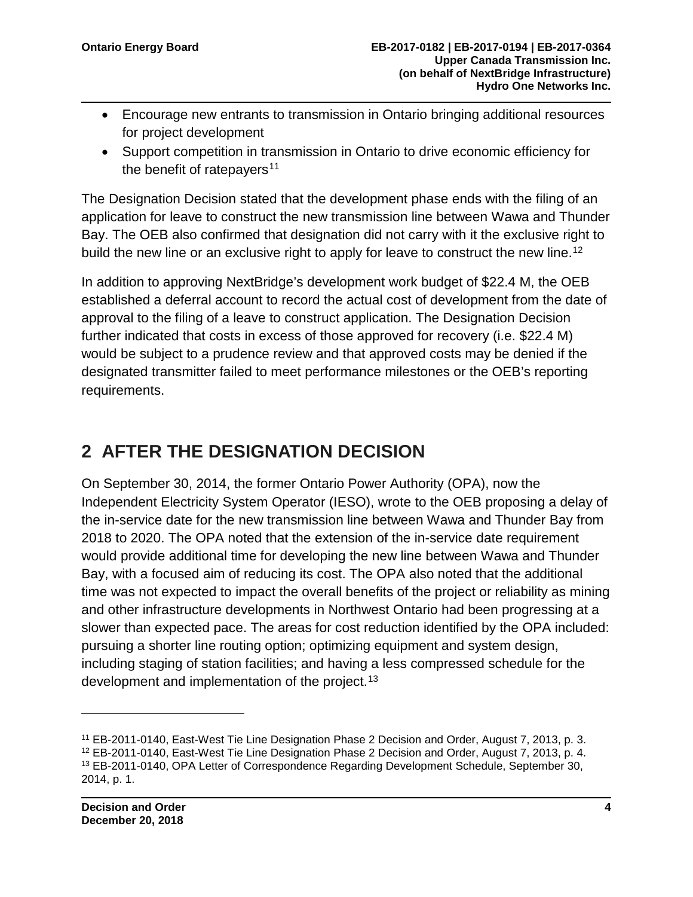- Encourage new entrants to transmission in Ontario bringing additional resources for project development
- Support competition in transmission in Ontario to drive economic efficiency for the benefit of ratepayers[11]

The Designation Decision stated that the development phase ends with the filing of an application for leave to construct the new transmission line between Wawa and Thunder Bay. The OEB also confirmed that designation did not carry with it the exclusive right to build the new line or an exclusive right to apply for leave to construct the new line.[12]

In addition to approving NextBridge's development work budget of $22.4 M, the OEB established a deferral account to record the actual cost of development from the date of approval to the filing of a leave to construct application. The Designation Decision further indicated that costs in excess of those approved for recovery (i.e. $22.4 M) would be subject to a prudence review and that approved costs may be denied if the designated transmitter failed to meet performance milestones or the OEB's reporting requirements.

# 2 AFTER THE DESIGNATION DECISION

On September 30, 2014, the former Ontario Power Authority (OPA), now the Independent Electricity System Operator (IESO), wrote to the OEB proposing a delay of the in-service date for the new transmission line between Wawa and Thunder Bay from 2018 to 2020. The OPA noted that the extension of the in-service date requirement would provide additional time for developing the new line between Wawa and Thunder Bay, with a focused aim of reducing its cost. The OPA also noted that the additional time was not expected to impact the overall benefits of the project or reliability as mining and other infrastructure developments in Northwest Ontario had been progressing at a slower than expected pace. The areas for cost reduction identified by the OPA included: pursuing a shorter line routing option; optimizing equipment and system design, including staging of station facilities; and having a less compressed schedule for the development and implementation of the project.[13]

---

[11] EB-2011-0140, East-West Tie Line Designation Phase 2 Decision and Order, August 7, 2013, p. 3.
[12] EB-2011-0140, East-West Tie Line Designation Phase 2 Decision and Order, August 7, 2013, p. 4.
[13] EB-2011-0140, OPA Letter of Correspondence Regarding Development Schedule, September 30, 2014, p. 1.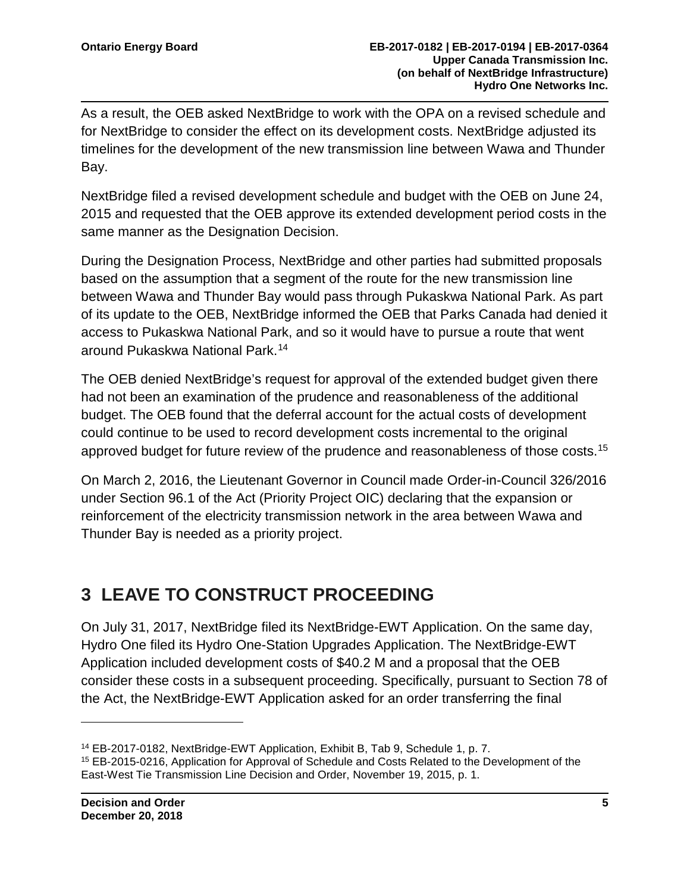As a result, the OEB asked NextBridge to work with the OPA on a revised schedule and for NextBridge to consider the effect on its development costs. NextBridge adjusted its timelines for the development of the new transmission line between Wawa and Thunder Bay.

NextBridge filed a revised development schedule and budget with the OEB on June 24, 2015 and requested that the OEB approve its extended development period costs in the same manner as the Designation Decision.

During the Designation Process, NextBridge and other parties had submitted proposals based on the assumption that a segment of the route for the new transmission line between Wawa and Thunder Bay would pass through Pukaskwa National Park. As part of its update to the OEB, NextBridge informed the OEB that Parks Canada had denied it access to Pukaskwa National Park, and so it would have to pursue a route that went around Pukaskwa National Park.[14]

The OEB denied NextBridge's request for approval of the extended budget given there had not been an examination of the prudence and reasonableness of the additional budget. The OEB found that the deferral account for the actual costs of development could continue to be used to record development costs incremental to the original approved budget for future review of the prudence and reasonableness of those costs.[15]

On March 2, 2016, the Lieutenant Governor in Council made Order-in-Council 326/2016 under Section 96.1 of the Act (Priority Project OIC) declaring that the expansion or reinforcement of the electricity transmission network in the area between Wawa and Thunder Bay is needed as a priority project.

# 3 LEAVE TO CONSTRUCT PROCEEDING

On July 31, 2017, NextBridge filed its NextBridge-EWT Application. On the same day, Hydro One filed its Hydro One-Station Upgrades Application. The NextBridge-EWT Application included development costs of $40.2 M and a proposal that the OEB consider these costs in a subsequent proceeding. Specifically, pursuant to Section 78 of the Act, the NextBridge-EWT Application asked for an order transferring the final

[14] EB-2017-0182, NextBridge-EWT Application, Exhibit B, Tab 9, Schedule 1, p. 7.

[15] EB-2015-0216, Application for Approval of Schedule and Costs Related to the Development of the East-West Tie Transmission Line Decision and Order, November 19, 2015, p. 1.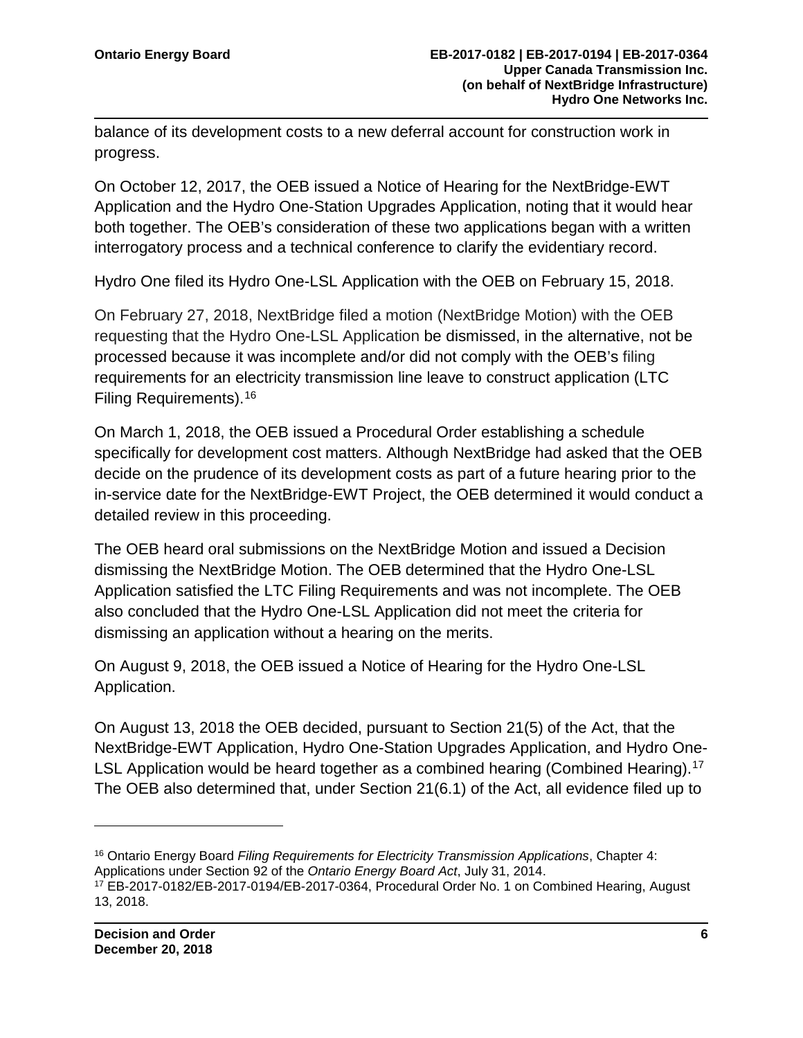balance of its development costs to a new deferral account for construction work in progress.

On October 12, 2017, the OEB issued a Notice of Hearing for the NextBridge-EWT Application and the Hydro One-Station Upgrades Application, noting that it would hear both together. The OEB's consideration of these two applications began with a written interrogatory process and a technical conference to clarify the evidentiary record.

Hydro One filed its Hydro One-LSL Application with the OEB on February 15, 2018.

On February 27, 2018, NextBridge filed a motion (NextBridge Motion) with the OEB requesting that the Hydro One-LSL Application be dismissed, in the alternative, not be processed because it was incomplete and/or did not comply with the OEB's filing requirements for an electricity transmission line leave to construct application (LTC Filing Requirements).[16]

On March 1, 2018, the OEB issued a Procedural Order establishing a schedule specifically for development cost matters. Although NextBridge had asked that the OEB decide on the prudence of its development costs as part of a future hearing prior to the in-service date for the NextBridge-EWT Project, the OEB determined it would conduct a detailed review in this proceeding.

The OEB heard oral submissions on the NextBridge Motion and issued a Decision dismissing the NextBridge Motion. The OEB determined that the Hydro One-LSL Application satisfied the LTC Filing Requirements and was not incomplete. The OEB also concluded that the Hydro One-LSL Application did not meet the criteria for dismissing an application without a hearing on the merits.

On August 9, 2018, the OEB issued a Notice of Hearing for the Hydro One-LSL Application.

On August 13, 2018 the OEB decided, pursuant to Section 21(5) of the Act, that the NextBridge-EWT Application, Hydro One-Station Upgrades Application, and Hydro One-LSL Application would be heard together as a combined hearing (Combined Hearing).[17] The OEB also determined that, under Section 21(6.1) of the Act, all evidence filed up to

---

[16] Ontario Energy Board *Filing Requirements for Electricity Transmission Applications*, Chapter 4: Applications under Section 92 of the *Ontario Energy Board Act*, July 31, 2014.

[17] EB-2017-0182/EB-2017-0194/EB-2017-0364, Procedural Order No. 1 on Combined Hearing, August 13, 2018.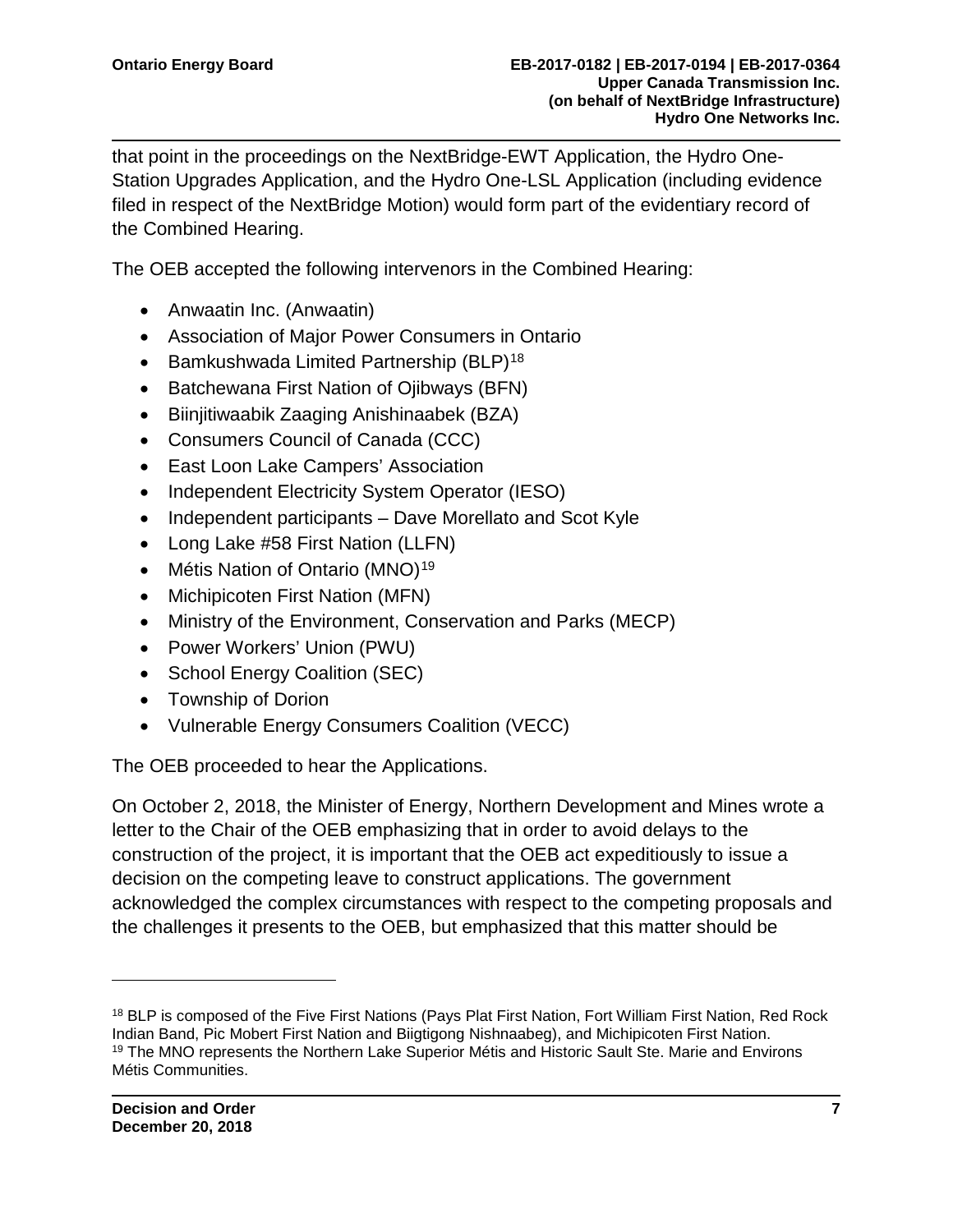that point in the proceedings on the NextBridge-EWT Application, the Hydro One-Station Upgrades Application, and the Hydro One-LSL Application (including evidence filed in respect of the NextBridge Motion) would form part of the evidentiary record of the Combined Hearing.

The OEB accepted the following intervenors in the Combined Hearing:

- Anwaatin Inc. (Anwaatin)
- Association of Major Power Consumers in Ontario
- Bamkushwada Limited Partnership (BLP)[18]
- Batchewana First Nation of Ojibways (BFN)
- Biinjitiwaabik Zaaging Anishinaabek (BZA)
- Consumers Council of Canada (CCC)
- East Loon Lake Campers' Association
- Independent Electricity System Operator (IESO)
- Independent participants – Dave Morellato and Scot Kyle
- Long Lake #58 First Nation (LLFN)
- Métis Nation of Ontario (MNO)[19]
- Michipicoten First Nation (MFN)
- Ministry of the Environment, Conservation and Parks (MECP)
- Power Workers' Union (PWU)
- School Energy Coalition (SEC)
- Township of Dorion
- Vulnerable Energy Consumers Coalition (VECC)

The OEB proceeded to hear the Applications.

On October 2, 2018, the Minister of Energy, Northern Development and Mines wrote a letter to the Chair of the OEB emphasizing that in order to avoid delays to the construction of the project, it is important that the OEB act expeditiously to issue a decision on the competing leave to construct applications. The government acknowledged the complex circumstances with respect to the competing proposals and the challenges it presents to the OEB, but emphasized that this matter should be

[18] BLP is composed of the Five First Nations (Pays Plat First Nation, Fort William First Nation, Red Rock Indian Band, Pic Mobert First Nation and Biigtigong Nishnaabeg), and Michipicoten First Nation.

[19] The MNO represents the Northern Lake Superior Métis and Historic Sault Ste. Marie and Environs Métis Communities.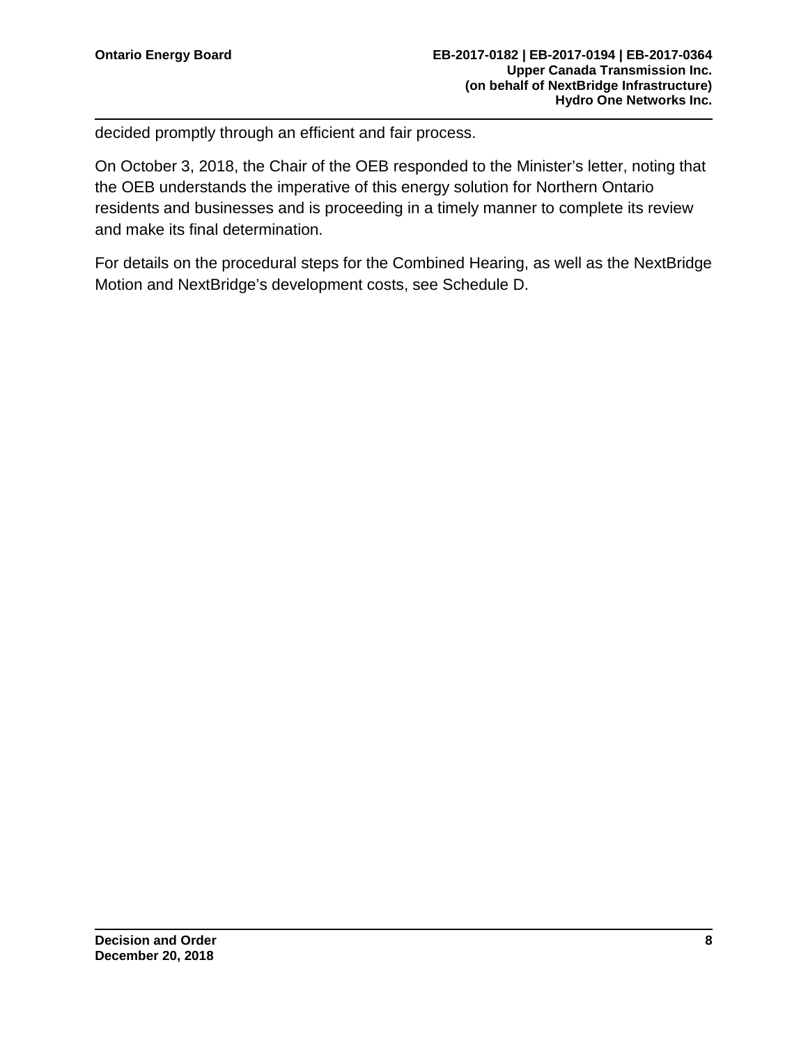decided promptly through an efficient and fair process.

On October 3, 2018, the Chair of the OEB responded to the Minister’s letter, noting that the OEB understands the imperative of this energy solution for Northern Ontario residents and businesses and is proceeding in a timely manner to complete its review and make its final determination.

For details on the procedural steps for the Combined Hearing, as well as the NextBridge Motion and NextBridge’s development costs, see Schedule D.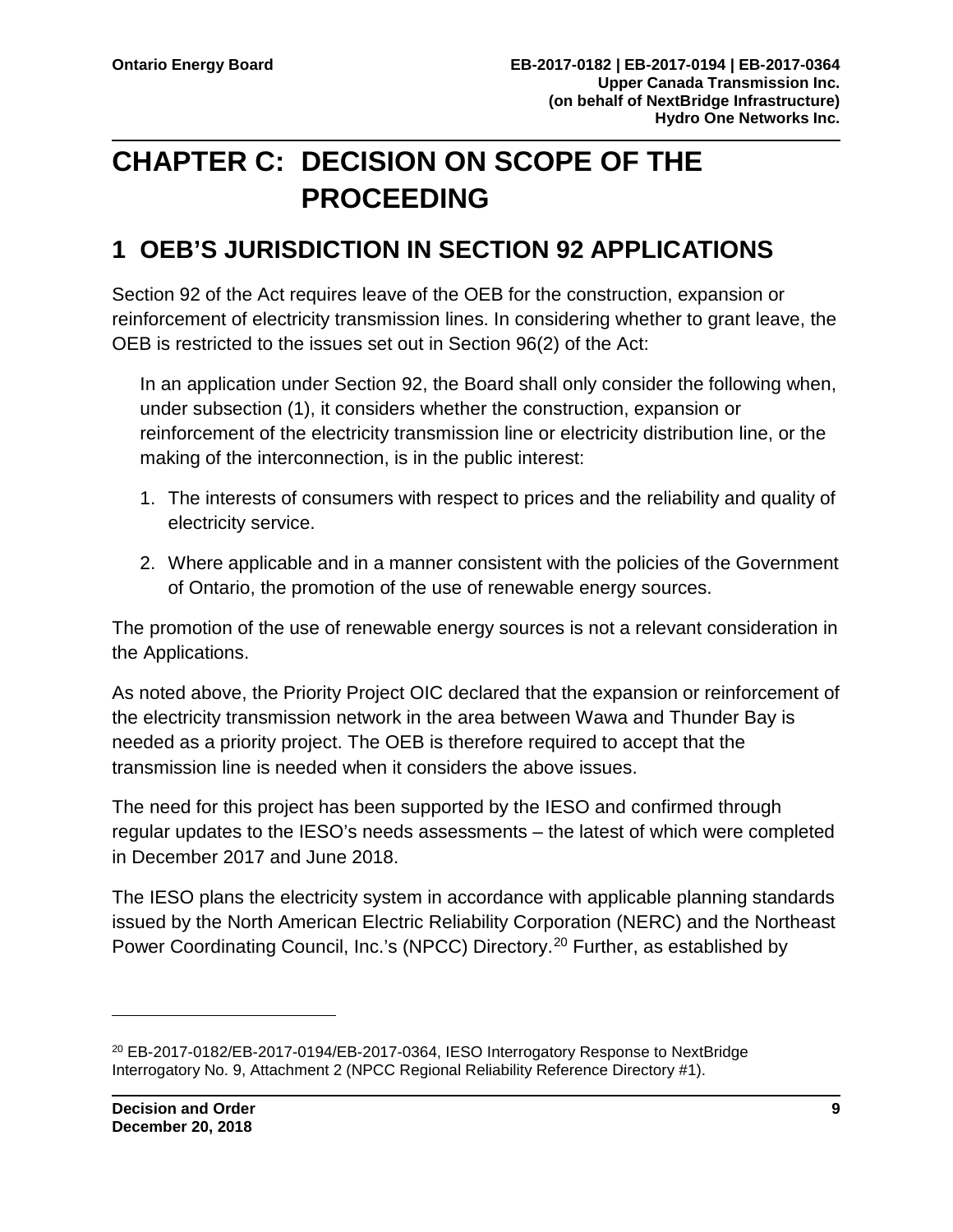# CHAPTER C: DECISION ON SCOPE OF THE PROCEEDING

## 1 OEB'S JURISDICTION IN SECTION 92 APPLICATIONS

Section 92 of the Act requires leave of the OEB for the construction, expansion or reinforcement of electricity transmission lines. In considering whether to grant leave, the OEB is restricted to the issues set out in Section 96(2) of the Act:

> In an application under Section 92, the Board shall only consider the following when, under subsection (1), it considers whether the construction, expansion or reinforcement of the electricity transmission line or electricity distribution line, or the making of the interconnection, is in the public interest:
>
> 1. The interests of consumers with respect to prices and the reliability and quality of electricity service.
> 2. Where applicable and in a manner consistent with the policies of the Government of Ontario, the promotion of the use of renewable energy sources.

The promotion of the use of renewable energy sources is not a relevant consideration in the Applications.

As noted above, the Priority Project OIC declared that the expansion or reinforcement of the electricity transmission network in the area between Wawa and Thunder Bay is needed as a priority project. The OEB is therefore required to accept that the transmission line is needed when it considers the above issues.

The need for this project has been supported by the IESO and confirmed through regular updates to the IESO's needs assessments – the latest of which were completed in December 2017 and June 2018.

The IESO plans the electricity system in accordance with applicable planning standards issued by the North American Electric Reliability Corporation (NERC) and the Northeast Power Coordinating Council, Inc.'s (NPCC) Directory.[20] Further, as established by

[20] EB-2017-0182/EB-2017-0194/EB-2017-0364, IESO Interrogatory Response to NextBridge Interrogatory No. 9, Attachment 2 (NPCC Regional Reliability Reference Directory #1).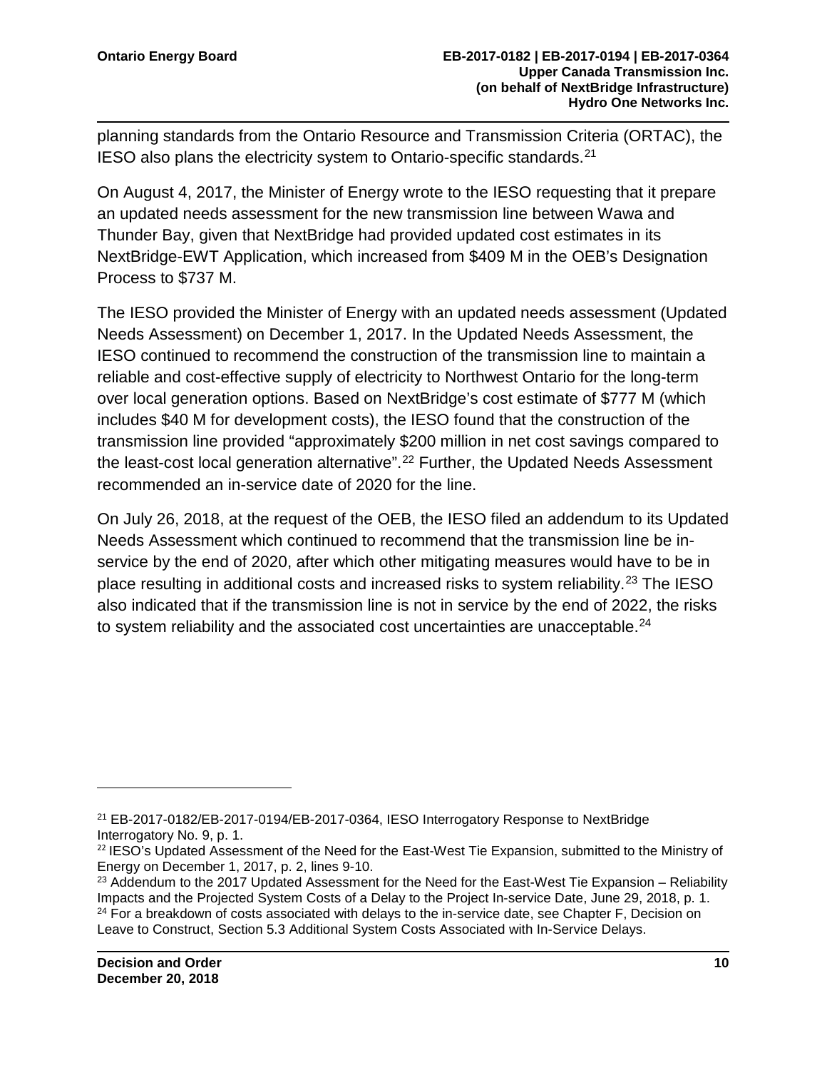planning standards from the Ontario Resource and Transmission Criteria (ORTAC), the IESO also plans the electricity system to Ontario-specific standards.[21]

On August 4, 2017, the Minister of Energy wrote to the IESO requesting that it prepare an updated needs assessment for the new transmission line between Wawa and Thunder Bay, given that NextBridge had provided updated cost estimates in its NextBridge-EWT Application, which increased from $409 M in the OEB's Designation Process to $737 M.

The IESO provided the Minister of Energy with an updated needs assessment (Updated Needs Assessment) on December 1, 2017. In the Updated Needs Assessment, the IESO continued to recommend the construction of the transmission line to maintain a reliable and cost-effective supply of electricity to Northwest Ontario for the long-term over local generation options. Based on NextBridge's cost estimate of $777 M (which includes $40 M for development costs), the IESO found that the construction of the transmission line provided "approximately $200 million in net cost savings compared to the least-cost local generation alternative".[22] Further, the Updated Needs Assessment recommended an in-service date of 2020 for the line.

On July 26, 2018, at the request of the OEB, the IESO filed an addendum to its Updated Needs Assessment which continued to recommend that the transmission line be in-service by the end of 2020, after which other mitigating measures would have to be in place resulting in additional costs and increased risks to system reliability.[23] The IESO also indicated that if the transmission line is not in service by the end of 2022, the risks to system reliability and the associated cost uncertainties are unacceptable.[24]

---

[21] EB-2017-0182/EB-2017-0194/EB-2017-0364, IESO Interrogatory Response to NextBridge Interrogatory No. 9, p. 1.

[22] IESO's Updated Assessment of the Need for the East-West Tie Expansion, submitted to the Ministry of Energy on December 1, 2017, p. 2, lines 9-10.

[23] Addendum to the 2017 Updated Assessment for the Need for the East-West Tie Expansion – Reliability Impacts and the Projected System Costs of a Delay to the Project In-service Date, June 29, 2018, p. 1.

[24] For a breakdown of costs associated with delays to the in-service date, see Chapter F, Decision on Leave to Construct, Section 5.3 Additional System Costs Associated with In-Service Delays.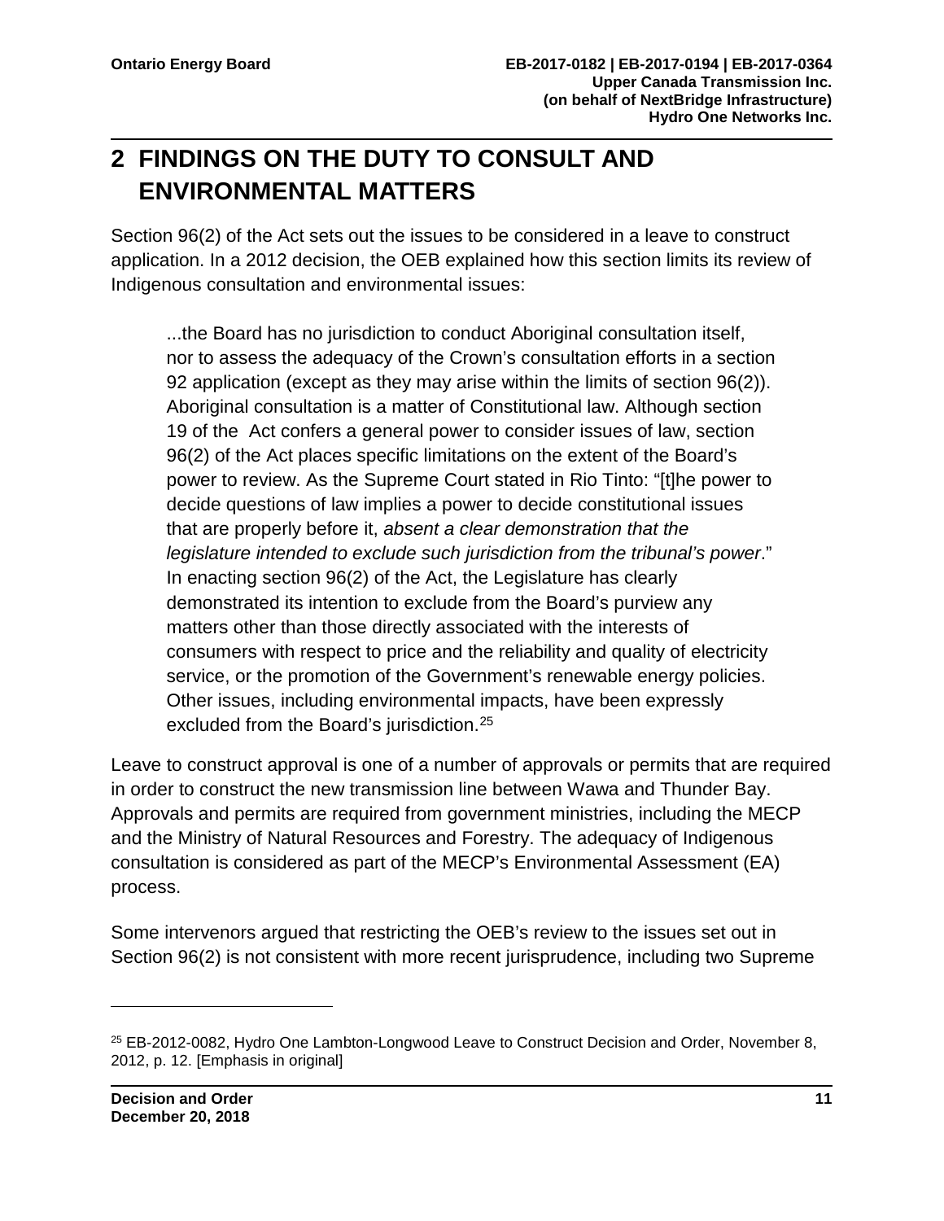# 2 FINDINGS ON THE DUTY TO CONSULT AND ENVIRONMENTAL MATTERS

Section 96(2) of the Act sets out the issues to be considered in a leave to construct application. In a 2012 decision, the OEB explained how this section limits its review of Indigenous consultation and environmental issues:

> ...the Board has no jurisdiction to conduct Aboriginal consultation itself, nor to assess the adequacy of the Crown's consultation efforts in a section 92 application (except as they may arise within the limits of section 96(2)). Aboriginal consultation is a matter of Constitutional law. Although section 19 of the Act confers a general power to consider issues of law, section 96(2) of the Act places specific limitations on the extent of the Board's power to review. As the Supreme Court stated in Rio Tinto: "[t]he power to decide questions of law implies a power to decide constitutional issues that are properly before it, *absent a clear demonstration that the legislature intended to exclude such jurisdiction from the tribunal's power*." In enacting section 96(2) of the Act, the Legislature has clearly demonstrated its intention to exclude from the Board's purview any matters other than those directly associated with the interests of consumers with respect to price and the reliability and quality of electricity service, or the promotion of the Government's renewable energy policies. Other issues, including environmental impacts, have been expressly excluded from the Board's jurisdiction.[25]

Leave to construct approval is one of a number of approvals or permits that are required in order to construct the new transmission line between Wawa and Thunder Bay. Approvals and permits are required from government ministries, including the MECP and the Ministry of Natural Resources and Forestry. The adequacy of Indigenous consultation is considered as part of the MECP's Environmental Assessment (EA) process.

Some intervenors argued that restricting the OEB's review to the issues set out in Section 96(2) is not consistent with more recent jurisprudence, including two Supreme

---

[25] EB-2012-0082, Hydro One Lambton-Longwood Leave to Construct Decision and Order, November 8, 2012, p. 12. [Emphasis in original]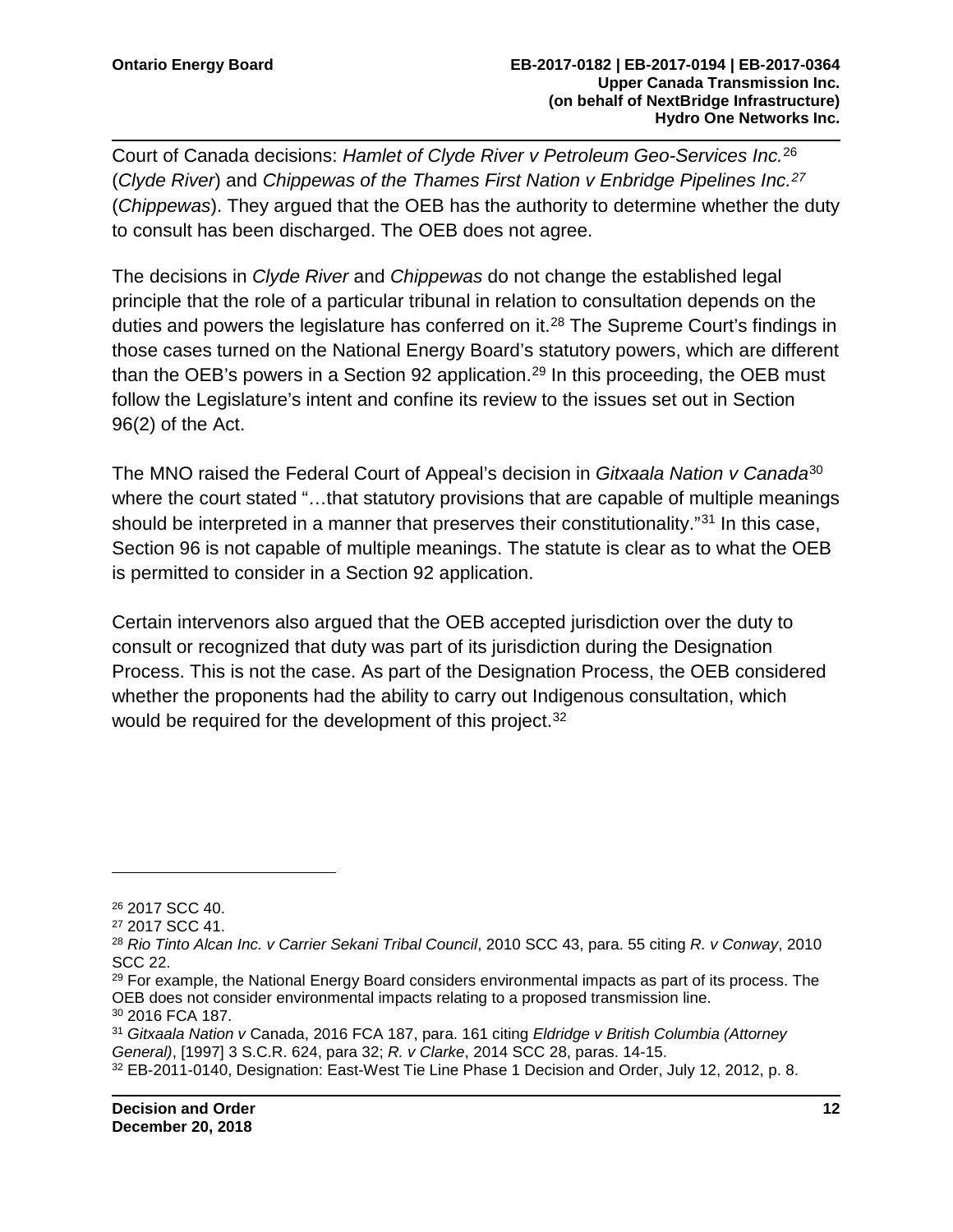Court of Canada decisions: *Hamlet of Clyde River v Petroleum Geo-Services Inc.*[26] (*Clyde River*) and *Chippewas of the Thames First Nation v Enbridge Pipelines Inc.*[27] (*Chippewas*). They argued that the OEB has the authority to determine whether the duty to consult has been discharged. The OEB does not agree.

The decisions in *Clyde River* and *Chippewas* do not change the established legal principle that the role of a particular tribunal in relation to consultation depends on the duties and powers the legislature has conferred on it.[28] The Supreme Court's findings in those cases turned on the National Energy Board's statutory powers, which are different than the OEB's powers in a Section 92 application.[29] In this proceeding, the OEB must follow the Legislature's intent and confine its review to the issues set out in Section 96(2) of the Act.

The MNO raised the Federal Court of Appeal's decision in *Gitxaala Nation v Canada*[30] where the court stated "…that statutory provisions that are capable of multiple meanings should be interpreted in a manner that preserves their constitutionality."[31] In this case, Section 96 is not capable of multiple meanings. The statute is clear as to what the OEB is permitted to consider in a Section 92 application.

Certain intervenors also argued that the OEB accepted jurisdiction over the duty to consult or recognized that duty was part of its jurisdiction during the Designation Process. This is not the case. As part of the Designation Process, the OEB considered whether the proponents had the ability to carry out Indigenous consultation, which would be required for the development of this project.[32]

---

[26] 2017 SCC 40.

[27] 2017 SCC 41.

[28] *Rio Tinto Alcan Inc. v Carrier Sekani Tribal Council*, 2010 SCC 43, para. 55 citing *R. v Conway*, 2010 SCC 22.

[29] For example, the National Energy Board considers environmental impacts as part of its process. The OEB does not consider environmental impacts relating to a proposed transmission line.

[30] 2016 FCA 187.

[31] *Gitxaala Nation v* Canada, 2016 FCA 187, para. 161 citing *Eldridge v British Columbia (Attorney General)*, [1997] 3 S.C.R. 624, para 32; *R. v Clarke*, 2014 SCC 28, paras. 14-15.

[32] EB-2011-0140, Designation: East-West Tie Line Phase 1 Decision and Order, July 12, 2012, p. 8.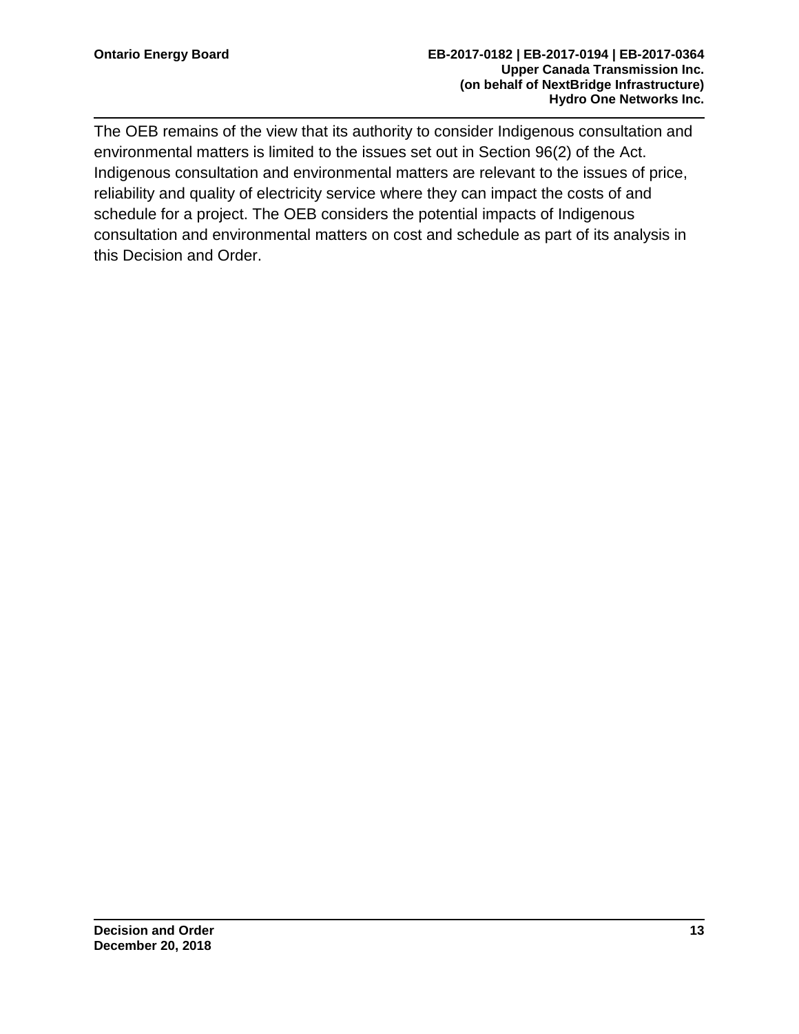The OEB remains of the view that its authority to consider Indigenous consultation and environmental matters is limited to the issues set out in Section 96(2) of the Act. Indigenous consultation and environmental matters are relevant to the issues of price, reliability and quality of electricity service where they can impact the costs of and schedule for a project. The OEB considers the potential impacts of Indigenous consultation and environmental matters on cost and schedule as part of its analysis in this Decision and Order.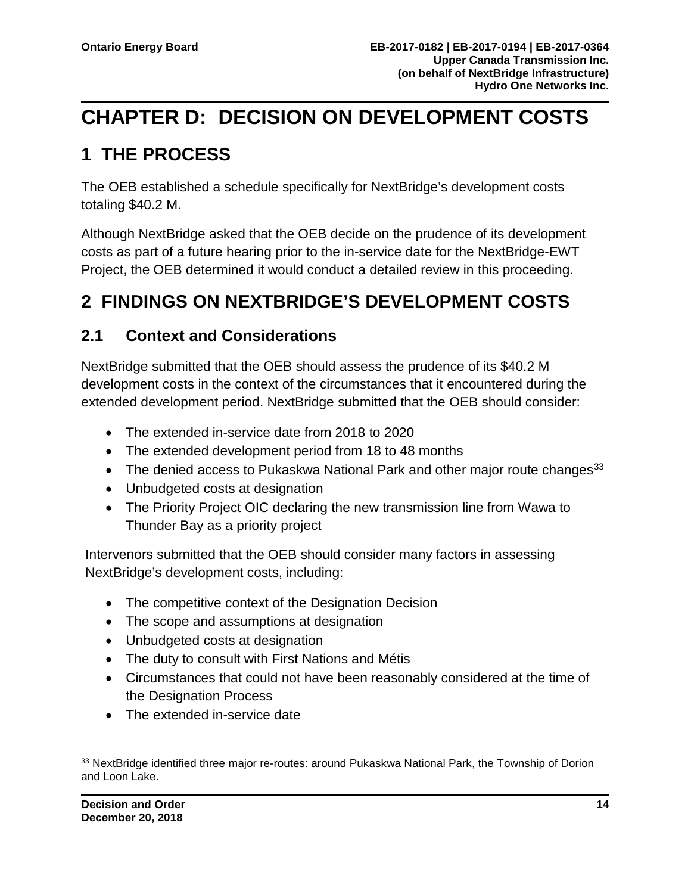# CHAPTER D: DECISION ON DEVELOPMENT COSTS

## 1 THE PROCESS

The OEB established a schedule specifically for NextBridge's development costs totaling $40.2 M.

Although NextBridge asked that the OEB decide on the prudence of its development costs as part of a future hearing prior to the in-service date for the NextBridge-EWT Project, the OEB determined it would conduct a detailed review in this proceeding.

## 2 FINDINGS ON NEXTBRIDGE'S DEVELOPMENT COSTS

### 2.1 Context and Considerations

NextBridge submitted that the OEB should assess the prudence of its $40.2 M development costs in the context of the circumstances that it encountered during the extended development period. NextBridge submitted that the OEB should consider:

- The extended in-service date from 2018 to 2020
- The extended development period from 18 to 48 months
- The denied access to Pukaskwa National Park and other major route changes[33]
- Unbudgeted costs at designation
- The Priority Project OIC declaring the new transmission line from Wawa to Thunder Bay as a priority project

Intervenors submitted that the OEB should consider many factors in assessing NextBridge's development costs, including:

- The competitive context of the Designation Decision
- The scope and assumptions at designation
- Unbudgeted costs at designation
- The duty to consult with First Nations and Métis
- Circumstances that could not have been reasonably considered at the time of the Designation Process
- The extended in-service date

---

[33] NextBridge identified three major re-routes: around Pukaskwa National Park, the Township of Dorion and Loon Lake.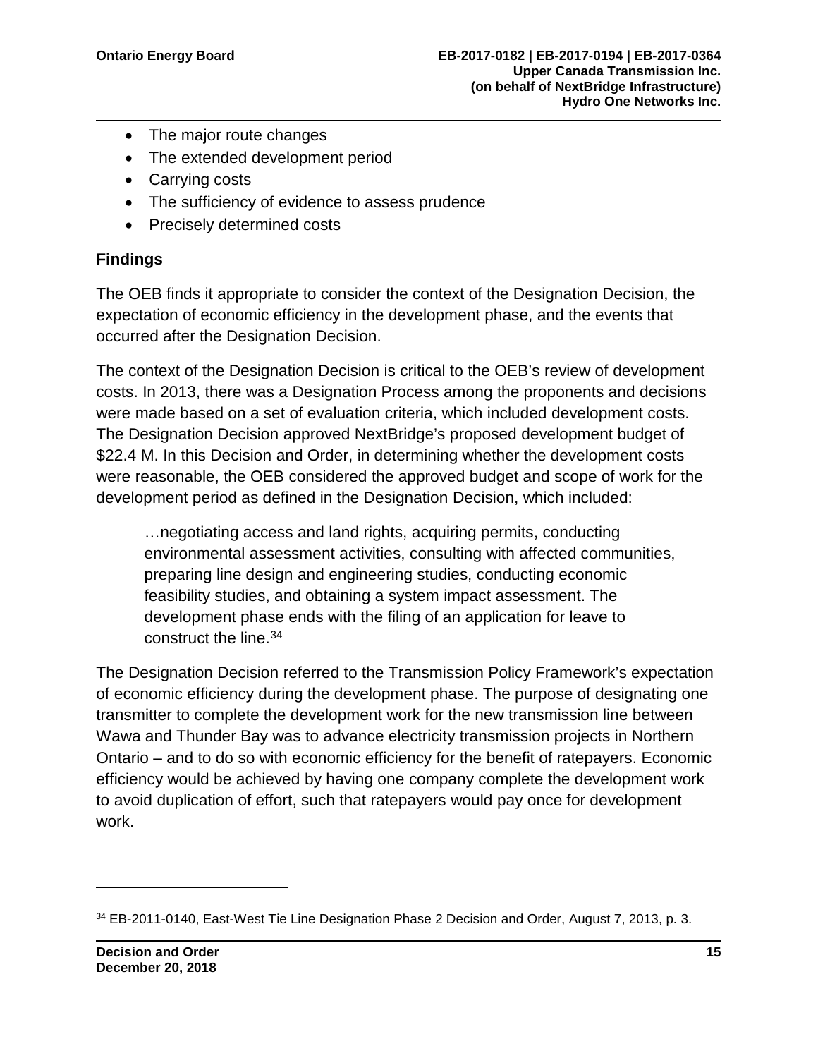- The major route changes
- The extended development period
- Carrying costs
- The sufficiency of evidence to assess prudence
- Precisely determined costs

### Findings

The OEB finds it appropriate to consider the context of the Designation Decision, the expectation of economic efficiency in the development phase, and the events that occurred after the Designation Decision.

The context of the Designation Decision is critical to the OEB's review of development costs. In 2013, there was a Designation Process among the proponents and decisions were made based on a set of evaluation criteria, which included development costs. The Designation Decision approved NextBridge's proposed development budget of \$22.4 M. In this Decision and Order, in determining whether the development costs were reasonable, the OEB considered the approved budget and scope of work for the development period as defined in the Designation Decision, which included:

> …negotiating access and land rights, acquiring permits, conducting environmental assessment activities, consulting with affected communities, preparing line design and engineering studies, conducting economic feasibility studies, and obtaining a system impact assessment. The development phase ends with the filing of an application for leave to construct the line.[34]

The Designation Decision referred to the Transmission Policy Framework's expectation of economic efficiency during the development phase. The purpose of designating one transmitter to complete the development work for the new transmission line between Wawa and Thunder Bay was to advance electricity transmission projects in Northern Ontario – and to do so with economic efficiency for the benefit of ratepayers. Economic efficiency would be achieved by having one company complete the development work to avoid duplication of effort, such that ratepayers would pay once for development work.

[34] EB-2011-0140, East-West Tie Line Designation Phase 2 Decision and Order, August 7, 2013, p. 3.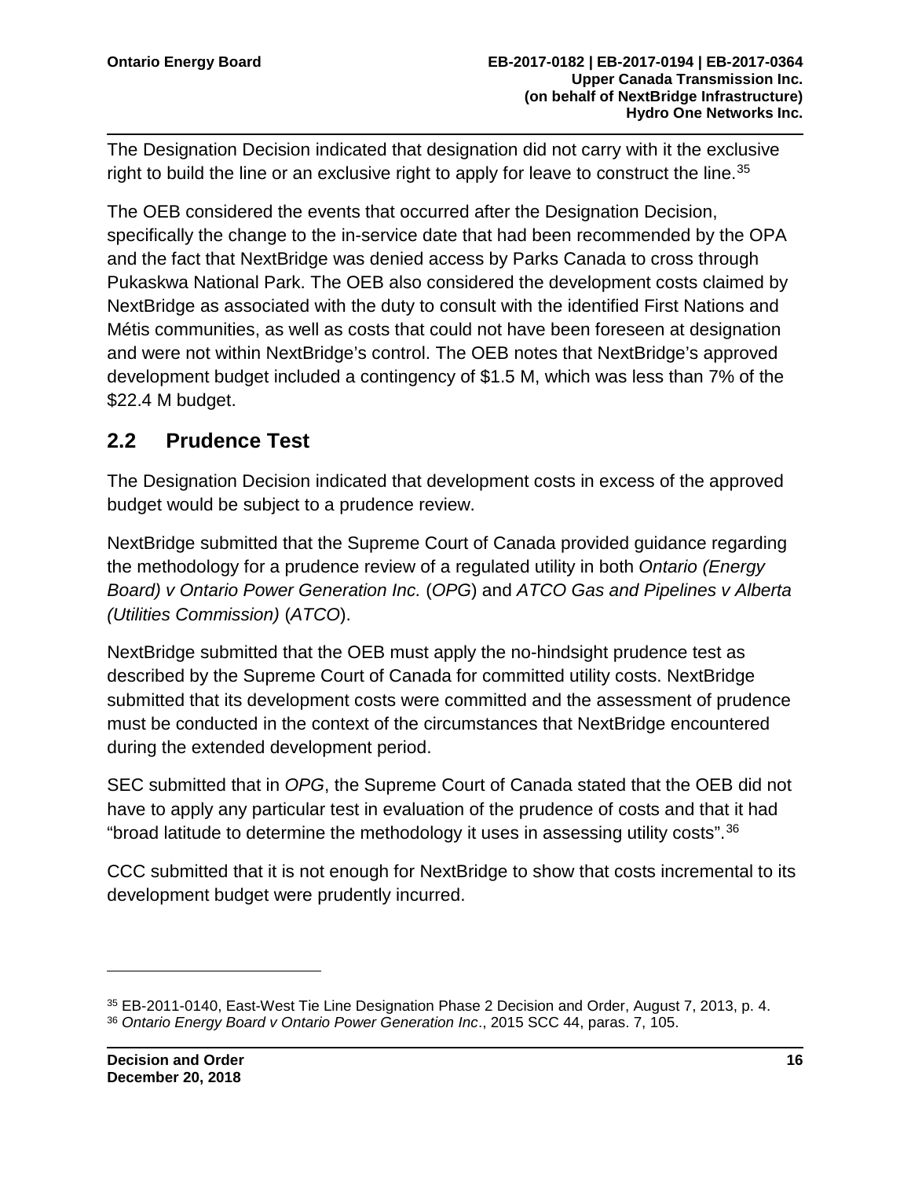The Designation Decision indicated that designation did not carry with it the exclusive right to build the line or an exclusive right to apply for leave to construct the line.[35]

The OEB considered the events that occurred after the Designation Decision, specifically the change to the in-service date that had been recommended by the OPA and the fact that NextBridge was denied access by Parks Canada to cross through Pukaskwa National Park. The OEB also considered the development costs claimed by NextBridge as associated with the duty to consult with the identified First Nations and Métis communities, as well as costs that could not have been foreseen at designation and were not within NextBridge's control. The OEB notes that NextBridge's approved development budget included a contingency of $1.5 M, which was less than 7% of the $22.4 M budget.

## 2.2 Prudence Test

The Designation Decision indicated that development costs in excess of the approved budget would be subject to a prudence review.

NextBridge submitted that the Supreme Court of Canada provided guidance regarding the methodology for a prudence review of a regulated utility in both *Ontario (Energy Board) v Ontario Power Generation Inc.* (*OPG*) and *ATCO Gas and Pipelines v Alberta (Utilities Commission)* (*ATCO*).

NextBridge submitted that the OEB must apply the no-hindsight prudence test as described by the Supreme Court of Canada for committed utility costs. NextBridge submitted that its development costs were committed and the assessment of prudence must be conducted in the context of the circumstances that NextBridge encountered during the extended development period.

SEC submitted that in *OPG*, the Supreme Court of Canada stated that the OEB did not have to apply any particular test in evaluation of the prudence of costs and that it had "broad latitude to determine the methodology it uses in assessing utility costs".[36]

CCC submitted that it is not enough for NextBridge to show that costs incremental to its development budget were prudently incurred.

---

[35] EB-2011-0140, East-West Tie Line Designation Phase 2 Decision and Order, August 7, 2013, p. 4.
[36] *Ontario Energy Board v Ontario Power Generation Inc*., 2015 SCC 44, paras. 7, 105.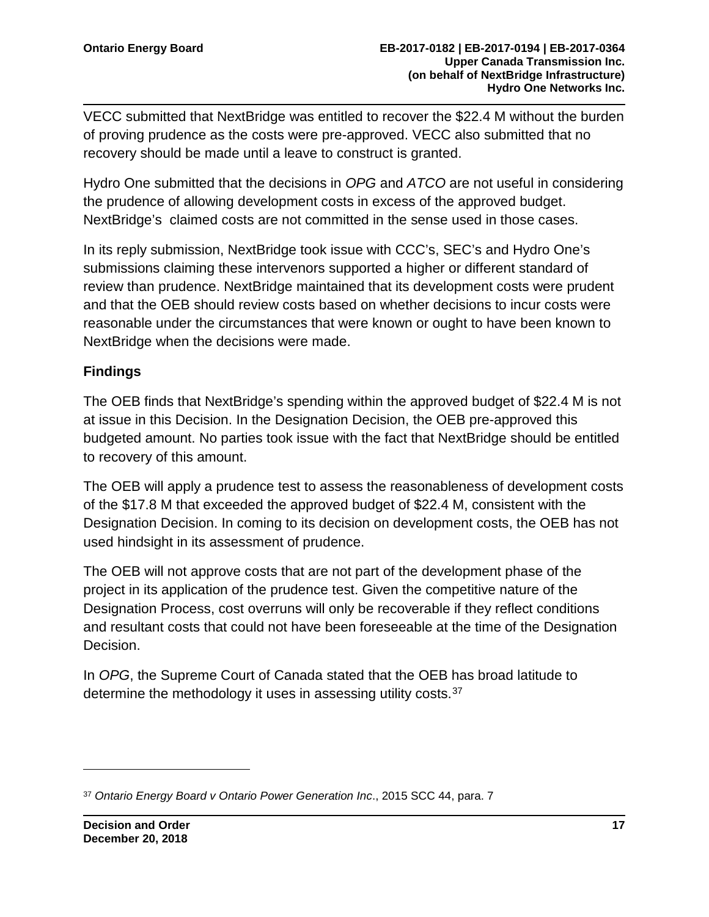VECC submitted that NextBridge was entitled to recover the $22.4 M without the burden of proving prudence as the costs were pre-approved. VECC also submitted that no recovery should be made until a leave to construct is granted.

Hydro One submitted that the decisions in *OPG* and *ATCO* are not useful in considering the prudence of allowing development costs in excess of the approved budget. NextBridge's claimed costs are not committed in the sense used in those cases.

In its reply submission, NextBridge took issue with CCC's, SEC's and Hydro One's submissions claiming these intervenors supported a higher or different standard of review than prudence. NextBridge maintained that its development costs were prudent and that the OEB should review costs based on whether decisions to incur costs were reasonable under the circumstances that were known or ought to have been known to NextBridge when the decisions were made.

### Findings

The OEB finds that NextBridge's spending within the approved budget of $22.4 M is not at issue in this Decision. In the Designation Decision, the OEB pre-approved this budgeted amount. No parties took issue with the fact that NextBridge should be entitled to recovery of this amount.

The OEB will apply a prudence test to assess the reasonableness of development costs of the $17.8 M that exceeded the approved budget of $22.4 M, consistent with the Designation Decision. In coming to its decision on development costs, the OEB has not used hindsight in its assessment of prudence.

The OEB will not approve costs that are not part of the development phase of the project in its application of the prudence test. Given the competitive nature of the Designation Process, cost overruns will only be recoverable if they reflect conditions and resultant costs that could not have been foreseeable at the time of the Designation Decision.

In *OPG*, the Supreme Court of Canada stated that the OEB has broad latitude to determine the methodology it uses in assessing utility costs.[37]

[37] *Ontario Energy Board v Ontario Power Generation Inc*., 2015 SCC 44, para. 7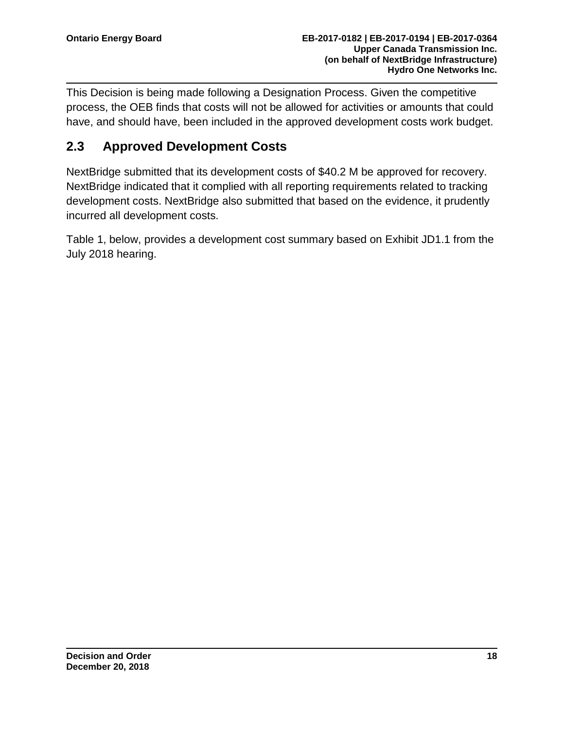This Decision is being made following a Designation Process. Given the competitive process, the OEB finds that costs will not be allowed for activities or amounts that could have, and should have, been included in the approved development costs work budget.

## 2.3 Approved Development Costs

NextBridge submitted that its development costs of $40.2 M be approved for recovery. NextBridge indicated that it complied with all reporting requirements related to tracking development costs. NextBridge also submitted that based on the evidence, it prudently incurred all development costs.

Table 1, below, provides a development cost summary based on Exhibit JD1.1 from the July 2018 hearing.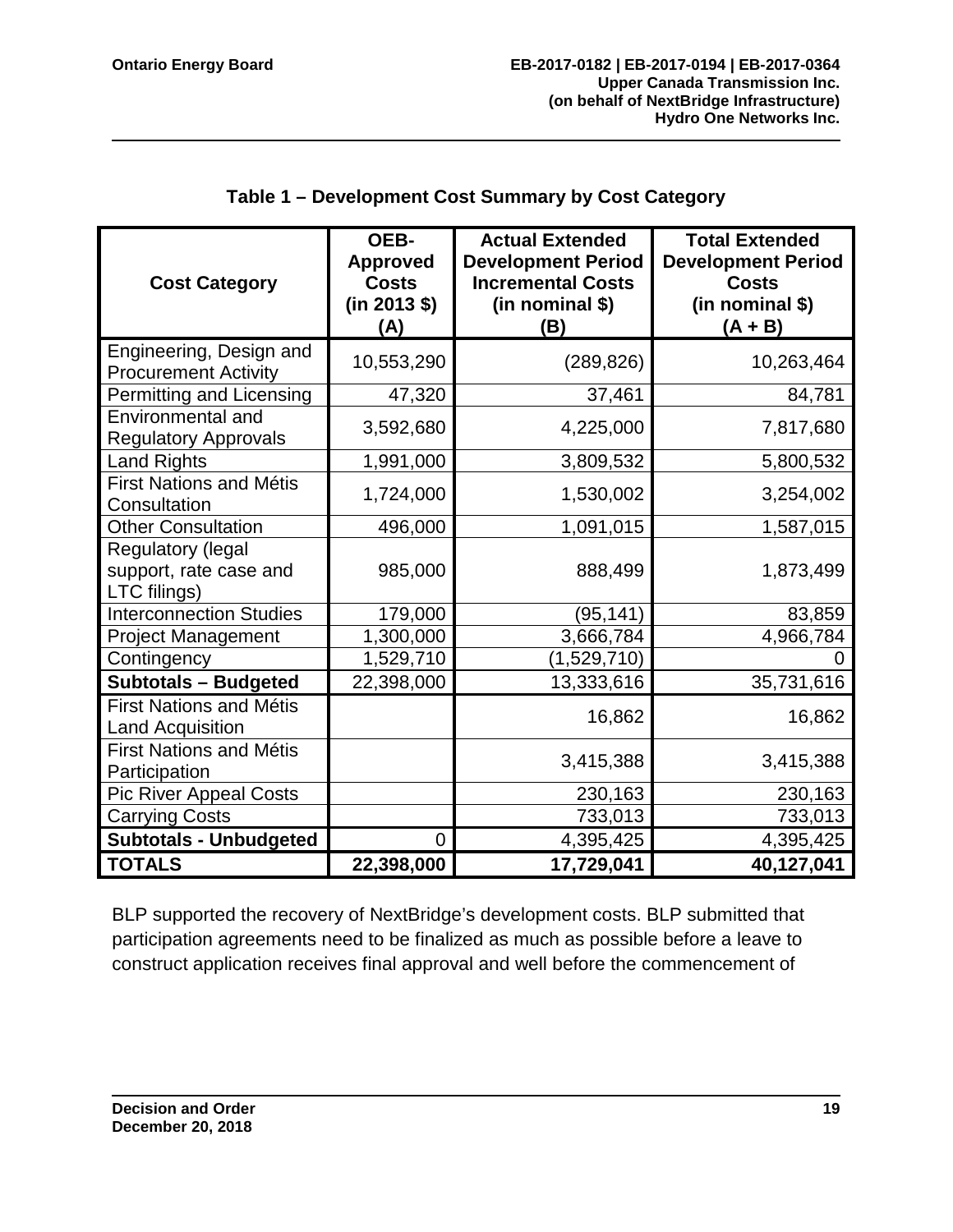**Table 1 – Development Cost Summary by Cost Category**

| Cost Category | OEB-Approved Costs (in 2013 $) (A) | Actual Extended Development Period Incremental Costs (in nominal $) (B) | Total Extended Development Period Costs (in nominal $) (A + B) |
|---|---|---|---|
| Engineering, Design and Procurement Activity | 10,553,290 | (289,826) | 10,263,464 |
| Permitting and Licensing | 47,320 | 37,461 | 84,781 |
| Environmental and Regulatory Approvals | 3,592,680 | 4,225,000 | 7,817,680 |
| Land Rights | 1,991,000 | 3,809,532 | 5,800,532 |
| First Nations and Métis Consultation | 1,724,000 | 1,530,002 | 3,254,002 |
| Other Consultation | 496,000 | 1,091,015 | 1,587,015 |
| Regulatory (legal support, rate case and LTC filings) | 985,000 | 888,499 | 1,873,499 |
| Interconnection Studies | 179,000 | (95,141) | 83,859 |
| Project Management | 1,300,000 | 3,666,784 | 4,966,784 |
| Contingency | 1,529,710 | (1,529,710) | 0 |
| **Subtotals – Budgeted** | 22,398,000 | 13,333,616 | 35,731,616 |
| First Nations and Métis Land Acquisition | | 16,862 | 16,862 |
| First Nations and Métis Participation | | 3,415,388 | 3,415,388 |
| Pic River Appeal Costs | | 230,163 | 230,163 |
| Carrying Costs | | 733,013 | 733,013 |
| **Subtotals - Unbudgeted** | 0 | 4,395,425 | 4,395,425 |
| **TOTALS** | **22,398,000** | **17,729,041** | **40,127,041** |

BLP supported the recovery of NextBridge's development costs. BLP submitted that participation agreements need to be finalized as much as possible before a leave to construct application receives final approval and well before the commencement of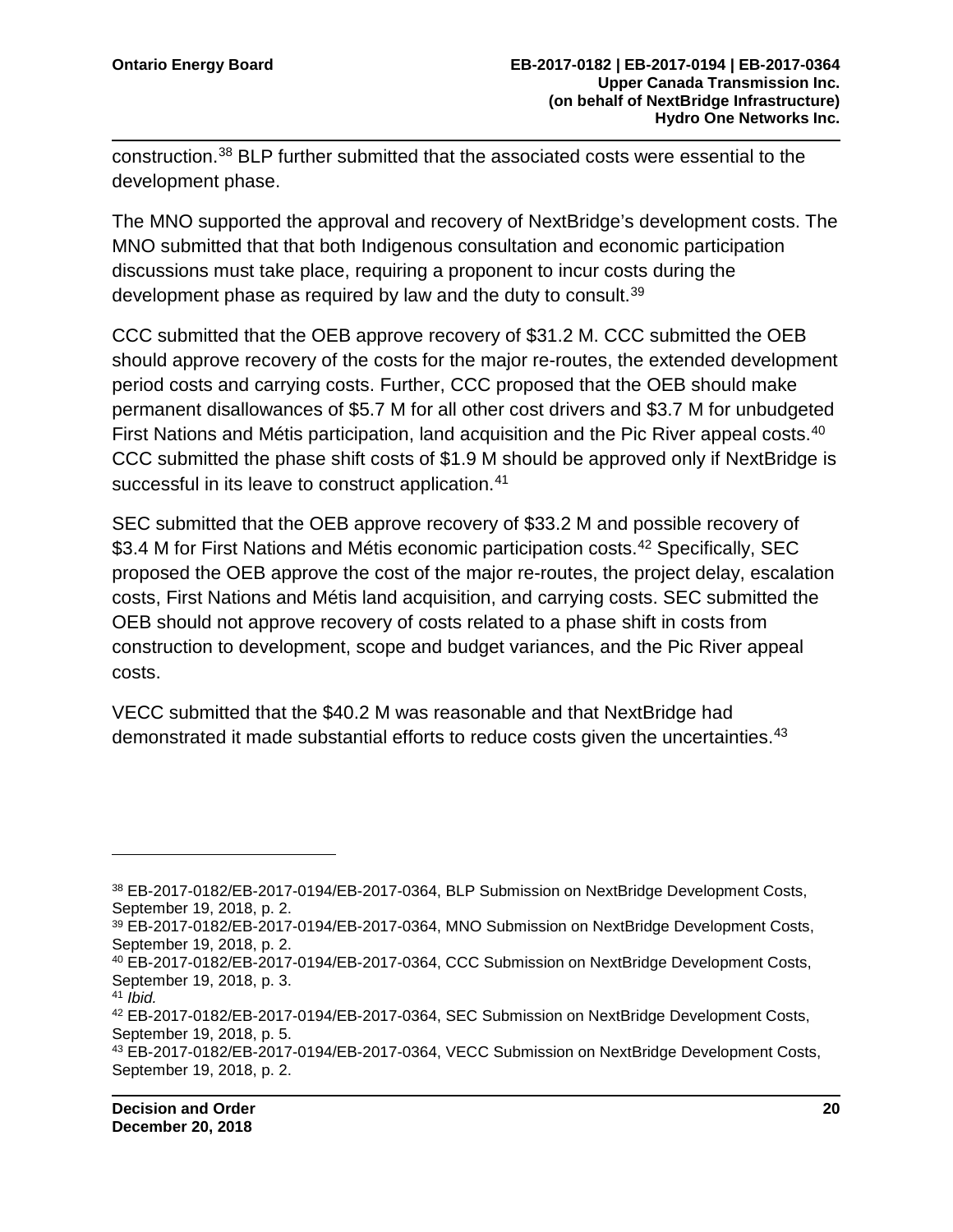construction.[38] BLP further submitted that the associated costs were essential to the development phase.

The MNO supported the approval and recovery of NextBridge's development costs. The MNO submitted that that both Indigenous consultation and economic participation discussions must take place, requiring a proponent to incur costs during the development phase as required by law and the duty to consult.[39]

CCC submitted that the OEB approve recovery of $31.2 M. CCC submitted the OEB should approve recovery of the costs for the major re-routes, the extended development period costs and carrying costs. Further, CCC proposed that the OEB should make permanent disallowances of $5.7 M for all other cost drivers and $3.7 M for unbudgeted First Nations and Métis participation, land acquisition and the Pic River appeal costs.[40] CCC submitted the phase shift costs of $1.9 M should be approved only if NextBridge is successful in its leave to construct application.[41]

SEC submitted that the OEB approve recovery of $33.2 M and possible recovery of $3.4 M for First Nations and Métis economic participation costs.[42] Specifically, SEC proposed the OEB approve the cost of the major re-routes, the project delay, escalation costs, First Nations and Métis land acquisition, and carrying costs. SEC submitted the OEB should not approve recovery of costs related to a phase shift in costs from construction to development, scope and budget variances, and the Pic River appeal costs.

VECC submitted that the $40.2 M was reasonable and that NextBridge had demonstrated it made substantial efforts to reduce costs given the uncertainties.[43]

---

[38] EB-2017-0182/EB-2017-0194/EB-2017-0364, BLP Submission on NextBridge Development Costs, September 19, 2018, p. 2.

[39] EB-2017-0182/EB-2017-0194/EB-2017-0364, MNO Submission on NextBridge Development Costs, September 19, 2018, p. 2.

[40] EB-2017-0182/EB-2017-0194/EB-2017-0364, CCC Submission on NextBridge Development Costs, September 19, 2018, p. 3.

[41] *Ibid.*

[42] EB-2017-0182/EB-2017-0194/EB-2017-0364, SEC Submission on NextBridge Development Costs, September 19, 2018, p. 5.

[43] EB-2017-0182/EB-2017-0194/EB-2017-0364, VECC Submission on NextBridge Development Costs, September 19, 2018, p. 2.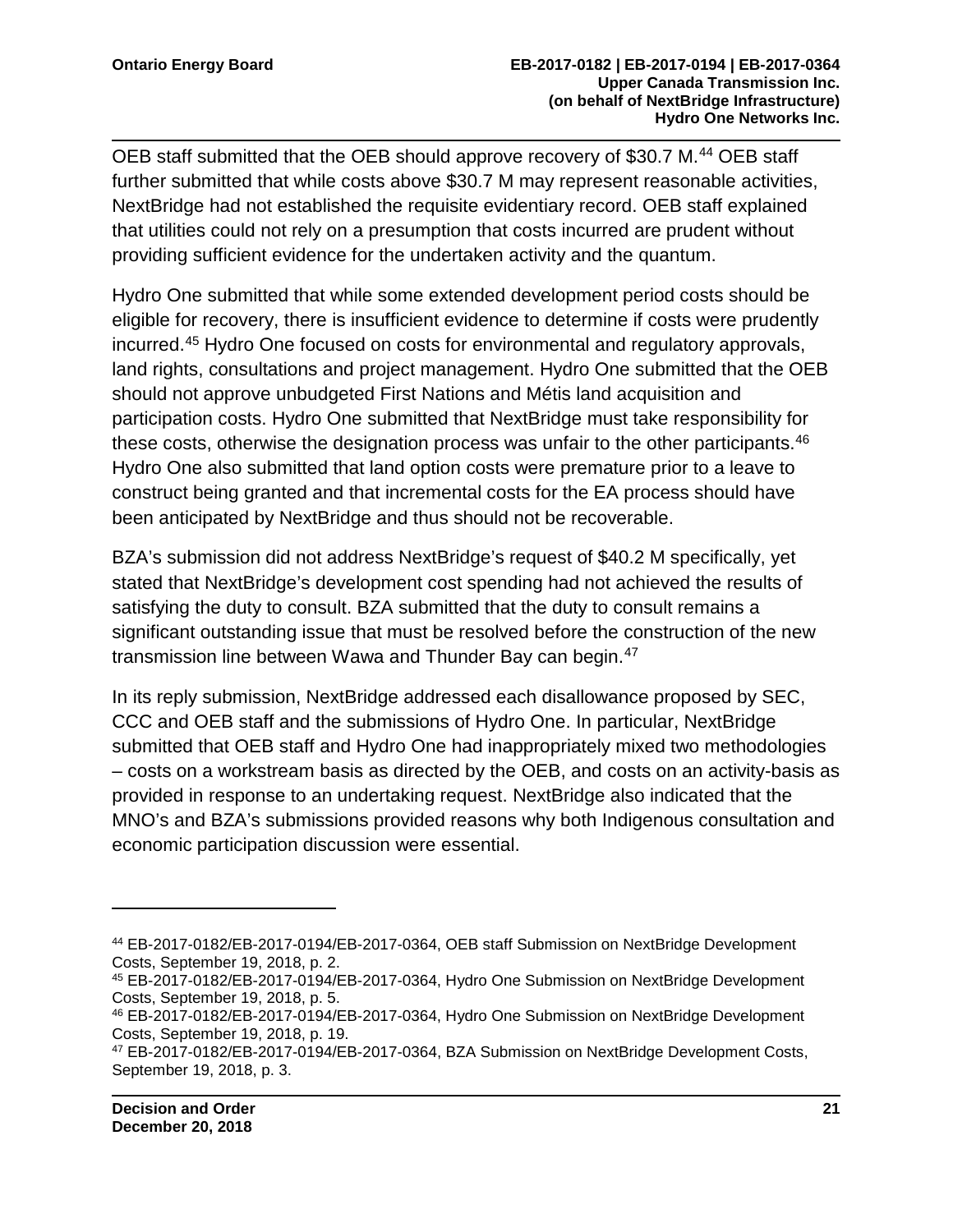OEB staff submitted that the OEB should approve recovery of $30.7 M.[44] OEB staff further submitted that while costs above $30.7 M may represent reasonable activities, NextBridge had not established the requisite evidentiary record. OEB staff explained that utilities could not rely on a presumption that costs incurred are prudent without providing sufficient evidence for the undertaken activity and the quantum.

Hydro One submitted that while some extended development period costs should be eligible for recovery, there is insufficient evidence to determine if costs were prudently incurred.[45] Hydro One focused on costs for environmental and regulatory approvals, land rights, consultations and project management. Hydro One submitted that the OEB should not approve unbudgeted First Nations and Métis land acquisition and participation costs. Hydro One submitted that NextBridge must take responsibility for these costs, otherwise the designation process was unfair to the other participants.[46] Hydro One also submitted that land option costs were premature prior to a leave to construct being granted and that incremental costs for the EA process should have been anticipated by NextBridge and thus should not be recoverable.

BZA's submission did not address NextBridge's request of $40.2 M specifically, yet stated that NextBridge's development cost spending had not achieved the results of satisfying the duty to consult. BZA submitted that the duty to consult remains a significant outstanding issue that must be resolved before the construction of the new transmission line between Wawa and Thunder Bay can begin.[47]

In its reply submission, NextBridge addressed each disallowance proposed by SEC, CCC and OEB staff and the submissions of Hydro One. In particular, NextBridge submitted that OEB staff and Hydro One had inappropriately mixed two methodologies – costs on a workstream basis as directed by the OEB, and costs on an activity-basis as provided in response to an undertaking request. NextBridge also indicated that the MNO's and BZA's submissions provided reasons why both Indigenous consultation and economic participation discussion were essential.

---

[44] EB-2017-0182/EB-2017-0194/EB-2017-0364, OEB staff Submission on NextBridge Development Costs, September 19, 2018, p. 2.

[45] EB-2017-0182/EB-2017-0194/EB-2017-0364, Hydro One Submission on NextBridge Development Costs, September 19, 2018, p. 5.

[46] EB-2017-0182/EB-2017-0194/EB-2017-0364, Hydro One Submission on NextBridge Development Costs, September 19, 2018, p. 19.

[47] EB-2017-0182/EB-2017-0194/EB-2017-0364, BZA Submission on NextBridge Development Costs, September 19, 2018, p. 3.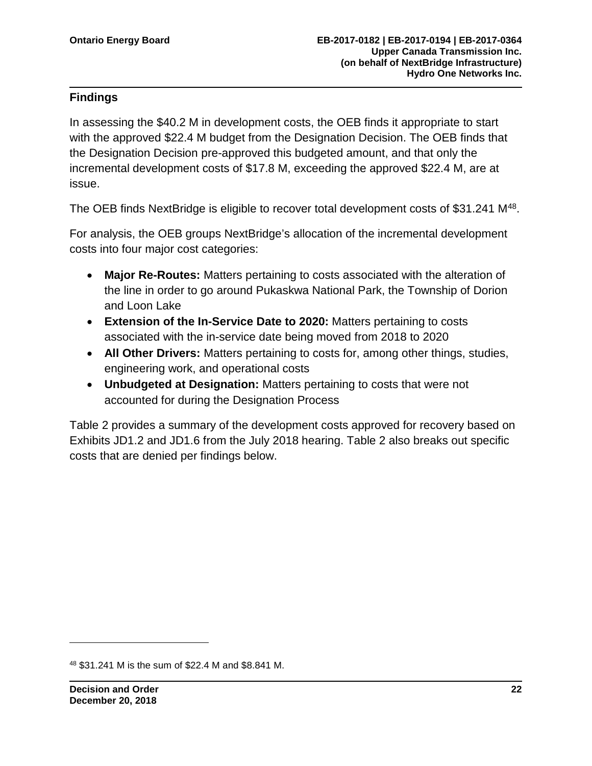## Findings

In assessing the \$40.2 M in development costs, the OEB finds it appropriate to start with the approved \$22.4 M budget from the Designation Decision. The OEB finds that the Designation Decision pre-approved this budgeted amount, and that only the incremental development costs of \$17.8 M, exceeding the approved \$22.4 M, are at issue.

The OEB finds NextBridge is eligible to recover total development costs of \$31.241 M[48].

For analysis, the OEB groups NextBridge's allocation of the incremental development costs into four major cost categories:

- **Major Re-Routes:** Matters pertaining to costs associated with the alteration of the line in order to go around Pukaskwa National Park, the Township of Dorion and Loon Lake
- **Extension of the In-Service Date to 2020:** Matters pertaining to costs associated with the in-service date being moved from 2018 to 2020
- **All Other Drivers:** Matters pertaining to costs for, among other things, studies, engineering work, and operational costs
- **Unbudgeted at Designation:** Matters pertaining to costs that were not accounted for during the Designation Process

Table 2 provides a summary of the development costs approved for recovery based on Exhibits JD1.2 and JD1.6 from the July 2018 hearing. Table 2 also breaks out specific costs that are denied per findings below.

---

[48] \$31.241 M is the sum of \$22.4 M and \$8.841 M.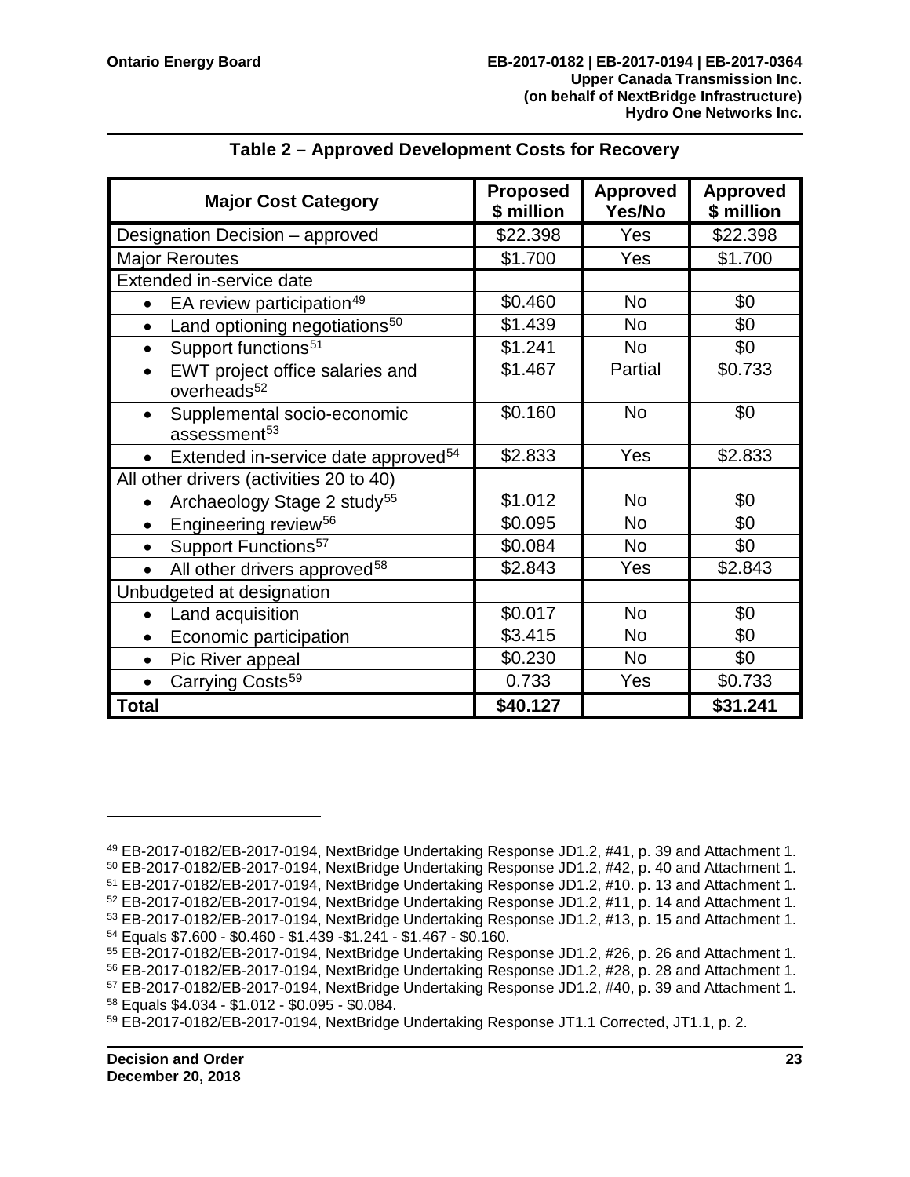**Table 2 – Approved Development Costs for Recovery**

| Major Cost Category | Proposed \$ million | Approved Yes/No | Approved \$ million |
|---|---|---|---|
| Designation Decision – approved | \$22.398 | Yes | \$22.398 |
| Major Reroutes | \$1.700 | Yes | \$1.700 |
| Extended in-service date | | | |
| • EA review participation[49] | \$0.460 | No | \$0 |
| • Land optioning negotiations[50] | \$1.439 | No | \$0 |
| • Support functions[51] | \$1.241 | No | \$0 |
| • EWT project office salaries and overheads[52] | \$1.467 | Partial | \$0.733 |
| • Supplemental socio-economic assessment[53] | \$0.160 | No | \$0 |
| • Extended in-service date approved[54] | \$2.833 | Yes | \$2.833 |
| All other drivers (activities 20 to 40) | | | |
| • Archaeology Stage 2 study[55] | \$1.012 | No | \$0 |
| • Engineering review[56] | \$0.095 | No | \$0 |
| • Support Functions[57] | \$0.084 | No | \$0 |
| • All other drivers approved[58] | \$2.843 | Yes | \$2.843 |
| Unbudgeted at designation | | | |
| • Land acquisition | \$0.017 | No | \$0 |
| • Economic participation | \$3.415 | No | \$0 |
| • Pic River appeal | \$0.230 | No | \$0 |
| • Carrying Costs[59] | 0.733 | Yes | \$0.733 |
| **Total** | **\$40.127** | | **\$31.241** |

[49] EB-2017-0182/EB-2017-0194, NextBridge Undertaking Response JD1.2, #41, p. 39 and Attachment 1.
[50] EB-2017-0182/EB-2017-0194, NextBridge Undertaking Response JD1.2, #42, p. 40 and Attachment 1.
[51] EB-2017-0182/EB-2017-0194, NextBridge Undertaking Response JD1.2, #10. p. 13 and Attachment 1.
[52] EB-2017-0182/EB-2017-0194, NextBridge Undertaking Response JD1.2, #11, p. 14 and Attachment 1.
[53] EB-2017-0182/EB-2017-0194, NextBridge Undertaking Response JD1.2, #13, p. 15 and Attachment 1.
[54] Equals \$7.600 - \$0.460 - \$1.439 -\$1.241 - \$1.467 - \$0.160.
[55] EB-2017-0182/EB-2017-0194, NextBridge Undertaking Response JD1.2, #26, p. 26 and Attachment 1.
[56] EB-2017-0182/EB-2017-0194, NextBridge Undertaking Response JD1.2, #28, p. 28 and Attachment 1.
[57] EB-2017-0182/EB-2017-0194, NextBridge Undertaking Response JD1.2, #40, p. 39 and Attachment 1.
[58] Equals \$4.034 - \$1.012 - \$0.095 - \$0.084.
[59] EB-2017-0182/EB-2017-0194, NextBridge Undertaking Response JT1.1 Corrected, JT1.1, p. 2.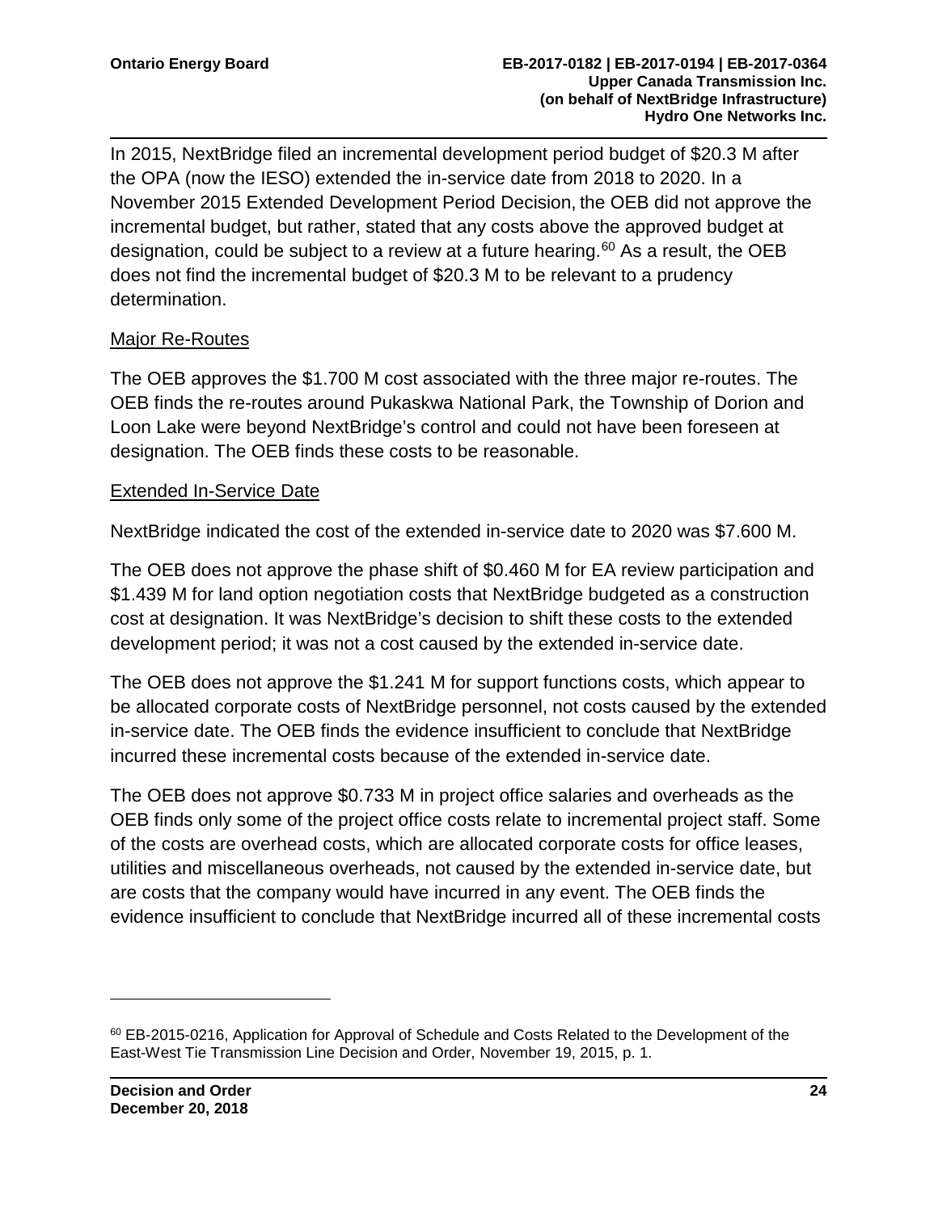In 2015, NextBridge filed an incremental development period budget of $20.3 M after the OPA (now the IESO) extended the in-service date from 2018 to 2020. In a November 2015 Extended Development Period Decision, the OEB did not approve the incremental budget, but rather, stated that any costs above the approved budget at designation, could be subject to a review at a future hearing.[60] As a result, the OEB does not find the incremental budget of $20.3 M to be relevant to a prudency determination.

Major Re-Routes

The OEB approves the $1.700 M cost associated with the three major re-routes. The OEB finds the re-routes around Pukaskwa National Park, the Township of Dorion and Loon Lake were beyond NextBridge's control and could not have been foreseen at designation. The OEB finds these costs to be reasonable.

Extended In-Service Date

NextBridge indicated the cost of the extended in-service date to 2020 was $7.600 M.

The OEB does not approve the phase shift of $0.460 M for EA review participation and $1.439 M for land option negotiation costs that NextBridge budgeted as a construction cost at designation. It was NextBridge's decision to shift these costs to the extended development period; it was not a cost caused by the extended in-service date.

The OEB does not approve the $1.241 M for support functions costs, which appear to be allocated corporate costs of NextBridge personnel, not costs caused by the extended in-service date. The OEB finds the evidence insufficient to conclude that NextBridge incurred these incremental costs because of the extended in-service date.

The OEB does not approve $0.733 M in project office salaries and overheads as the OEB finds only some of the project office costs relate to incremental project staff. Some of the costs are overhead costs, which are allocated corporate costs for office leases, utilities and miscellaneous overheads, not caused by the extended in-service date, but are costs that the company would have incurred in any event. The OEB finds the evidence insufficient to conclude that NextBridge incurred all of these incremental costs

[60] EB-2015-0216, Application for Approval of Schedule and Costs Related to the Development of the East-West Tie Transmission Line Decision and Order, November 19, 2015, p. 1.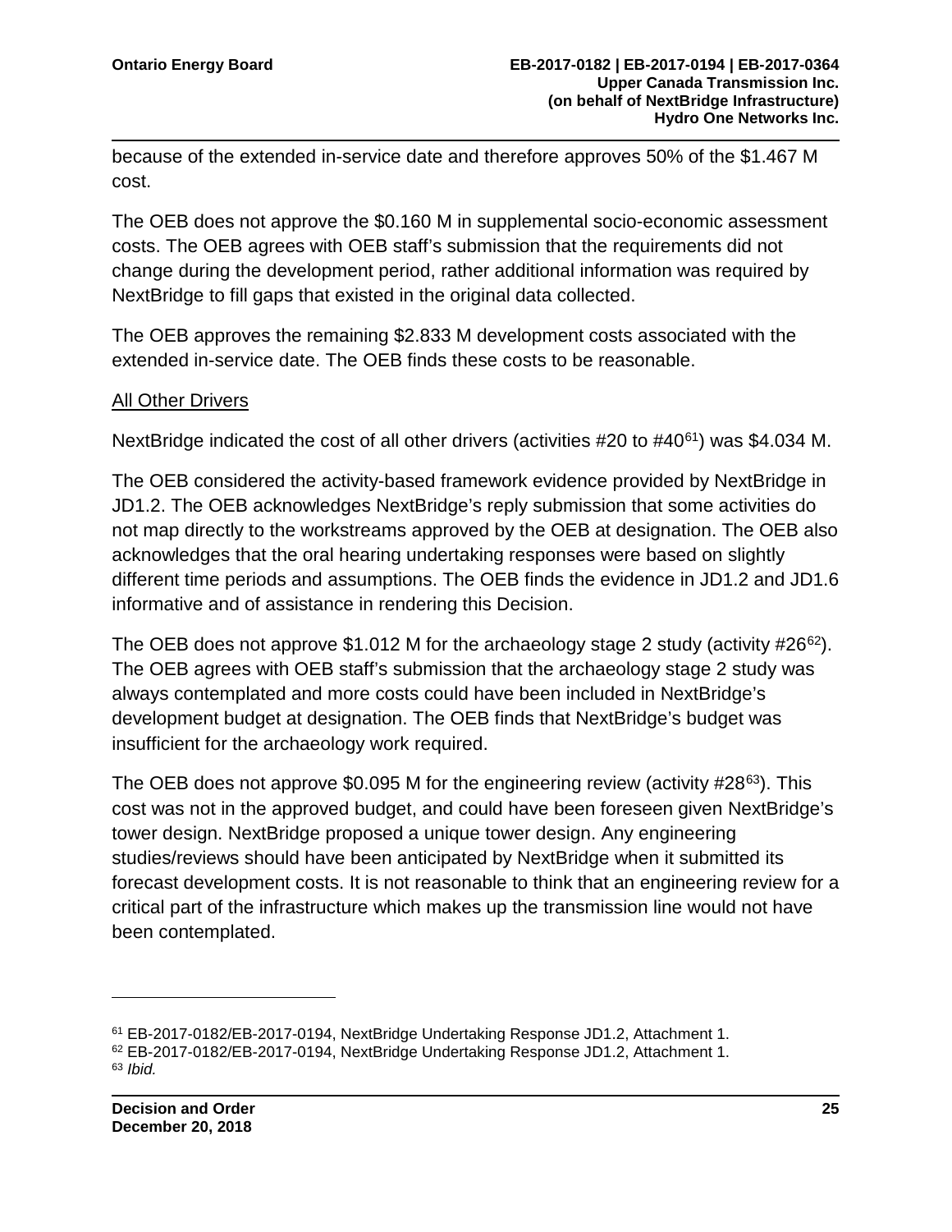because of the extended in-service date and therefore approves 50% of the $1.467 M cost.

The OEB does not approve the $0.160 M in supplemental socio-economic assessment costs. The OEB agrees with OEB staff's submission that the requirements did not change during the development period, rather additional information was required by NextBridge to fill gaps that existed in the original data collected.

The OEB approves the remaining $2.833 M development costs associated with the extended in-service date. The OEB finds these costs to be reasonable.

<u>All Other Drivers</u>

NextBridge indicated the cost of all other drivers (activities #20 to #40[61]) was $4.034 M.

The OEB considered the activity-based framework evidence provided by NextBridge in JD1.2. The OEB acknowledges NextBridge's reply submission that some activities do not map directly to the workstreams approved by the OEB at designation. The OEB also acknowledges that the oral hearing undertaking responses were based on slightly different time periods and assumptions. The OEB finds the evidence in JD1.2 and JD1.6 informative and of assistance in rendering this Decision.

The OEB does not approve $1.012 M for the archaeology stage 2 study (activity #26[62]). The OEB agrees with OEB staff's submission that the archaeology stage 2 study was always contemplated and more costs could have been included in NextBridge's development budget at designation. The OEB finds that NextBridge's budget was insufficient for the archaeology work required.

The OEB does not approve $0.095 M for the engineering review (activity #28[63]). This cost was not in the approved budget, and could have been foreseen given NextBridge's tower design. NextBridge proposed a unique tower design. Any engineering studies/reviews should have been anticipated by NextBridge when it submitted its forecast development costs. It is not reasonable to think that an engineering review for a critical part of the infrastructure which makes up the transmission line would not have been contemplated.

---

[61] EB-2017-0182/EB-2017-0194, NextBridge Undertaking Response JD1.2, Attachment 1.
[62] EB-2017-0182/EB-2017-0194, NextBridge Undertaking Response JD1.2, Attachment 1.
[63] *Ibid.*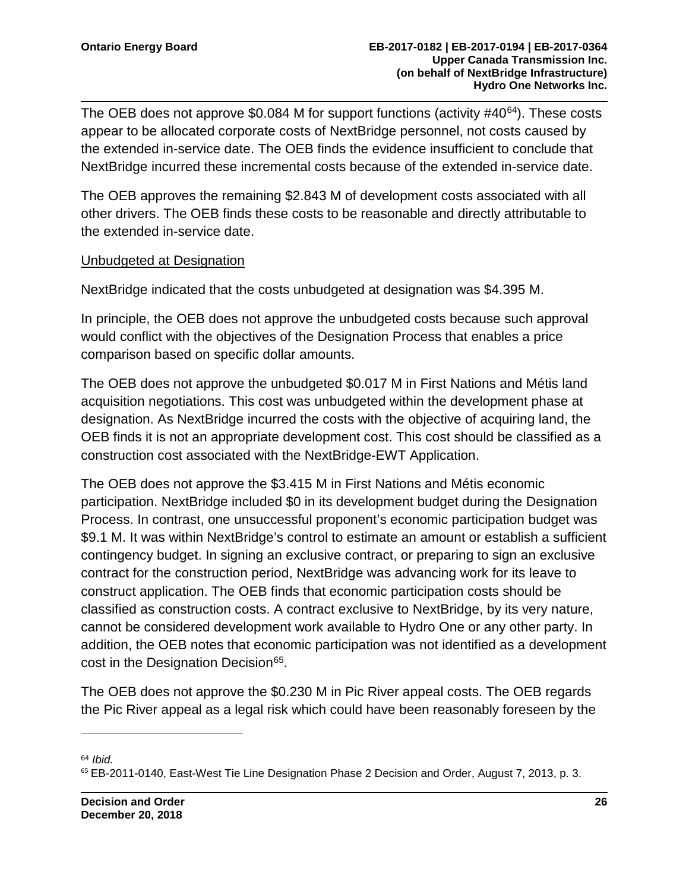The OEB does not approve \$0.084 M for support functions (activity #40[64]). These costs appear to be allocated corporate costs of NextBridge personnel, not costs caused by the extended in-service date. The OEB finds the evidence insufficient to conclude that NextBridge incurred these incremental costs because of the extended in-service date.

The OEB approves the remaining \$2.843 M of development costs associated with all other drivers. The OEB finds these costs to be reasonable and directly attributable to the extended in-service date.

Unbudgeted at Designation

NextBridge indicated that the costs unbudgeted at designation was \$4.395 M.

In principle, the OEB does not approve the unbudgeted costs because such approval would conflict with the objectives of the Designation Process that enables a price comparison based on specific dollar amounts.

The OEB does not approve the unbudgeted \$0.017 M in First Nations and Métis land acquisition negotiations. This cost was unbudgeted within the development phase at designation. As NextBridge incurred the costs with the objective of acquiring land, the OEB finds it is not an appropriate development cost. This cost should be classified as a construction cost associated with the NextBridge-EWT Application.

The OEB does not approve the \$3.415 M in First Nations and Métis economic participation. NextBridge included \$0 in its development budget during the Designation Process. In contrast, one unsuccessful proponent's economic participation budget was \$9.1 M. It was within NextBridge's control to estimate an amount or establish a sufficient contingency budget. In signing an exclusive contract, or preparing to sign an exclusive contract for the construction period, NextBridge was advancing work for its leave to construct application. The OEB finds that economic participation costs should be classified as construction costs. A contract exclusive to NextBridge, by its very nature, cannot be considered development work available to Hydro One or any other party. In addition, the OEB notes that economic participation was not identified as a development cost in the Designation Decision[65].

The OEB does not approve the \$0.230 M in Pic River appeal costs. The OEB regards the Pic River appeal as a legal risk which could have been reasonably foreseen by the

[64] *Ibid.*

[65] EB-2011-0140, East-West Tie Line Designation Phase 2 Decision and Order, August 7, 2013, p. 3.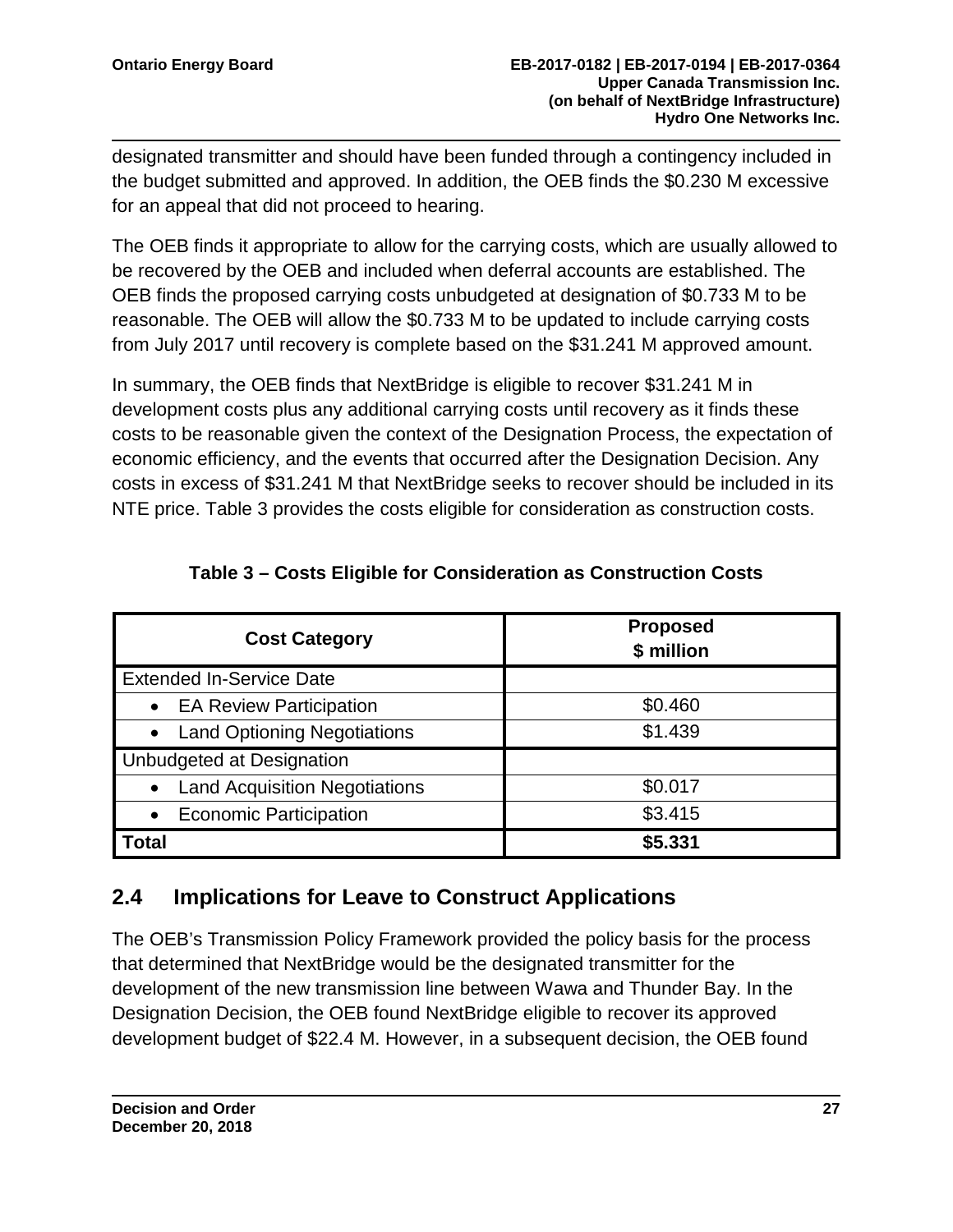designated transmitter and should have been funded through a contingency included in the budget submitted and approved. In addition, the OEB finds the $0.230 M excessive for an appeal that did not proceed to hearing.

The OEB finds it appropriate to allow for the carrying costs, which are usually allowed to be recovered by the OEB and included when deferral accounts are established. The OEB finds the proposed carrying costs unbudgeted at designation of $0.733 M to be reasonable. The OEB will allow the $0.733 M to be updated to include carrying costs from July 2017 until recovery is complete based on the $31.241 M approved amount.

In summary, the OEB finds that NextBridge is eligible to recover $31.241 M in development costs plus any additional carrying costs until recovery as it finds these costs to be reasonable given the context of the Designation Process, the expectation of economic efficiency, and the events that occurred after the Designation Decision. Any costs in excess of $31.241 M that NextBridge seeks to recover should be included in its NTE price. Table 3 provides the costs eligible for consideration as construction costs.

**Table 3 – Costs Eligible for Consideration as Construction Costs**

| Cost Category | Proposed $ million |
|---|---|
| Extended In-Service Date | |
| • EA Review Participation | $0.460 |
| • Land Optioning Negotiations | $1.439 |
| Unbudgeted at Designation | |
| • Land Acquisition Negotiations | $0.017 |
| • Economic Participation | $3.415 |
| **Total** | **$5.331** |

## 2.4 Implications for Leave to Construct Applications

The OEB's Transmission Policy Framework provided the policy basis for the process that determined that NextBridge would be the designated transmitter for the development of the new transmission line between Wawa and Thunder Bay. In the Designation Decision, the OEB found NextBridge eligible to recover its approved development budget of $22.4 M. However, in a subsequent decision, the OEB found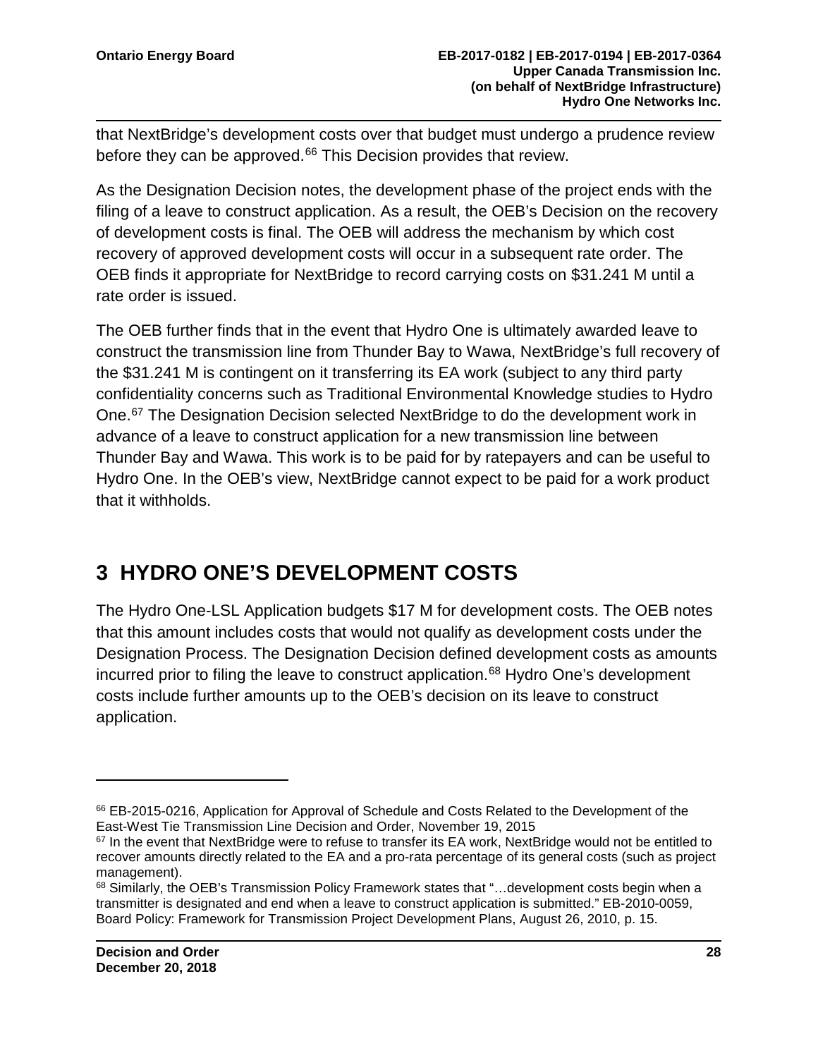that NextBridge's development costs over that budget must undergo a prudence review before they can be approved.[66] This Decision provides that review.

As the Designation Decision notes, the development phase of the project ends with the filing of a leave to construct application. As a result, the OEB's Decision on the recovery of development costs is final. The OEB will address the mechanism by which cost recovery of approved development costs will occur in a subsequent rate order. The OEB finds it appropriate for NextBridge to record carrying costs on $31.241 M until a rate order is issued.

The OEB further finds that in the event that Hydro One is ultimately awarded leave to construct the transmission line from Thunder Bay to Wawa, NextBridge's full recovery of the $31.241 M is contingent on it transferring its EA work (subject to any third party confidentiality concerns such as Traditional Environmental Knowledge studies to Hydro One.[67] The Designation Decision selected NextBridge to do the development work in advance of a leave to construct application for a new transmission line between Thunder Bay and Wawa. This work is to be paid for by ratepayers and can be useful to Hydro One. In the OEB's view, NextBridge cannot expect to be paid for a work product that it withholds.

# 3 HYDRO ONE'S DEVELOPMENT COSTS

The Hydro One-LSL Application budgets $17 M for development costs. The OEB notes that this amount includes costs that would not qualify as development costs under the Designation Process. The Designation Decision defined development costs as amounts incurred prior to filing the leave to construct application.[68] Hydro One's development costs include further amounts up to the OEB's decision on its leave to construct application.

---

[66] EB-2015-0216, Application for Approval of Schedule and Costs Related to the Development of the East-West Tie Transmission Line Decision and Order, November 19, 2015

[67] In the event that NextBridge were to refuse to transfer its EA work, NextBridge would not be entitled to recover amounts directly related to the EA and a pro-rata percentage of its general costs (such as project management).

[68] Similarly, the OEB's Transmission Policy Framework states that "…development costs begin when a transmitter is designated and end when a leave to construct application is submitted." EB-2010-0059, Board Policy: Framework for Transmission Project Development Plans, August 26, 2010, p. 15.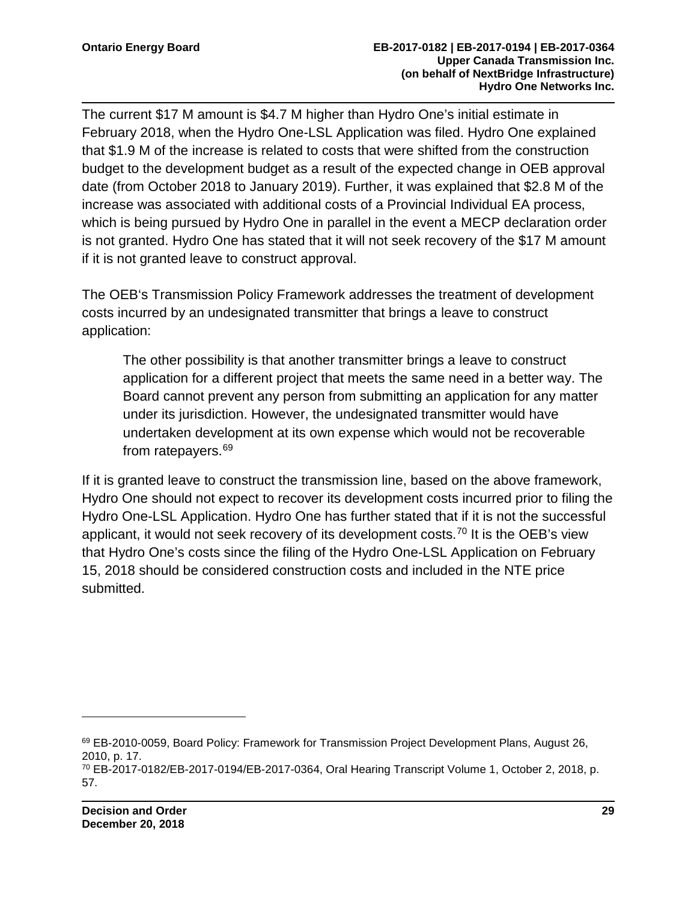The current $17 M amount is $4.7 M higher than Hydro One's initial estimate in February 2018, when the Hydro One-LSL Application was filed. Hydro One explained that $1.9 M of the increase is related to costs that were shifted from the construction budget to the development budget as a result of the expected change in OEB approval date (from October 2018 to January 2019). Further, it was explained that $2.8 M of the increase was associated with additional costs of a Provincial Individual EA process, which is being pursued by Hydro One in parallel in the event a MECP declaration order is not granted. Hydro One has stated that it will not seek recovery of the $17 M amount if it is not granted leave to construct approval.

The OEB's Transmission Policy Framework addresses the treatment of development costs incurred by an undesignated transmitter that brings a leave to construct application:

> The other possibility is that another transmitter brings a leave to construct application for a different project that meets the same need in a better way. The Board cannot prevent any person from submitting an application for any matter under its jurisdiction. However, the undesignated transmitter would have undertaken development at its own expense which would not be recoverable from ratepayers.[69]

If it is granted leave to construct the transmission line, based on the above framework, Hydro One should not expect to recover its development costs incurred prior to filing the Hydro One-LSL Application. Hydro One has further stated that if it is not the successful applicant, it would not seek recovery of its development costs.[70] It is the OEB's view that Hydro One's costs since the filing of the Hydro One-LSL Application on February 15, 2018 should be considered construction costs and included in the NTE price submitted.

---

[69] EB-2010-0059, Board Policy: Framework for Transmission Project Development Plans, August 26, 2010, p. 17.

[70] EB-2017-0182/EB-2017-0194/EB-2017-0364, Oral Hearing Transcript Volume 1, October 2, 2018, p. 57.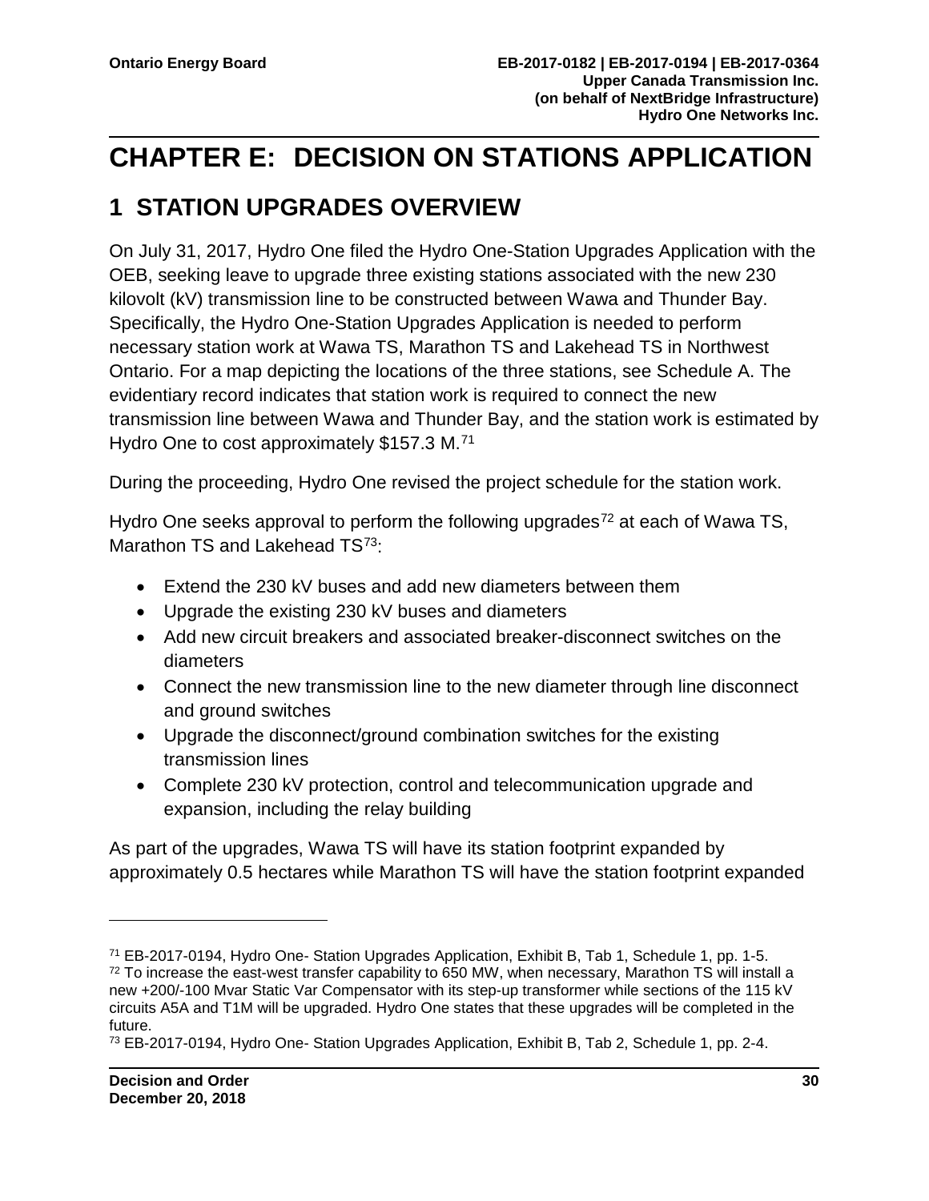# CHAPTER E: DECISION ON STATIONS APPLICATION

## 1 STATION UPGRADES OVERVIEW

On July 31, 2017, Hydro One filed the Hydro One-Station Upgrades Application with the OEB, seeking leave to upgrade three existing stations associated with the new 230 kilovolt (kV) transmission line to be constructed between Wawa and Thunder Bay. Specifically, the Hydro One-Station Upgrades Application is needed to perform necessary station work at Wawa TS, Marathon TS and Lakehead TS in Northwest Ontario. For a map depicting the locations of the three stations, see Schedule A. The evidentiary record indicates that station work is required to connect the new transmission line between Wawa and Thunder Bay, and the station work is estimated by Hydro One to cost approximately $157.3 M.[71]

During the proceeding, Hydro One revised the project schedule for the station work.

Hydro One seeks approval to perform the following upgrades[72] at each of Wawa TS, Marathon TS and Lakehead TS[73]:

- Extend the 230 kV buses and add new diameters between them
- Upgrade the existing 230 kV buses and diameters
- Add new circuit breakers and associated breaker-disconnect switches on the diameters
- Connect the new transmission line to the new diameter through line disconnect and ground switches
- Upgrade the disconnect/ground combination switches for the existing transmission lines
- Complete 230 kV protection, control and telecommunication upgrade and expansion, including the relay building

As part of the upgrades, Wawa TS will have its station footprint expanded by approximately 0.5 hectares while Marathon TS will have the station footprint expanded

---

[71] EB-2017-0194, Hydro One- Station Upgrades Application, Exhibit B, Tab 1, Schedule 1, pp. 1-5.

[72] To increase the east-west transfer capability to 650 MW, when necessary, Marathon TS will install a new +200/-100 Mvar Static Var Compensator with its step-up transformer while sections of the 115 kV circuits A5A and T1M will be upgraded. Hydro One states that these upgrades will be completed in the future.

[73] EB-2017-0194, Hydro One- Station Upgrades Application, Exhibit B, Tab 2, Schedule 1, pp. 2-4.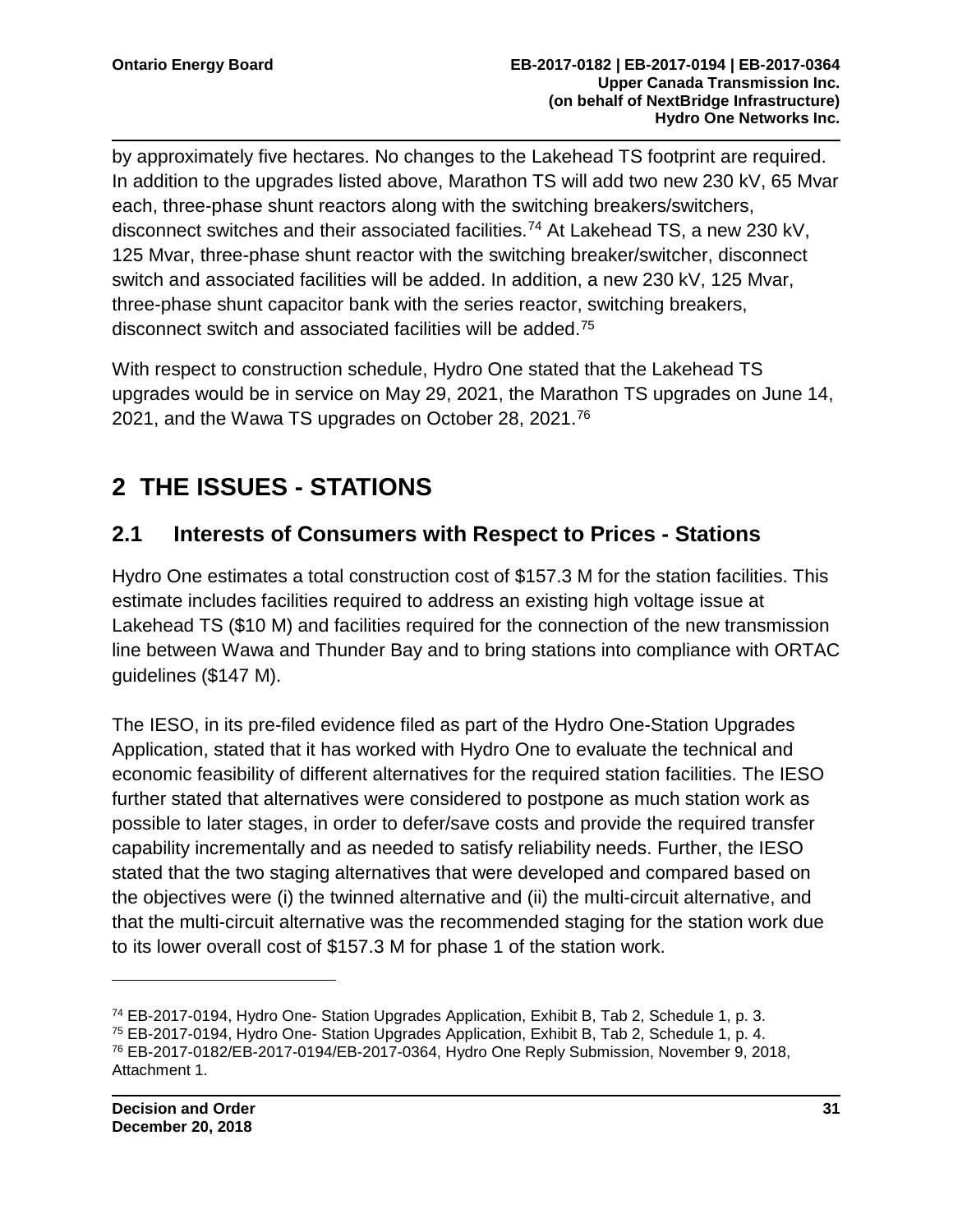by approximately five hectares. No changes to the Lakehead TS footprint are required. In addition to the upgrades listed above, Marathon TS will add two new 230 kV, 65 Mvar each, three-phase shunt reactors along with the switching breakers/switchers, disconnect switches and their associated facilities.[74] At Lakehead TS, a new 230 kV, 125 Mvar, three-phase shunt reactor with the switching breaker/switcher, disconnect switch and associated facilities will be added. In addition, a new 230 kV, 125 Mvar, three-phase shunt capacitor bank with the series reactor, switching breakers, disconnect switch and associated facilities will be added.[75]

With respect to construction schedule, Hydro One stated that the Lakehead TS upgrades would be in service on May 29, 2021, the Marathon TS upgrades on June 14, 2021, and the Wawa TS upgrades on October 28, 2021.[76]

# 2 THE ISSUES - STATIONS

## 2.1 Interests of Consumers with Respect to Prices - Stations

Hydro One estimates a total construction cost of $157.3 M for the station facilities. This estimate includes facilities required to address an existing high voltage issue at Lakehead TS ($10 M) and facilities required for the connection of the new transmission line between Wawa and Thunder Bay and to bring stations into compliance with ORTAC guidelines ($147 M).

The IESO, in its pre-filed evidence filed as part of the Hydro One-Station Upgrades Application, stated that it has worked with Hydro One to evaluate the technical and economic feasibility of different alternatives for the required station facilities. The IESO further stated that alternatives were considered to postpone as much station work as possible to later stages, in order to defer/save costs and provide the required transfer capability incrementally and as needed to satisfy reliability needs. Further, the IESO stated that the two staging alternatives that were developed and compared based on the objectives were (i) the twinned alternative and (ii) the multi-circuit alternative, and that the multi-circuit alternative was the recommended staging for the station work due to its lower overall cost of $157.3 M for phase 1 of the station work.

---

[74] EB-2017-0194, Hydro One- Station Upgrades Application, Exhibit B, Tab 2, Schedule 1, p. 3.

[75] EB-2017-0194, Hydro One- Station Upgrades Application, Exhibit B, Tab 2, Schedule 1, p. 4.

[76] EB-2017-0182/EB-2017-0194/EB-2017-0364, Hydro One Reply Submission, November 9, 2018, Attachment 1.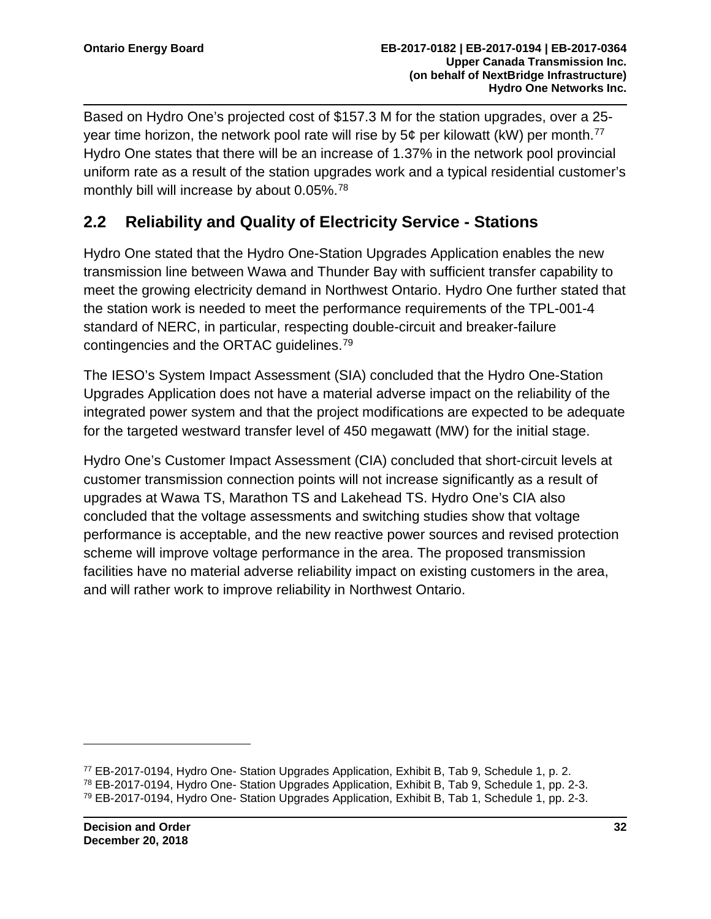Based on Hydro One's projected cost of $157.3 M for the station upgrades, over a 25-year time horizon, the network pool rate will rise by 5¢ per kilowatt (kW) per month.[77] Hydro One states that there will be an increase of 1.37% in the network pool provincial uniform rate as a result of the station upgrades work and a typical residential customer's monthly bill will increase by about 0.05%.[78]

## 2.2 Reliability and Quality of Electricity Service - Stations

Hydro One stated that the Hydro One-Station Upgrades Application enables the new transmission line between Wawa and Thunder Bay with sufficient transfer capability to meet the growing electricity demand in Northwest Ontario. Hydro One further stated that the station work is needed to meet the performance requirements of the TPL-001-4 standard of NERC, in particular, respecting double-circuit and breaker-failure contingencies and the ORTAC guidelines.[79]

The IESO's System Impact Assessment (SIA) concluded that the Hydro One-Station Upgrades Application does not have a material adverse impact on the reliability of the integrated power system and that the project modifications are expected to be adequate for the targeted westward transfer level of 450 megawatt (MW) for the initial stage.

Hydro One's Customer Impact Assessment (CIA) concluded that short-circuit levels at customer transmission connection points will not increase significantly as a result of upgrades at Wawa TS, Marathon TS and Lakehead TS. Hydro One's CIA also concluded that the voltage assessments and switching studies show that voltage performance is acceptable, and the new reactive power sources and revised protection scheme will improve voltage performance in the area. The proposed transmission facilities have no material adverse reliability impact on existing customers in the area, and will rather work to improve reliability in Northwest Ontario.

---

[77] EB-2017-0194, Hydro One- Station Upgrades Application, Exhibit B, Tab 9, Schedule 1, p. 2.

[78] EB-2017-0194, Hydro One- Station Upgrades Application, Exhibit B, Tab 9, Schedule 1, pp. 2-3.

[79] EB-2017-0194, Hydro One- Station Upgrades Application, Exhibit B, Tab 1, Schedule 1, pp. 2-3.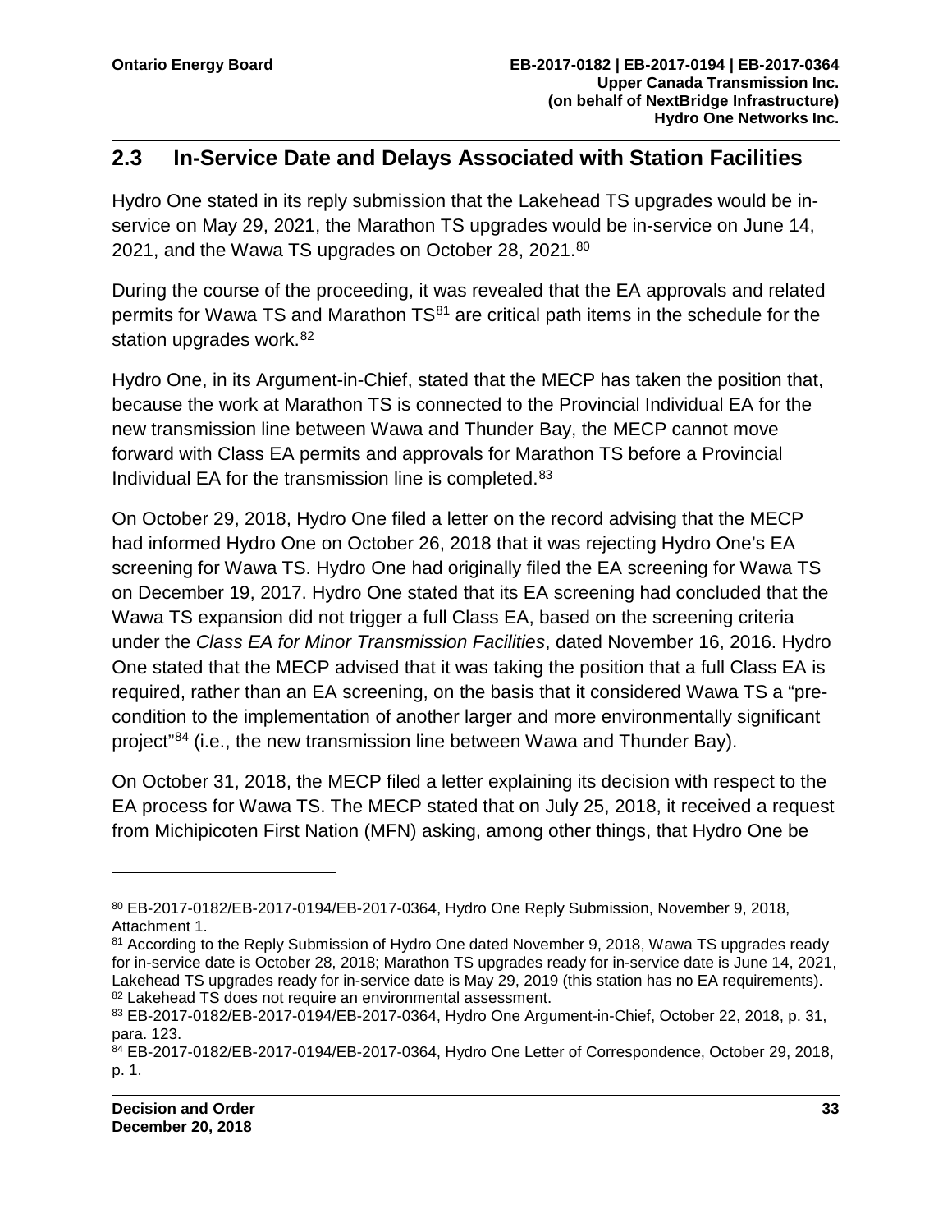## 2.3 In-Service Date and Delays Associated with Station Facilities

Hydro One stated in its reply submission that the Lakehead TS upgrades would be in-service on May 29, 2021, the Marathon TS upgrades would be in-service on June 14, 2021, and the Wawa TS upgrades on October 28, 2021.[80]

During the course of the proceeding, it was revealed that the EA approvals and related permits for Wawa TS and Marathon TS[81] are critical path items in the schedule for the station upgrades work.[82]

Hydro One, in its Argument-in-Chief, stated that the MECP has taken the position that, because the work at Marathon TS is connected to the Provincial Individual EA for the new transmission line between Wawa and Thunder Bay, the MECP cannot move forward with Class EA permits and approvals for Marathon TS before a Provincial Individual EA for the transmission line is completed.[83]

On October 29, 2018, Hydro One filed a letter on the record advising that the MECP had informed Hydro One on October 26, 2018 that it was rejecting Hydro One's EA screening for Wawa TS. Hydro One had originally filed the EA screening for Wawa TS on December 19, 2017. Hydro One stated that its EA screening had concluded that the Wawa TS expansion did not trigger a full Class EA, based on the screening criteria under the *Class EA for Minor Transmission Facilities*, dated November 16, 2016. Hydro One stated that the MECP advised that it was taking the position that a full Class EA is required, rather than an EA screening, on the basis that it considered Wawa TS a "pre-condition to the implementation of another larger and more environmentally significant project"[84] (i.e., the new transmission line between Wawa and Thunder Bay).

On October 31, 2018, the MECP filed a letter explaining its decision with respect to the EA process for Wawa TS. The MECP stated that on July 25, 2018, it received a request from Michipicoten First Nation (MFN) asking, among other things, that Hydro One be

---

[80] EB-2017-0182/EB-2017-0194/EB-2017-0364, Hydro One Reply Submission, November 9, 2018, Attachment 1.

[81] According to the Reply Submission of Hydro One dated November 9, 2018, Wawa TS upgrades ready for in-service date is October 28, 2018; Marathon TS upgrades ready for in-service date is June 14, 2021, Lakehead TS upgrades ready for in-service date is May 29, 2019 (this station has no EA requirements).

[82] Lakehead TS does not require an environmental assessment.

[83] EB-2017-0182/EB-2017-0194/EB-2017-0364, Hydro One Argument-in-Chief, October 22, 2018, p. 31, para. 123.

[84] EB-2017-0182/EB-2017-0194/EB-2017-0364, Hydro One Letter of Correspondence, October 29, 2018, p. 1.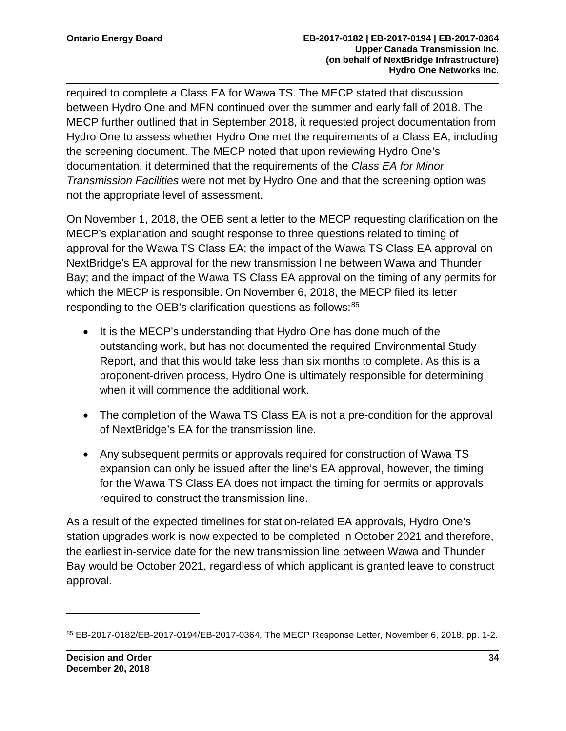required to complete a Class EA for Wawa TS. The MECP stated that discussion between Hydro One and MFN continued over the summer and early fall of 2018. The MECP further outlined that in September 2018, it requested project documentation from Hydro One to assess whether Hydro One met the requirements of a Class EA, including the screening document. The MECP noted that upon reviewing Hydro One's documentation, it determined that the requirements of the *Class EA for Minor Transmission Facilities* were not met by Hydro One and that the screening option was not the appropriate level of assessment.

On November 1, 2018, the OEB sent a letter to the MECP requesting clarification on the MECP's explanation and sought response to three questions related to timing of approval for the Wawa TS Class EA; the impact of the Wawa TS Class EA approval on NextBridge's EA approval for the new transmission line between Wawa and Thunder Bay; and the impact of the Wawa TS Class EA approval on the timing of any permits for which the MECP is responsible. On November 6, 2018, the MECP filed its letter responding to the OEB's clarification questions as follows:[85]

- It is the MECP's understanding that Hydro One has done much of the outstanding work, but has not documented the required Environmental Study Report, and that this would take less than six months to complete. As this is a proponent-driven process, Hydro One is ultimately responsible for determining when it will commence the additional work.
- The completion of the Wawa TS Class EA is not a pre-condition for the approval of NextBridge's EA for the transmission line.
- Any subsequent permits or approvals required for construction of Wawa TS expansion can only be issued after the line's EA approval, however, the timing for the Wawa TS Class EA does not impact the timing for permits or approvals required to construct the transmission line.

As a result of the expected timelines for station-related EA approvals, Hydro One's station upgrades work is now expected to be completed in October 2021 and therefore, the earliest in-service date for the new transmission line between Wawa and Thunder Bay would be October 2021, regardless of which applicant is granted leave to construct approval.

[85] EB-2017-0182/EB-2017-0194/EB-2017-0364, The MECP Response Letter, November 6, 2018, pp. 1-2.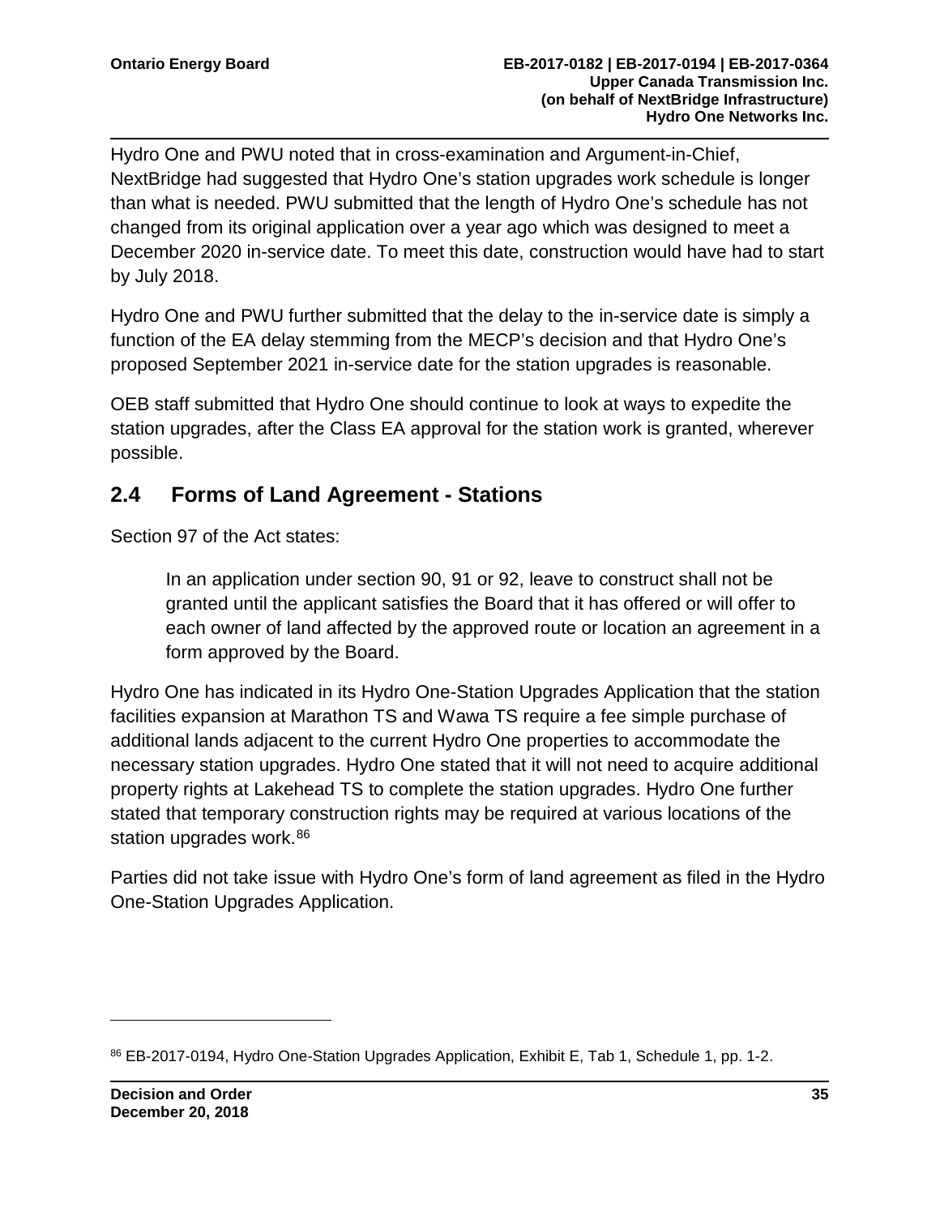Hydro One and PWU noted that in cross-examination and Argument-in-Chief, NextBridge had suggested that Hydro One's station upgrades work schedule is longer than what is needed. PWU submitted that the length of Hydro One's schedule has not changed from its original application over a year ago which was designed to meet a December 2020 in-service date. To meet this date, construction would have had to start by July 2018.

Hydro One and PWU further submitted that the delay to the in-service date is simply a function of the EA delay stemming from the MECP's decision and that Hydro One's proposed September 2021 in-service date for the station upgrades is reasonable.

OEB staff submitted that Hydro One should continue to look at ways to expedite the station upgrades, after the Class EA approval for the station work is granted, wherever possible.

## 2.4 Forms of Land Agreement - Stations

Section 97 of the Act states:

> In an application under section 90, 91 or 92, leave to construct shall not be granted until the applicant satisfies the Board that it has offered or will offer to each owner of land affected by the approved route or location an agreement in a form approved by the Board.

Hydro One has indicated in its Hydro One-Station Upgrades Application that the station facilities expansion at Marathon TS and Wawa TS require a fee simple purchase of additional lands adjacent to the current Hydro One properties to accommodate the necessary station upgrades. Hydro One stated that it will not need to acquire additional property rights at Lakehead TS to complete the station upgrades. Hydro One further stated that temporary construction rights may be required at various locations of the station upgrades work.[86]

Parties did not take issue with Hydro One's form of land agreement as filed in the Hydro One-Station Upgrades Application.

---

[86] EB-2017-0194, Hydro One-Station Upgrades Application, Exhibit E, Tab 1, Schedule 1, pp. 1-2.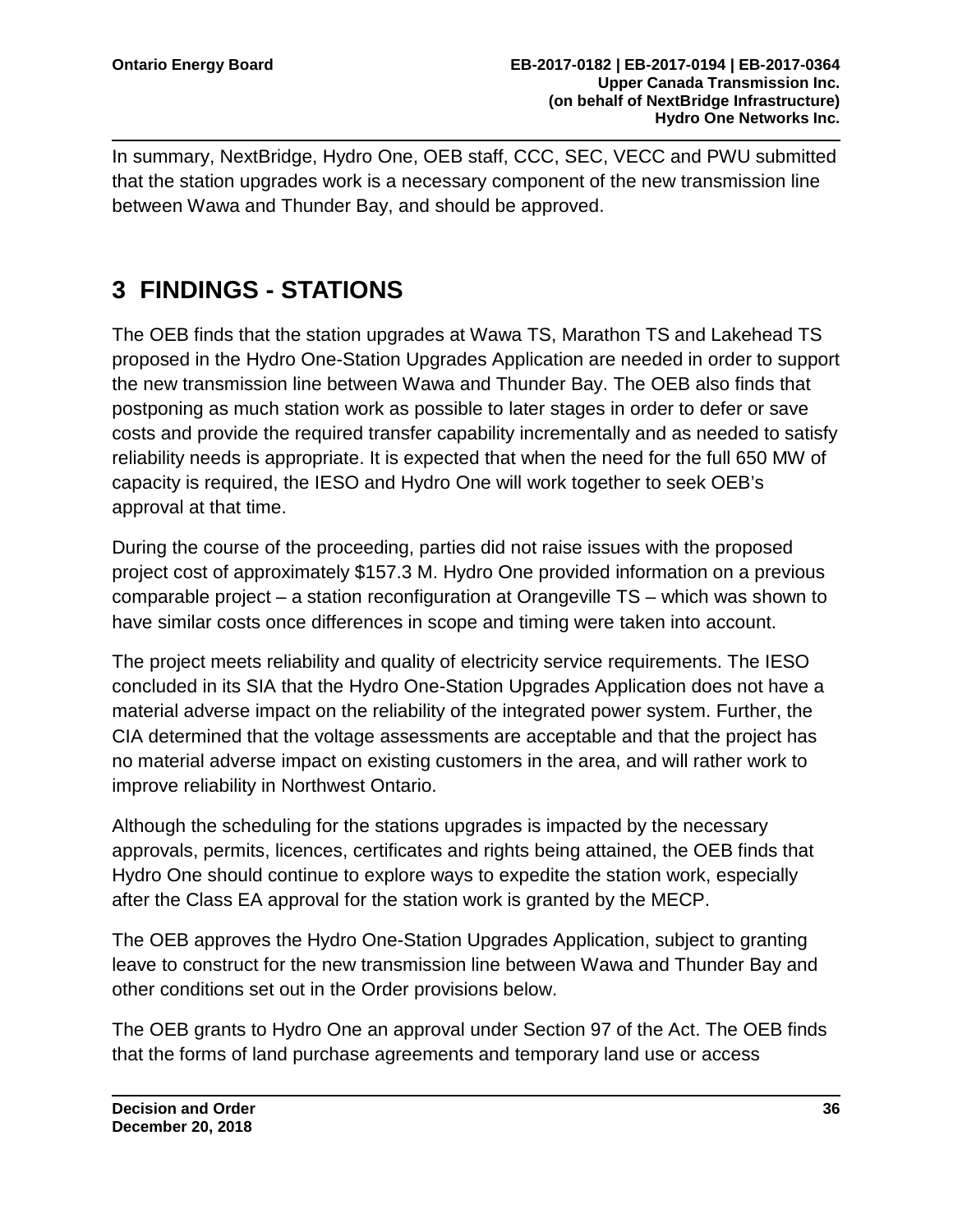In summary, NextBridge, Hydro One, OEB staff, CCC, SEC, VECC and PWU submitted that the station upgrades work is a necessary component of the new transmission line between Wawa and Thunder Bay, and should be approved.

# 3 FINDINGS - STATIONS

The OEB finds that the station upgrades at Wawa TS, Marathon TS and Lakehead TS proposed in the Hydro One-Station Upgrades Application are needed in order to support the new transmission line between Wawa and Thunder Bay. The OEB also finds that postponing as much station work as possible to later stages in order to defer or save costs and provide the required transfer capability incrementally and as needed to satisfy reliability needs is appropriate. It is expected that when the need for the full 650 MW of capacity is required, the IESO and Hydro One will work together to seek OEB's approval at that time.

During the course of the proceeding, parties did not raise issues with the proposed project cost of approximately $157.3 M. Hydro One provided information on a previous comparable project – a station reconfiguration at Orangeville TS – which was shown to have similar costs once differences in scope and timing were taken into account.

The project meets reliability and quality of electricity service requirements. The IESO concluded in its SIA that the Hydro One-Station Upgrades Application does not have a material adverse impact on the reliability of the integrated power system. Further, the CIA determined that the voltage assessments are acceptable and that the project has no material adverse impact on existing customers in the area, and will rather work to improve reliability in Northwest Ontario.

Although the scheduling for the stations upgrades is impacted by the necessary approvals, permits, licences, certificates and rights being attained, the OEB finds that Hydro One should continue to explore ways to expedite the station work, especially after the Class EA approval for the station work is granted by the MECP.

The OEB approves the Hydro One-Station Upgrades Application, subject to granting leave to construct for the new transmission line between Wawa and Thunder Bay and other conditions set out in the Order provisions below.

The OEB grants to Hydro One an approval under Section 97 of the Act. The OEB finds that the forms of land purchase agreements and temporary land use or access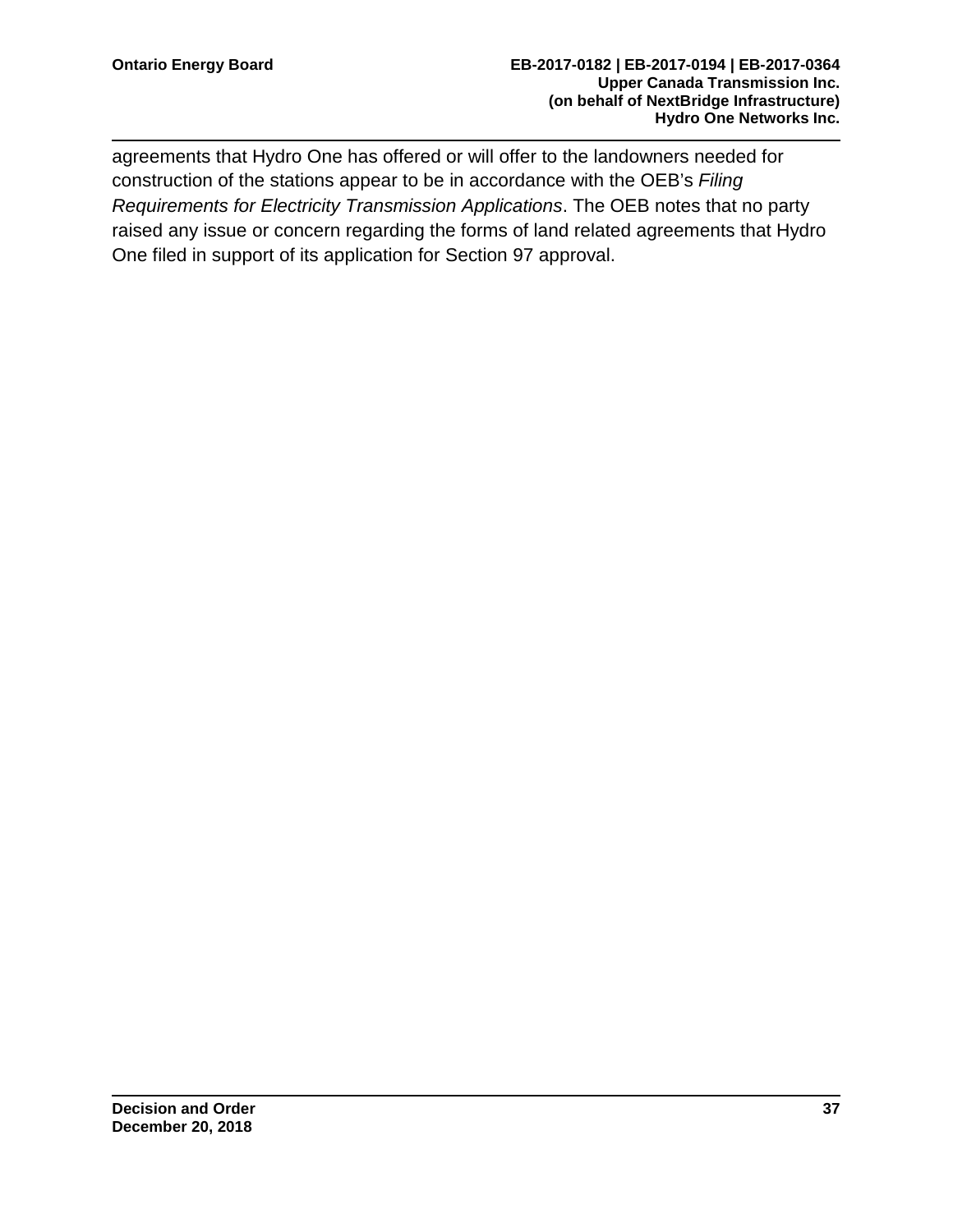agreements that Hydro One has offered or will offer to the landowners needed for construction of the stations appear to be in accordance with the OEB's *Filing Requirements for Electricity Transmission Applications*. The OEB notes that no party raised any issue or concern regarding the forms of land related agreements that Hydro One filed in support of its application for Section 97 approval.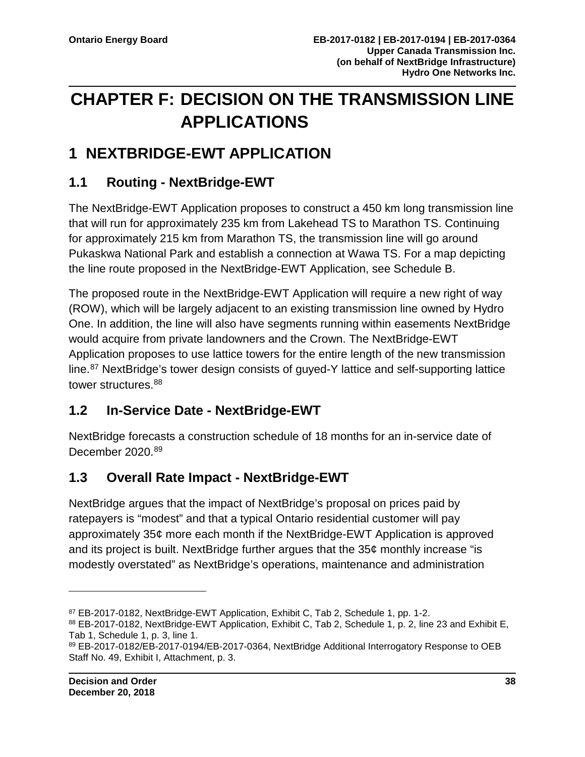# CHAPTER F: DECISION ON THE TRANSMISSION LINE APPLICATIONS

## 1 NEXTBRIDGE-EWT APPLICATION

### 1.1 Routing - NextBridge-EWT

The NextBridge-EWT Application proposes to construct a 450 km long transmission line that will run for approximately 235 km from Lakehead TS to Marathon TS. Continuing for approximately 215 km from Marathon TS, the transmission line will go around Pukaskwa National Park and establish a connection at Wawa TS. For a map depicting the line route proposed in the NextBridge-EWT Application, see Schedule B.

The proposed route in the NextBridge-EWT Application will require a new right of way (ROW), which will be largely adjacent to an existing transmission line owned by Hydro One. In addition, the line will also have segments running within easements NextBridge would acquire from private landowners and the Crown. The NextBridge-EWT Application proposes to use lattice towers for the entire length of the new transmission line.[87] NextBridge's tower design consists of guyed-Y lattice and self-supporting lattice tower structures.[88]

### 1.2 In-Service Date - NextBridge-EWT

NextBridge forecasts a construction schedule of 18 months for an in-service date of December 2020.[89]

### 1.3 Overall Rate Impact - NextBridge-EWT

NextBridge argues that the impact of NextBridge's proposal on prices paid by ratepayers is "modest" and that a typical Ontario residential customer will pay approximately 35¢ more each month if the NextBridge-EWT Application is approved and its project is built. NextBridge further argues that the 35¢ monthly increase "is modestly overstated" as NextBridge's operations, maintenance and administration

---

[87] EB-2017-0182, NextBridge-EWT Application, Exhibit C, Tab 2, Schedule 1, pp. 1-2.

[88] EB-2017-0182, NextBridge-EWT Application, Exhibit C, Tab 2, Schedule 1, p. 2, line 23 and Exhibit E, Tab 1, Schedule 1, p. 3, line 1.

[89] EB-2017-0182/EB-2017-0194/EB-2017-0364, NextBridge Additional Interrogatory Response to OEB Staff No. 49, Exhibit I, Attachment, p. 3.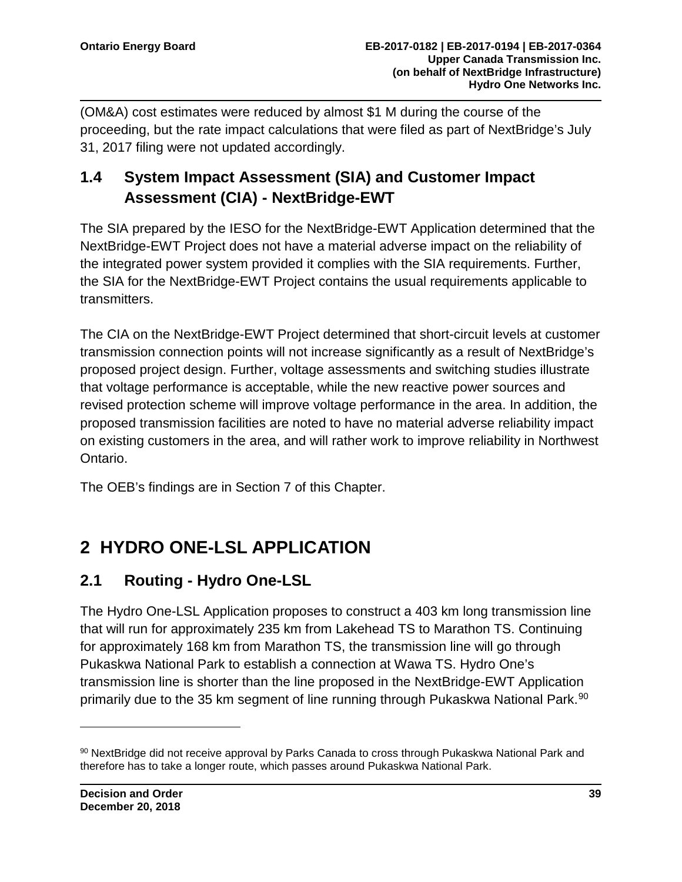(OM&A) cost estimates were reduced by almost $1 M during the course of the proceeding, but the rate impact calculations that were filed as part of NextBridge's July 31, 2017 filing were not updated accordingly.

## 1.4 System Impact Assessment (SIA) and Customer Impact Assessment (CIA) - NextBridge-EWT

The SIA prepared by the IESO for the NextBridge-EWT Application determined that the NextBridge-EWT Project does not have a material adverse impact on the reliability of the integrated power system provided it complies with the SIA requirements. Further, the SIA for the NextBridge-EWT Project contains the usual requirements applicable to transmitters.

The CIA on the NextBridge-EWT Project determined that short-circuit levels at customer transmission connection points will not increase significantly as a result of NextBridge's proposed project design. Further, voltage assessments and switching studies illustrate that voltage performance is acceptable, while the new reactive power sources and revised protection scheme will improve voltage performance in the area. In addition, the proposed transmission facilities are noted to have no material adverse reliability impact on existing customers in the area, and will rather work to improve reliability in Northwest Ontario.

The OEB's findings are in Section 7 of this Chapter.

# 2 HYDRO ONE-LSL APPLICATION

## 2.1 Routing - Hydro One-LSL

The Hydro One-LSL Application proposes to construct a 403 km long transmission line that will run for approximately 235 km from Lakehead TS to Marathon TS. Continuing for approximately 168 km from Marathon TS, the transmission line will go through Pukaskwa National Park to establish a connection at Wawa TS. Hydro One's transmission line is shorter than the line proposed in the NextBridge-EWT Application primarily due to the 35 km segment of line running through Pukaskwa National Park.[90]

[90] NextBridge did not receive approval by Parks Canada to cross through Pukaskwa National Park and therefore has to take a longer route, which passes around Pukaskwa National Park.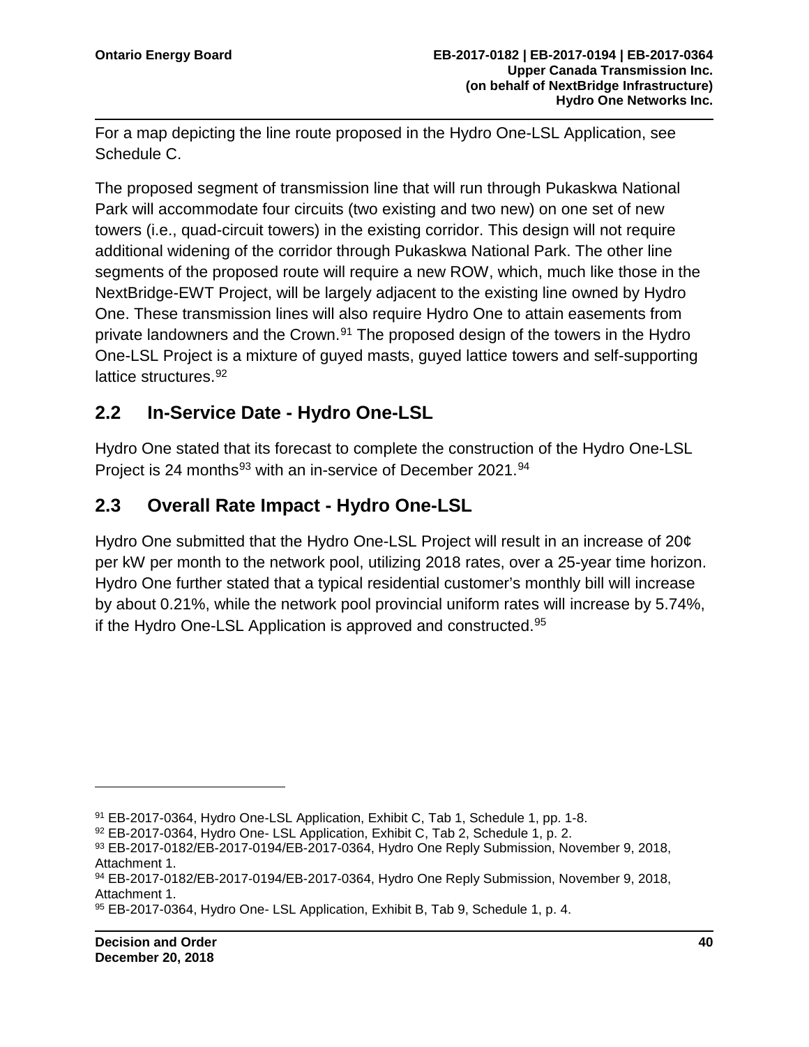For a map depicting the line route proposed in the Hydro One-LSL Application, see Schedule C.

The proposed segment of transmission line that will run through Pukaskwa National Park will accommodate four circuits (two existing and two new) on one set of new towers (i.e., quad-circuit towers) in the existing corridor. This design will not require additional widening of the corridor through Pukaskwa National Park. The other line segments of the proposed route will require a new ROW, which, much like those in the NextBridge-EWT Project, will be largely adjacent to the existing line owned by Hydro One. These transmission lines will also require Hydro One to attain easements from private landowners and the Crown.[91] The proposed design of the towers in the Hydro One-LSL Project is a mixture of guyed masts, guyed lattice towers and self-supporting lattice structures.[92]

## 2.2 In-Service Date - Hydro One-LSL

Hydro One stated that its forecast to complete the construction of the Hydro One-LSL Project is 24 months[93] with an in-service of December 2021.[94]

## 2.3 Overall Rate Impact - Hydro One-LSL

Hydro One submitted that the Hydro One-LSL Project will result in an increase of 20¢ per kW per month to the network pool, utilizing 2018 rates, over a 25-year time horizon. Hydro One further stated that a typical residential customer's monthly bill will increase by about 0.21%, while the network pool provincial uniform rates will increase by 5.74%, if the Hydro One-LSL Application is approved and constructed.[95]

---

[91] EB-2017-0364, Hydro One-LSL Application, Exhibit C, Tab 1, Schedule 1, pp. 1-8.

[92] EB-2017-0364, Hydro One- LSL Application, Exhibit C, Tab 2, Schedule 1, p. 2.

[93] EB-2017-0182/EB-2017-0194/EB-2017-0364, Hydro One Reply Submission, November 9, 2018, Attachment 1.

[94] EB-2017-0182/EB-2017-0194/EB-2017-0364, Hydro One Reply Submission, November 9, 2018, Attachment 1.

[95] EB-2017-0364, Hydro One- LSL Application, Exhibit B, Tab 9, Schedule 1, p. 4.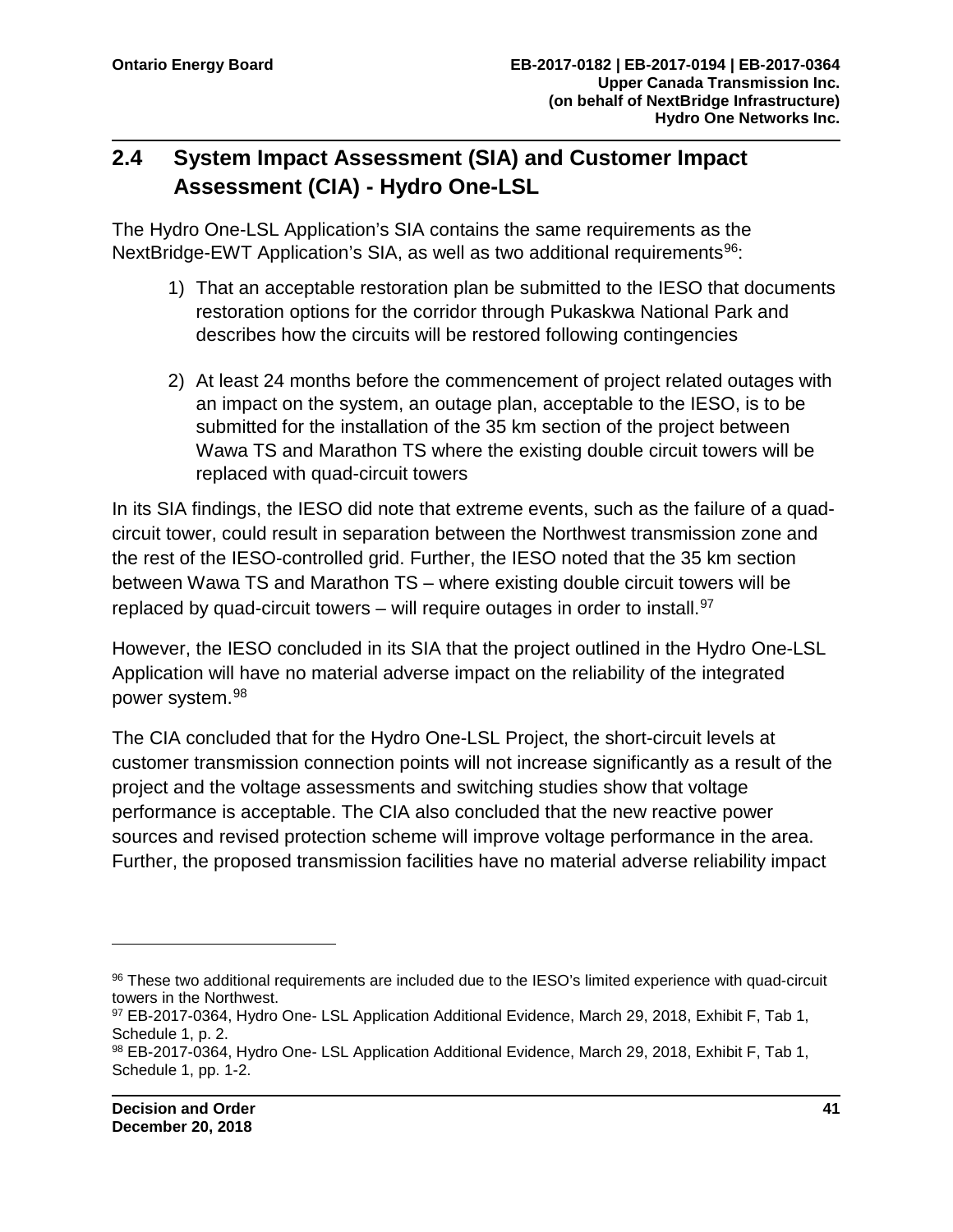## 2.4 System Impact Assessment (SIA) and Customer Impact Assessment (CIA) - Hydro One-LSL

The Hydro One-LSL Application's SIA contains the same requirements as the NextBridge-EWT Application's SIA, as well as two additional requirements[96]:

1) That an acceptable restoration plan be submitted to the IESO that documents restoration options for the corridor through Pukaskwa National Park and describes how the circuits will be restored following contingencies

2) At least 24 months before the commencement of project related outages with an impact on the system, an outage plan, acceptable to the IESO, is to be submitted for the installation of the 35 km section of the project between Wawa TS and Marathon TS where the existing double circuit towers will be replaced with quad-circuit towers

In its SIA findings, the IESO did note that extreme events, such as the failure of a quad-circuit tower, could result in separation between the Northwest transmission zone and the rest of the IESO-controlled grid. Further, the IESO noted that the 35 km section between Wawa TS and Marathon TS – where existing double circuit towers will be replaced by quad-circuit towers – will require outages in order to install.[97]

However, the IESO concluded in its SIA that the project outlined in the Hydro One-LSL Application will have no material adverse impact on the reliability of the integrated power system.[98]

The CIA concluded that for the Hydro One-LSL Project, the short-circuit levels at customer transmission connection points will not increase significantly as a result of the project and the voltage assessments and switching studies show that voltage performance is acceptable. The CIA also concluded that the new reactive power sources and revised protection scheme will improve voltage performance in the area. Further, the proposed transmission facilities have no material adverse reliability impact

---

[96] These two additional requirements are included due to the IESO's limited experience with quad-circuit towers in the Northwest.

[97] EB-2017-0364, Hydro One- LSL Application Additional Evidence, March 29, 2018, Exhibit F, Tab 1, Schedule 1, p. 2.

[98] EB-2017-0364, Hydro One- LSL Application Additional Evidence, March 29, 2018, Exhibit F, Tab 1, Schedule 1, pp. 1-2.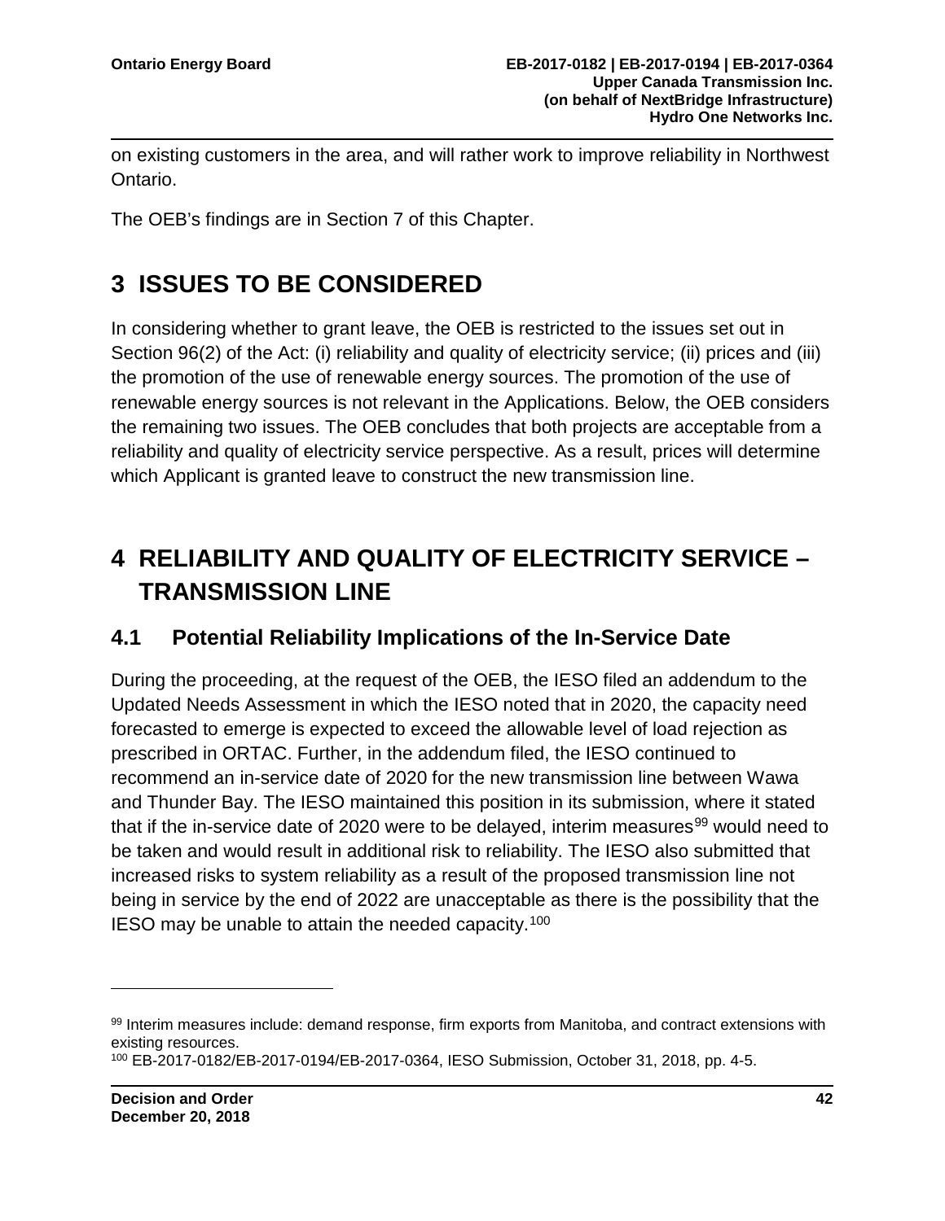on existing customers in the area, and will rather work to improve reliability in Northwest Ontario.

The OEB's findings are in Section 7 of this Chapter.

# 3 ISSUES TO BE CONSIDERED

In considering whether to grant leave, the OEB is restricted to the issues set out in Section 96(2) of the Act: (i) reliability and quality of electricity service; (ii) prices and (iii) the promotion of the use of renewable energy sources. The promotion of the use of renewable energy sources is not relevant in the Applications. Below, the OEB considers the remaining two issues. The OEB concludes that both projects are acceptable from a reliability and quality of electricity service perspective. As a result, prices will determine which Applicant is granted leave to construct the new transmission line.

# 4 RELIABILITY AND QUALITY OF ELECTRICITY SERVICE – TRANSMISSION LINE

## 4.1 Potential Reliability Implications of the In-Service Date

During the proceeding, at the request of the OEB, the IESO filed an addendum to the Updated Needs Assessment in which the IESO noted that in 2020, the capacity need forecasted to emerge is expected to exceed the allowable level of load rejection as prescribed in ORTAC. Further, in the addendum filed, the IESO continued to recommend an in-service date of 2020 for the new transmission line between Wawa and Thunder Bay. The IESO maintained this position in its submission, where it stated that if the in-service date of 2020 were to be delayed, interim measures[99] would need to be taken and would result in additional risk to reliability. The IESO also submitted that increased risks to system reliability as a result of the proposed transmission line not being in service by the end of 2022 are unacceptable as there is the possibility that the IESO may be unable to attain the needed capacity.[100]

---

[99] Interim measures include: demand response, firm exports from Manitoba, and contract extensions with existing resources.

[100] EB-2017-0182/EB-2017-0194/EB-2017-0364, IESO Submission, October 31, 2018, pp. 4-5.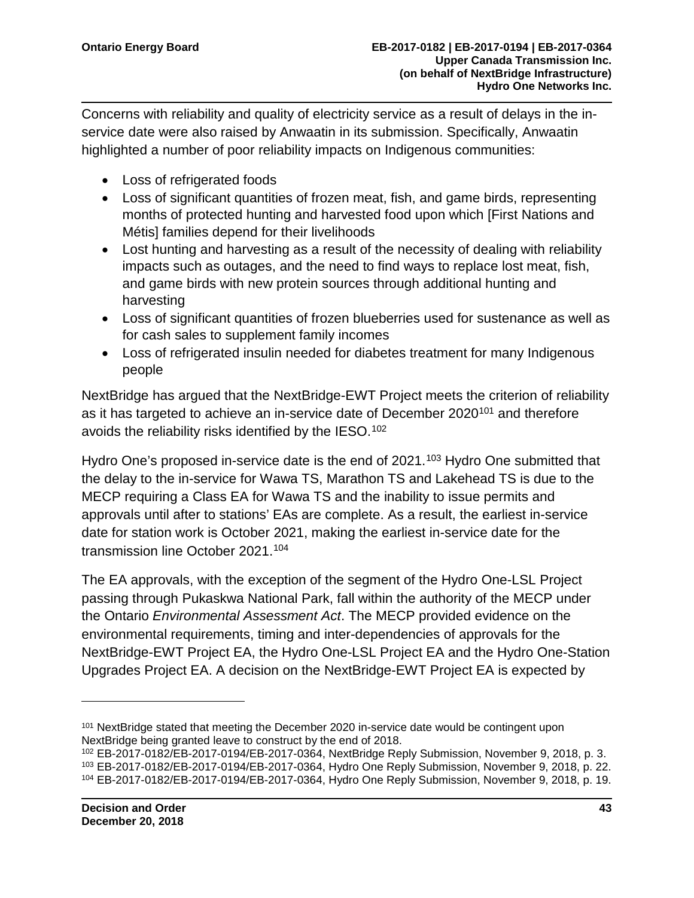Concerns with reliability and quality of electricity service as a result of delays in the in-service date were also raised by Anwaatin in its submission. Specifically, Anwaatin highlighted a number of poor reliability impacts on Indigenous communities:

- Loss of refrigerated foods
- Loss of significant quantities of frozen meat, fish, and game birds, representing months of protected hunting and harvested food upon which [First Nations and Métis] families depend for their livelihoods
- Lost hunting and harvesting as a result of the necessity of dealing with reliability impacts such as outages, and the need to find ways to replace lost meat, fish, and game birds with new protein sources through additional hunting and harvesting
- Loss of significant quantities of frozen blueberries used for sustenance as well as for cash sales to supplement family incomes
- Loss of refrigerated insulin needed for diabetes treatment for many Indigenous people

NextBridge has argued that the NextBridge-EWT Project meets the criterion of reliability as it has targeted to achieve an in-service date of December 2020[101] and therefore avoids the reliability risks identified by the IESO.[102]

Hydro One's proposed in-service date is the end of 2021.[103] Hydro One submitted that the delay to the in-service for Wawa TS, Marathon TS and Lakehead TS is due to the MECP requiring a Class EA for Wawa TS and the inability to issue permits and approvals until after to stations' EAs are complete. As a result, the earliest in-service date for station work is October 2021, making the earliest in-service date for the transmission line October 2021.[104]

The EA approvals, with the exception of the segment of the Hydro One-LSL Project passing through Pukaskwa National Park, fall within the authority of the MECP under the Ontario *Environmental Assessment Act*. The MECP provided evidence on the environmental requirements, timing and inter-dependencies of approvals for the NextBridge-EWT Project EA, the Hydro One-LSL Project EA and the Hydro One-Station Upgrades Project EA. A decision on the NextBridge-EWT Project EA is expected by

---

[101] NextBridge stated that meeting the December 2020 in-service date would be contingent upon NextBridge being granted leave to construct by the end of 2018.

[102] EB-2017-0182/EB-2017-0194/EB-2017-0364, NextBridge Reply Submission, November 9, 2018, p. 3.

[103] EB-2017-0182/EB-2017-0194/EB-2017-0364, Hydro One Reply Submission, November 9, 2018, p. 22.

[104] EB-2017-0182/EB-2017-0194/EB-2017-0364, Hydro One Reply Submission, November 9, 2018, p. 19.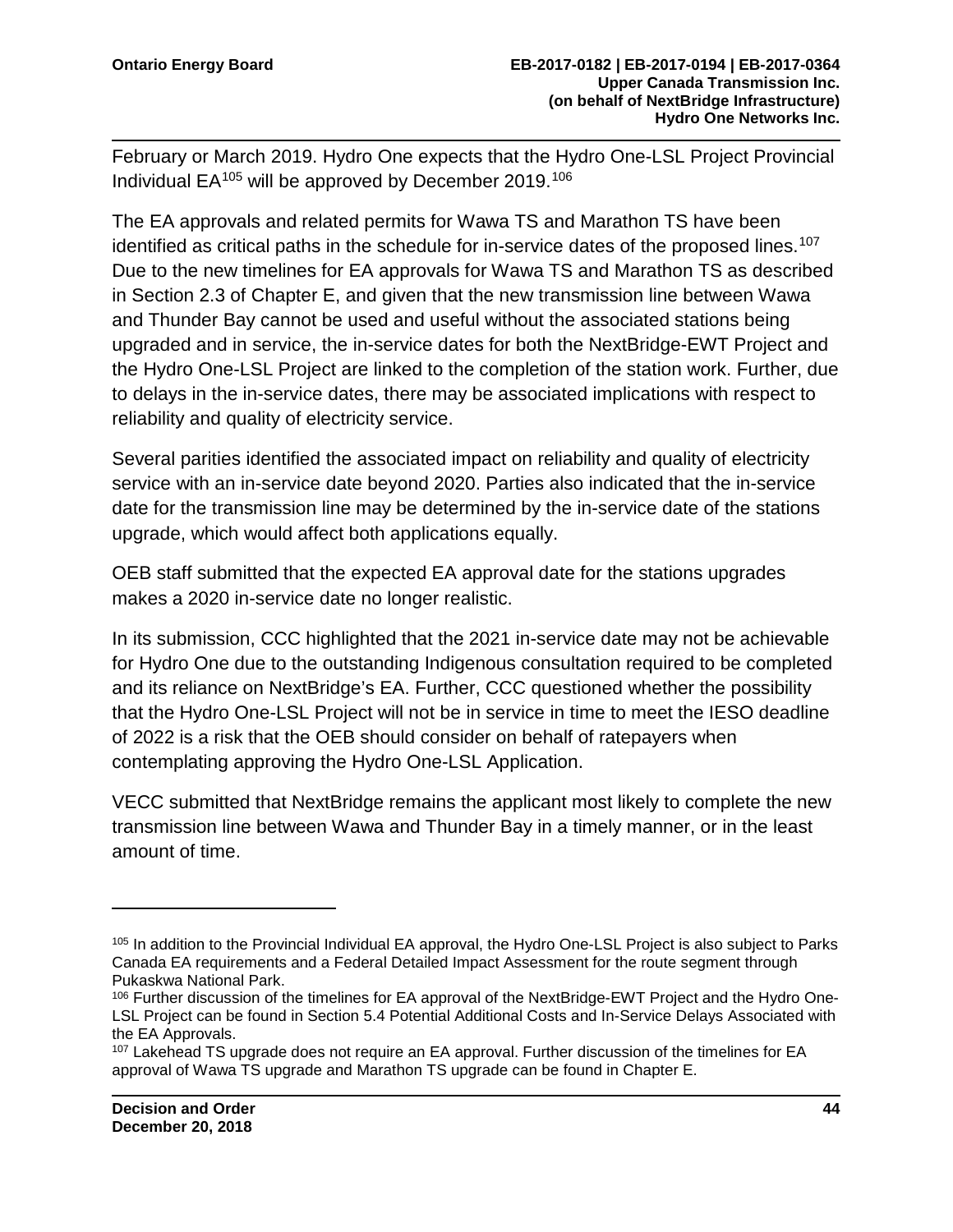February or March 2019. Hydro One expects that the Hydro One-LSL Project Provincial Individual EA[105] will be approved by December 2019.[106]

The EA approvals and related permits for Wawa TS and Marathon TS have been identified as critical paths in the schedule for in-service dates of the proposed lines.[107] Due to the new timelines for EA approvals for Wawa TS and Marathon TS as described in Section 2.3 of Chapter E, and given that the new transmission line between Wawa and Thunder Bay cannot be used and useful without the associated stations being upgraded and in service, the in-service dates for both the NextBridge-EWT Project and the Hydro One-LSL Project are linked to the completion of the station work. Further, due to delays in the in-service dates, there may be associated implications with respect to reliability and quality of electricity service.

Several parities identified the associated impact on reliability and quality of electricity service with an in-service date beyond 2020. Parties also indicated that the in-service date for the transmission line may be determined by the in-service date of the stations upgrade, which would affect both applications equally.

OEB staff submitted that the expected EA approval date for the stations upgrades makes a 2020 in-service date no longer realistic.

In its submission, CCC highlighted that the 2021 in-service date may not be achievable for Hydro One due to the outstanding Indigenous consultation required to be completed and its reliance on NextBridge's EA. Further, CCC questioned whether the possibility that the Hydro One-LSL Project will not be in service in time to meet the IESO deadline of 2022 is a risk that the OEB should consider on behalf of ratepayers when contemplating approving the Hydro One-LSL Application.

VECC submitted that NextBridge remains the applicant most likely to complete the new transmission line between Wawa and Thunder Bay in a timely manner, or in the least amount of time.

---

[105] In addition to the Provincial Individual EA approval, the Hydro One-LSL Project is also subject to Parks Canada EA requirements and a Federal Detailed Impact Assessment for the route segment through Pukaskwa National Park.

[106] Further discussion of the timelines for EA approval of the NextBridge-EWT Project and the Hydro One-LSL Project can be found in Section 5.4 Potential Additional Costs and In-Service Delays Associated with the EA Approvals.

[107] Lakehead TS upgrade does not require an EA approval. Further discussion of the timelines for EA approval of Wawa TS upgrade and Marathon TS upgrade can be found in Chapter E.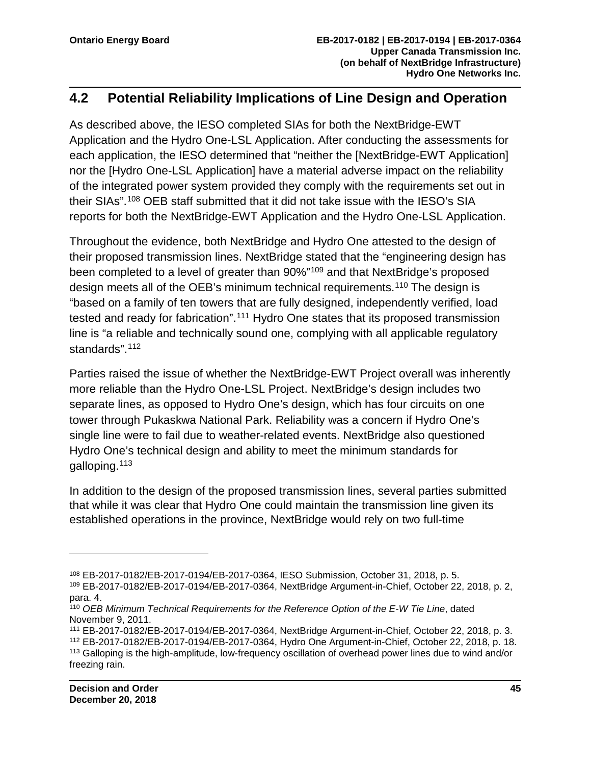## 4.2 Potential Reliability Implications of Line Design and Operation

As described above, the IESO completed SIAs for both the NextBridge-EWT Application and the Hydro One-LSL Application. After conducting the assessments for each application, the IESO determined that "neither the [NextBridge-EWT Application] nor the [Hydro One-LSL Application] have a material adverse impact on the reliability of the integrated power system provided they comply with the requirements set out in their SIAs".[108] OEB staff submitted that it did not take issue with the IESO's SIA reports for both the NextBridge-EWT Application and the Hydro One-LSL Application.

Throughout the evidence, both NextBridge and Hydro One attested to the design of their proposed transmission lines. NextBridge stated that the "engineering design has been completed to a level of greater than 90%"[109] and that NextBridge's proposed design meets all of the OEB's minimum technical requirements.[110] The design is "based on a family of ten towers that are fully designed, independently verified, load tested and ready for fabrication".[111] Hydro One states that its proposed transmission line is "a reliable and technically sound one, complying with all applicable regulatory standards".[112]

Parties raised the issue of whether the NextBridge-EWT Project overall was inherently more reliable than the Hydro One-LSL Project. NextBridge's design includes two separate lines, as opposed to Hydro One's design, which has four circuits on one tower through Pukaskwa National Park. Reliability was a concern if Hydro One's single line were to fail due to weather-related events. NextBridge also questioned Hydro One's technical design and ability to meet the minimum standards for galloping.[113]

In addition to the design of the proposed transmission lines, several parties submitted that while it was clear that Hydro One could maintain the transmission line given its established operations in the province, NextBridge would rely on two full-time

---

[108] EB-2017-0182/EB-2017-0194/EB-2017-0364, IESO Submission, October 31, 2018, p. 5.

[109] EB-2017-0182/EB-2017-0194/EB-2017-0364, NextBridge Argument-in-Chief, October 22, 2018, p. 2, para. 4.

[110] *OEB Minimum Technical Requirements for the Reference Option of the E-W Tie Line*, dated November 9, 2011.

[111] EB-2017-0182/EB-2017-0194/EB-2017-0364, NextBridge Argument-in-Chief, October 22, 2018, p. 3.

[112] EB-2017-0182/EB-2017-0194/EB-2017-0364, Hydro One Argument-in-Chief, October 22, 2018, p. 18.

[113] Galloping is the high-amplitude, low-frequency oscillation of overhead power lines due to wind and/or freezing rain.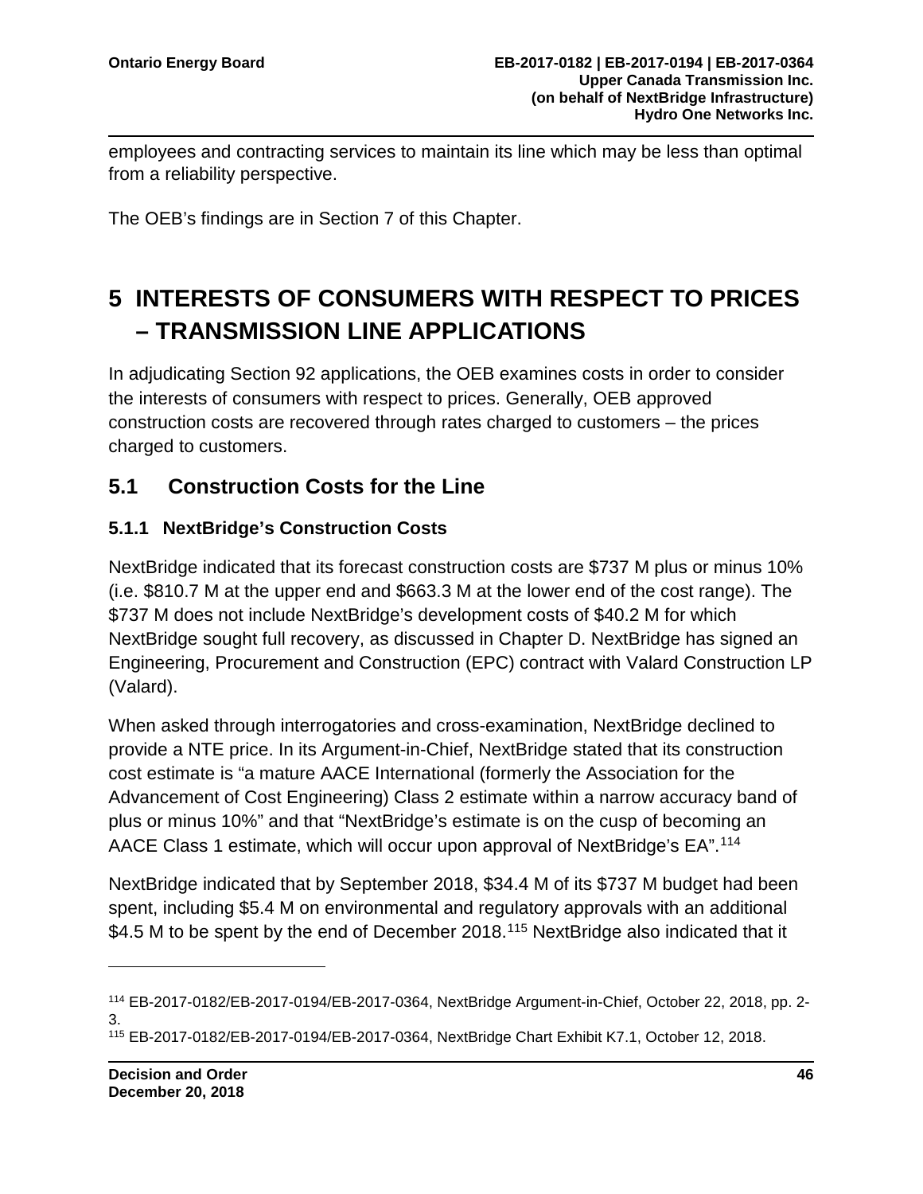employees and contracting services to maintain its line which may be less than optimal from a reliability perspective.

The OEB's findings are in Section 7 of this Chapter.

# 5 INTERESTS OF CONSUMERS WITH RESPECT TO PRICES – TRANSMISSION LINE APPLICATIONS

In adjudicating Section 92 applications, the OEB examines costs in order to consider the interests of consumers with respect to prices. Generally, OEB approved construction costs are recovered through rates charged to customers – the prices charged to customers.

## 5.1 Construction Costs for the Line

### 5.1.1 NextBridge's Construction Costs

NextBridge indicated that its forecast construction costs are \$737 M plus or minus 10% (i.e. \$810.7 M at the upper end and \$663.3 M at the lower end of the cost range). The \$737 M does not include NextBridge's development costs of \$40.2 M for which NextBridge sought full recovery, as discussed in Chapter D. NextBridge has signed an Engineering, Procurement and Construction (EPC) contract with Valard Construction LP (Valard).

When asked through interrogatories and cross-examination, NextBridge declined to provide a NTE price. In its Argument-in-Chief, NextBridge stated that its construction cost estimate is "a mature AACE International (formerly the Association for the Advancement of Cost Engineering) Class 2 estimate within a narrow accuracy band of plus or minus 10%" and that "NextBridge's estimate is on the cusp of becoming an AACE Class 1 estimate, which will occur upon approval of NextBridge's EA".[114]

NextBridge indicated that by September 2018, \$34.4 M of its \$737 M budget had been spent, including \$5.4 M on environmental and regulatory approvals with an additional \$4.5 M to be spent by the end of December 2018.[115] NextBridge also indicated that it

[114] EB-2017-0182/EB-2017-0194/EB-2017-0364, NextBridge Argument-in-Chief, October 22, 2018, pp. 2-3.

[115] EB-2017-0182/EB-2017-0194/EB-2017-0364, NextBridge Chart Exhibit K7.1, October 12, 2018.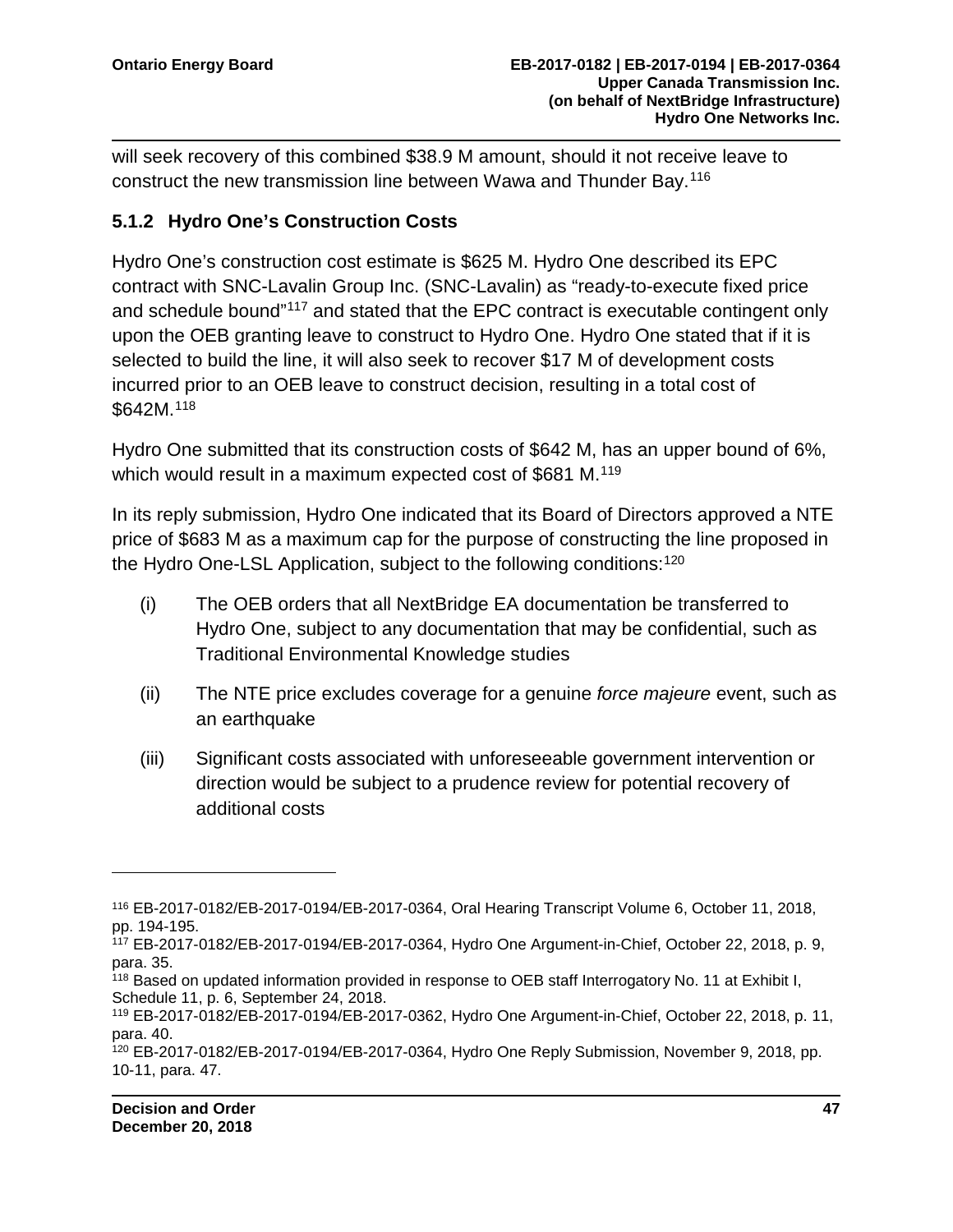will seek recovery of this combined $38.9 M amount, should it not receive leave to construct the new transmission line between Wawa and Thunder Bay.[116]

### 5.1.2 Hydro One's Construction Costs

Hydro One's construction cost estimate is $625 M. Hydro One described its EPC contract with SNC-Lavalin Group Inc. (SNC-Lavalin) as "ready-to-execute fixed price and schedule bound"[117] and stated that the EPC contract is executable contingent only upon the OEB granting leave to construct to Hydro One. Hydro One stated that if it is selected to build the line, it will also seek to recover $17 M of development costs incurred prior to an OEB leave to construct decision, resulting in a total cost of $642M.[118]

Hydro One submitted that its construction costs of $642 M, has an upper bound of 6%, which would result in a maximum expected cost of $681 M.[119]

In its reply submission, Hydro One indicated that its Board of Directors approved a NTE price of $683 M as a maximum cap for the purpose of constructing the line proposed in the Hydro One-LSL Application, subject to the following conditions:[120]

(i) The OEB orders that all NextBridge EA documentation be transferred to Hydro One, subject to any documentation that may be confidential, such as Traditional Environmental Knowledge studies

(ii) The NTE price excludes coverage for a genuine *force majeure* event, such as an earthquake

(iii) Significant costs associated with unforeseeable government intervention or direction would be subject to a prudence review for potential recovery of additional costs

---

[116] EB-2017-0182/EB-2017-0194/EB-2017-0364, Oral Hearing Transcript Volume 6, October 11, 2018, pp. 194-195.

[117] EB-2017-0182/EB-2017-0194/EB-2017-0364, Hydro One Argument-in-Chief, October 22, 2018, p. 9, para. 35.

[118] Based on updated information provided in response to OEB staff Interrogatory No. 11 at Exhibit I, Schedule 11, p. 6, September 24, 2018.

[119] EB-2017-0182/EB-2017-0194/EB-2017-0362, Hydro One Argument-in-Chief, October 22, 2018, p. 11, para. 40.

[120] EB-2017-0182/EB-2017-0194/EB-2017-0364, Hydro One Reply Submission, November 9, 2018, pp. 10-11, para. 47.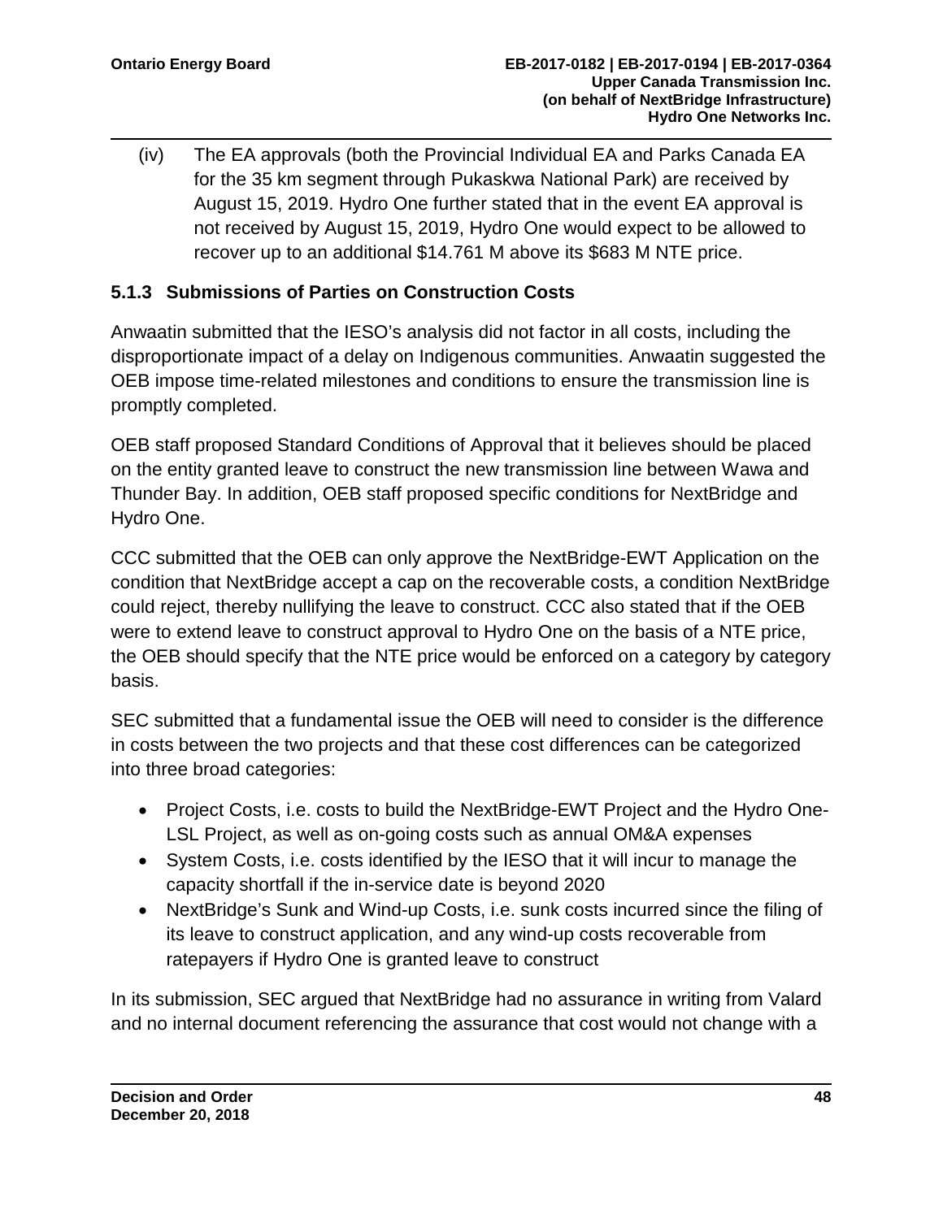(iv) The EA approvals (both the Provincial Individual EA and Parks Canada EA for the 35 km segment through Pukaskwa National Park) are received by August 15, 2019. Hydro One further stated that in the event EA approval is not received by August 15, 2019, Hydro One would expect to be allowed to recover up to an additional \$14.761 M above its \$683 M NTE price.

### 5.1.3 Submissions of Parties on Construction Costs

Anwaatin submitted that the IESO's analysis did not factor in all costs, including the disproportionate impact of a delay on Indigenous communities. Anwaatin suggested the OEB impose time-related milestones and conditions to ensure the transmission line is promptly completed.

OEB staff proposed Standard Conditions of Approval that it believes should be placed on the entity granted leave to construct the new transmission line between Wawa and Thunder Bay. In addition, OEB staff proposed specific conditions for NextBridge and Hydro One.

CCC submitted that the OEB can only approve the NextBridge-EWT Application on the condition that NextBridge accept a cap on the recoverable costs, a condition NextBridge could reject, thereby nullifying the leave to construct. CCC also stated that if the OEB were to extend leave to construct approval to Hydro One on the basis of a NTE price, the OEB should specify that the NTE price would be enforced on a category by category basis.

SEC submitted that a fundamental issue the OEB will need to consider is the difference in costs between the two projects and that these cost differences can be categorized into three broad categories:

- Project Costs, i.e. costs to build the NextBridge-EWT Project and the Hydro One-LSL Project, as well as on-going costs such as annual OM&A expenses
- System Costs, i.e. costs identified by the IESO that it will incur to manage the capacity shortfall if the in-service date is beyond 2020
- NextBridge's Sunk and Wind-up Costs, i.e. sunk costs incurred since the filing of its leave to construct application, and any wind-up costs recoverable from ratepayers if Hydro One is granted leave to construct

In its submission, SEC argued that NextBridge had no assurance in writing from Valard and no internal document referencing the assurance that cost would not change with a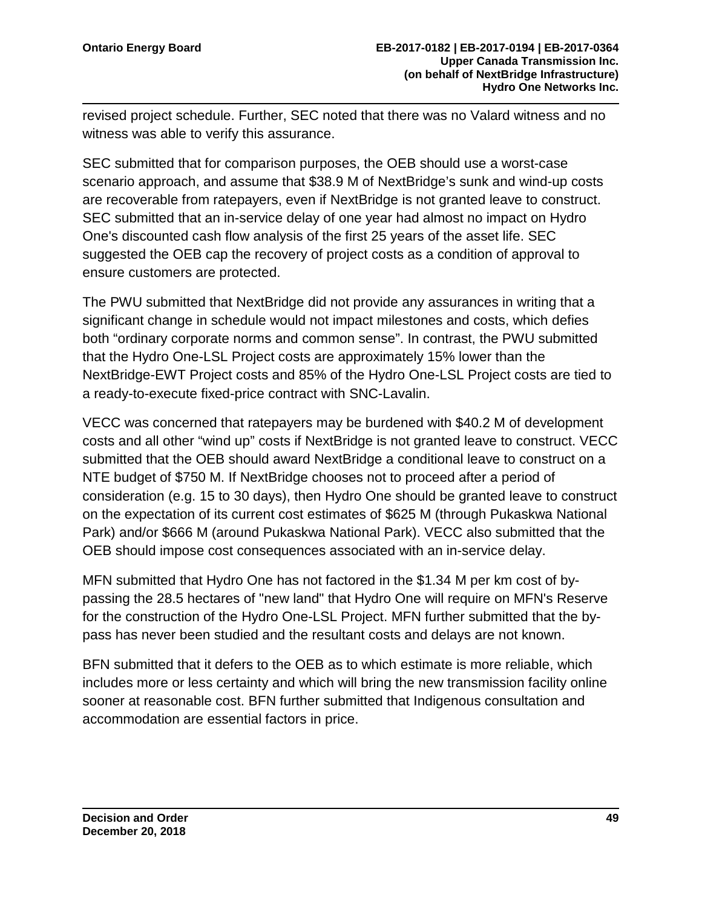revised project schedule. Further, SEC noted that there was no Valard witness and no witness was able to verify this assurance.

SEC submitted that for comparison purposes, the OEB should use a worst-case scenario approach, and assume that \$38.9 M of NextBridge's sunk and wind-up costs are recoverable from ratepayers, even if NextBridge is not granted leave to construct. SEC submitted that an in-service delay of one year had almost no impact on Hydro One's discounted cash flow analysis of the first 25 years of the asset life. SEC suggested the OEB cap the recovery of project costs as a condition of approval to ensure customers are protected.

The PWU submitted that NextBridge did not provide any assurances in writing that a significant change in schedule would not impact milestones and costs, which defies both "ordinary corporate norms and common sense". In contrast, the PWU submitted that the Hydro One-LSL Project costs are approximately 15% lower than the NextBridge-EWT Project costs and 85% of the Hydro One-LSL Project costs are tied to a ready-to-execute fixed-price contract with SNC-Lavalin.

VECC was concerned that ratepayers may be burdened with \$40.2 M of development costs and all other "wind up" costs if NextBridge is not granted leave to construct. VECC submitted that the OEB should award NextBridge a conditional leave to construct on a NTE budget of \$750 M. If NextBridge chooses not to proceed after a period of consideration (e.g. 15 to 30 days), then Hydro One should be granted leave to construct on the expectation of its current cost estimates of \$625 M (through Pukaskwa National Park) and/or \$666 M (around Pukaskwa National Park). VECC also submitted that the OEB should impose cost consequences associated with an in-service delay.

MFN submitted that Hydro One has not factored in the \$1.34 M per km cost of by-passing the 28.5 hectares of "new land" that Hydro One will require on MFN's Reserve for the construction of the Hydro One-LSL Project. MFN further submitted that the by-pass has never been studied and the resultant costs and delays are not known.

BFN submitted that it defers to the OEB as to which estimate is more reliable, which includes more or less certainty and which will bring the new transmission facility online sooner at reasonable cost. BFN further submitted that Indigenous consultation and accommodation are essential factors in price.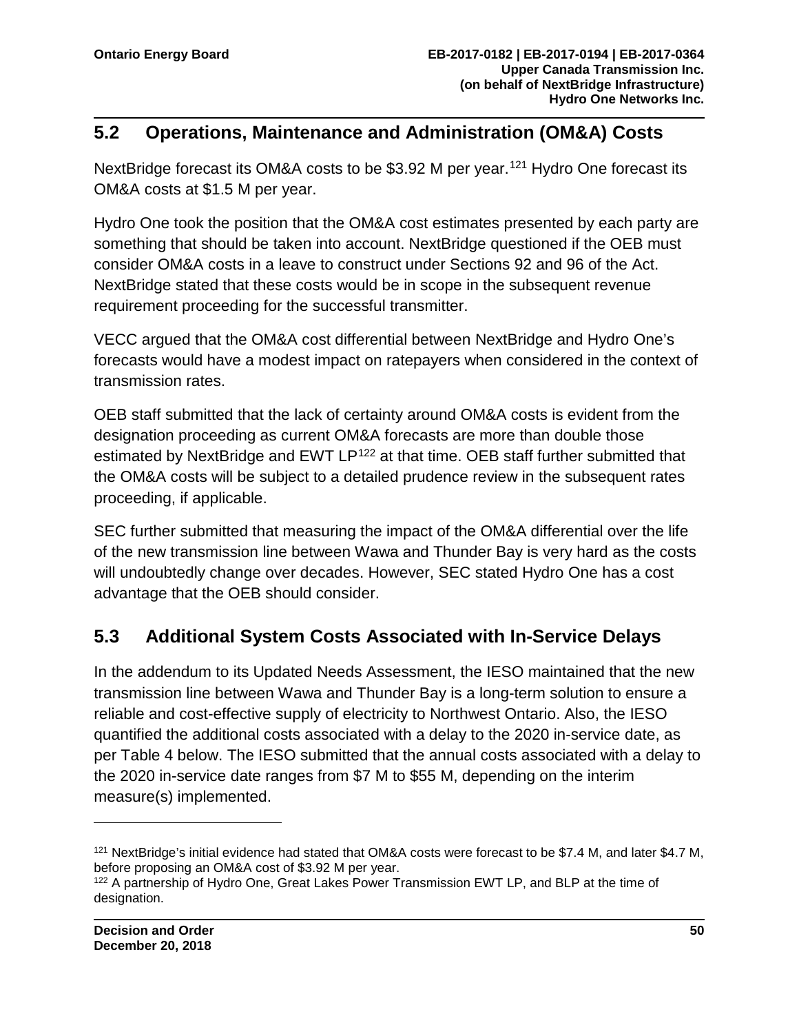## 5.2 Operations, Maintenance and Administration (OM&A) Costs

NextBridge forecast its OM&A costs to be \$3.92 M per year.[121] Hydro One forecast its OM&A costs at \$1.5 M per year.

Hydro One took the position that the OM&A cost estimates presented by each party are something that should be taken into account. NextBridge questioned if the OEB must consider OM&A costs in a leave to construct under Sections 92 and 96 of the Act. NextBridge stated that these costs would be in scope in the subsequent revenue requirement proceeding for the successful transmitter.

VECC argued that the OM&A cost differential between NextBridge and Hydro One's forecasts would have a modest impact on ratepayers when considered in the context of transmission rates.

OEB staff submitted that the lack of certainty around OM&A costs is evident from the designation proceeding as current OM&A forecasts are more than double those estimated by NextBridge and EWT LP[122] at that time. OEB staff further submitted that the OM&A costs will be subject to a detailed prudence review in the subsequent rates proceeding, if applicable.

SEC further submitted that measuring the impact of the OM&A differential over the life of the new transmission line between Wawa and Thunder Bay is very hard as the costs will undoubtedly change over decades. However, SEC stated Hydro One has a cost advantage that the OEB should consider.

## 5.3 Additional System Costs Associated with In-Service Delays

In the addendum to its Updated Needs Assessment, the IESO maintained that the new transmission line between Wawa and Thunder Bay is a long-term solution to ensure a reliable and cost-effective supply of electricity to Northwest Ontario. Also, the IESO quantified the additional costs associated with a delay to the 2020 in-service date, as per Table 4 below. The IESO submitted that the annual costs associated with a delay to the 2020 in-service date ranges from \$7 M to \$55 M, depending on the interim measure(s) implemented.

---

[121] NextBridge's initial evidence had stated that OM&A costs were forecast to be \$7.4 M, and later \$4.7 M, before proposing an OM&A cost of \$3.92 M per year.

[122] A partnership of Hydro One, Great Lakes Power Transmission EWT LP, and BLP at the time of designation.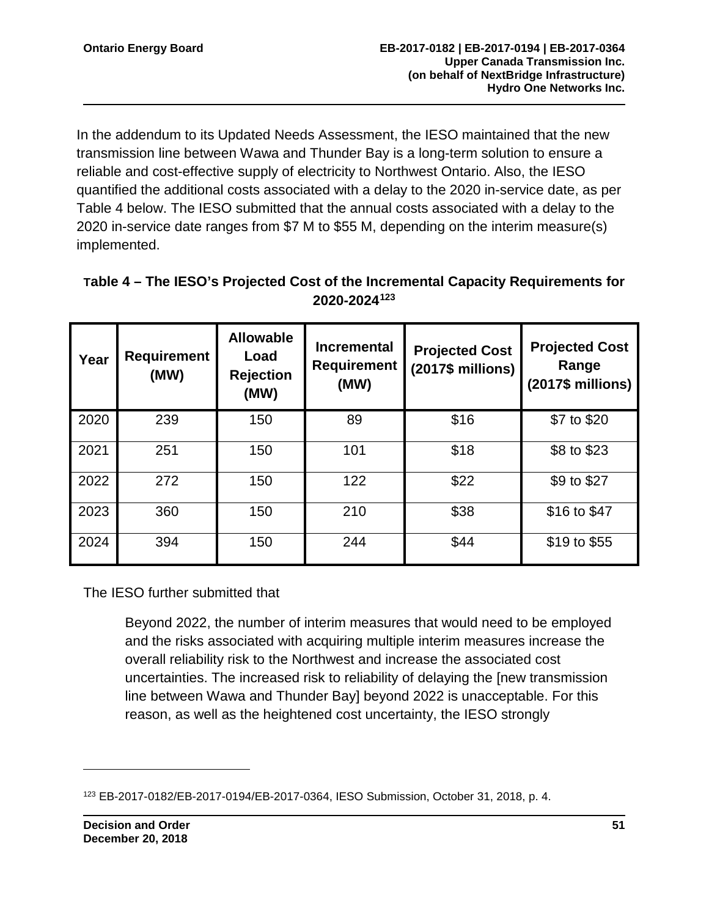In the addendum to its Updated Needs Assessment, the IESO maintained that the new transmission line between Wawa and Thunder Bay is a long-term solution to ensure a reliable and cost-effective supply of electricity to Northwest Ontario. Also, the IESO quantified the additional costs associated with a delay to the 2020 in-service date, as per Table 4 below. The IESO submitted that the annual costs associated with a delay to the 2020 in-service date ranges from $7 M to $55 M, depending on the interim measure(s) implemented.

**Table 4 – The IESO's Projected Cost of the Incremental Capacity Requirements for 2020-2024**[123]

| Year | Requirement (MW) | Allowable Load Rejection (MW) | Incremental Requirement (MW) | Projected Cost (2017$ millions) | Projected Cost Range (2017$ millions) |
|---|---|---|---|---|---|
| 2020 | 239 | 150 | 89 | $16 | $7 to $20 |
| 2021 | 251 | 150 | 101 | $18 | $8 to $23 |
| 2022 | 272 | 150 | 122 | $22 | $9 to $27 |
| 2023 | 360 | 150 | 210 | $38 | $16 to $47 |
| 2024 | 394 | 150 | 244 | $44 | $19 to $55 |

The IESO further submitted that

> Beyond 2022, the number of interim measures that would need to be employed and the risks associated with acquiring multiple interim measures increase the overall reliability risk to the Northwest and increase the associated cost uncertainties. The increased risk to reliability of delaying the [new transmission line between Wawa and Thunder Bay] beyond 2022 is unacceptable. For this reason, as well as the heightened cost uncertainty, the IESO strongly

---

[123] EB-2017-0182/EB-2017-0194/EB-2017-0364, IESO Submission, October 31, 2018, p. 4.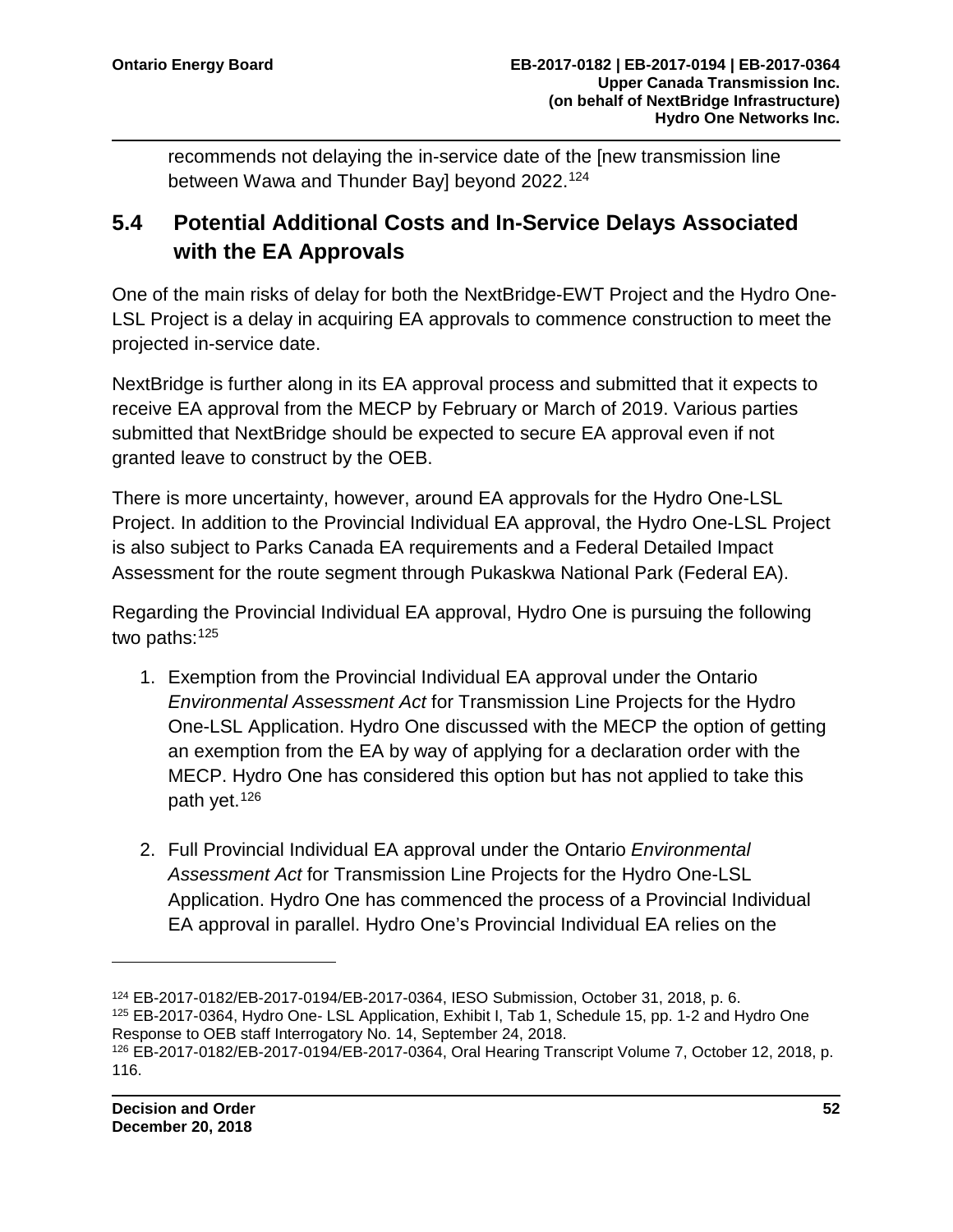recommends not delaying the in-service date of the [new transmission line between Wawa and Thunder Bay] beyond 2022.[124]

## 5.4 Potential Additional Costs and In-Service Delays Associated with the EA Approvals

One of the main risks of delay for both the NextBridge-EWT Project and the Hydro One-LSL Project is a delay in acquiring EA approvals to commence construction to meet the projected in-service date.

NextBridge is further along in its EA approval process and submitted that it expects to receive EA approval from the MECP by February or March of 2019. Various parties submitted that NextBridge should be expected to secure EA approval even if not granted leave to construct by the OEB.

There is more uncertainty, however, around EA approvals for the Hydro One-LSL Project. In addition to the Provincial Individual EA approval, the Hydro One-LSL Project is also subject to Parks Canada EA requirements and a Federal Detailed Impact Assessment for the route segment through Pukaskwa National Park (Federal EA).

Regarding the Provincial Individual EA approval, Hydro One is pursuing the following two paths:[125]

1. Exemption from the Provincial Individual EA approval under the Ontario *Environmental Assessment Act* for Transmission Line Projects for the Hydro One-LSL Application. Hydro One discussed with the MECP the option of getting an exemption from the EA by way of applying for a declaration order with the MECP. Hydro One has considered this option but has not applied to take this path yet.[126]

2. Full Provincial Individual EA approval under the Ontario *Environmental Assessment Act* for Transmission Line Projects for the Hydro One-LSL Application. Hydro One has commenced the process of a Provincial Individual EA approval in parallel. Hydro One's Provincial Individual EA relies on the

---

[124] EB-2017-0182/EB-2017-0194/EB-2017-0364, IESO Submission, October 31, 2018, p. 6.

[125] EB-2017-0364, Hydro One- LSL Application, Exhibit I, Tab 1, Schedule 15, pp. 1-2 and Hydro One Response to OEB staff Interrogatory No. 14, September 24, 2018.

[126] EB-2017-0182/EB-2017-0194/EB-2017-0364, Oral Hearing Transcript Volume 7, October 12, 2018, p. 116.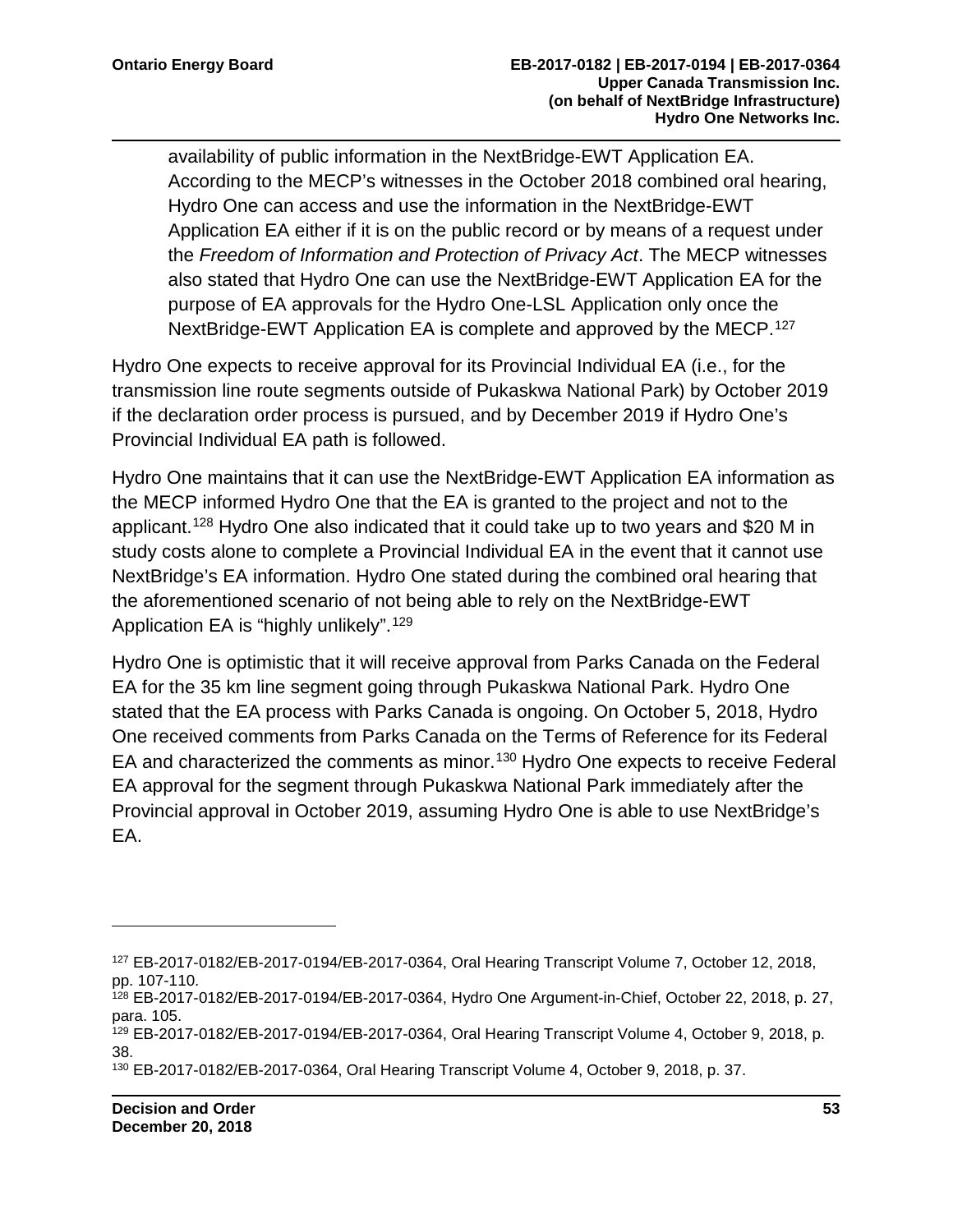availability of public information in the NextBridge-EWT Application EA. According to the MECP's witnesses in the October 2018 combined oral hearing, Hydro One can access and use the information in the NextBridge-EWT Application EA either if it is on the public record or by means of a request under the *Freedom of Information and Protection of Privacy Act*. The MECP witnesses also stated that Hydro One can use the NextBridge-EWT Application EA for the purpose of EA approvals for the Hydro One-LSL Application only once the NextBridge-EWT Application EA is complete and approved by the MECP.[127]

Hydro One expects to receive approval for its Provincial Individual EA (i.e., for the transmission line route segments outside of Pukaskwa National Park) by October 2019 if the declaration order process is pursued, and by December 2019 if Hydro One's Provincial Individual EA path is followed.

Hydro One maintains that it can use the NextBridge-EWT Application EA information as the MECP informed Hydro One that the EA is granted to the project and not to the applicant.[128] Hydro One also indicated that it could take up to two years and $20 M in study costs alone to complete a Provincial Individual EA in the event that it cannot use NextBridge's EA information. Hydro One stated during the combined oral hearing that the aforementioned scenario of not being able to rely on the NextBridge-EWT Application EA is "highly unlikely".[129]

Hydro One is optimistic that it will receive approval from Parks Canada on the Federal EA for the 35 km line segment going through Pukaskwa National Park. Hydro One stated that the EA process with Parks Canada is ongoing. On October 5, 2018, Hydro One received comments from Parks Canada on the Terms of Reference for its Federal EA and characterized the comments as minor.[130] Hydro One expects to receive Federal EA approval for the segment through Pukaskwa National Park immediately after the Provincial approval in October 2019, assuming Hydro One is able to use NextBridge's EA.

---

[127] EB-2017-0182/EB-2017-0194/EB-2017-0364, Oral Hearing Transcript Volume 7, October 12, 2018, pp. 107-110.

[128] EB-2017-0182/EB-2017-0194/EB-2017-0364, Hydro One Argument-in-Chief, October 22, 2018, p. 27, para. 105.

[129] EB-2017-0182/EB-2017-0194/EB-2017-0364, Oral Hearing Transcript Volume 4, October 9, 2018, p. 38.

[130] EB-2017-0182/EB-2017-0364, Oral Hearing Transcript Volume 4, October 9, 2018, p. 37.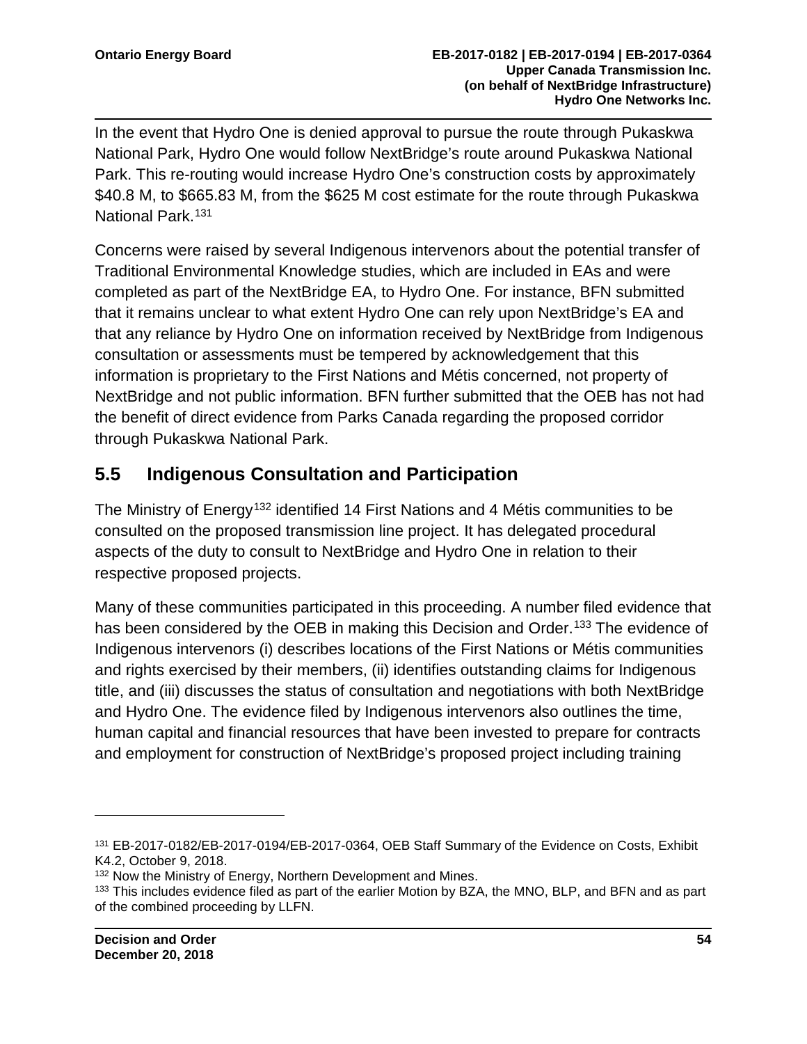In the event that Hydro One is denied approval to pursue the route through Pukaskwa National Park, Hydro One would follow NextBridge's route around Pukaskwa National Park. This re-routing would increase Hydro One's construction costs by approximately \$40.8 M, to \$665.83 M, from the \$625 M cost estimate for the route through Pukaskwa National Park.[131]

Concerns were raised by several Indigenous intervenors about the potential transfer of Traditional Environmental Knowledge studies, which are included in EAs and were completed as part of the NextBridge EA, to Hydro One. For instance, BFN submitted that it remains unclear to what extent Hydro One can rely upon NextBridge's EA and that any reliance by Hydro One on information received by NextBridge from Indigenous consultation or assessments must be tempered by acknowledgement that this information is proprietary to the First Nations and Métis concerned, not property of NextBridge and not public information. BFN further submitted that the OEB has not had the benefit of direct evidence from Parks Canada regarding the proposed corridor through Pukaskwa National Park.

## 5.5 Indigenous Consultation and Participation

The Ministry of Energy[132] identified 14 First Nations and 4 Métis communities to be consulted on the proposed transmission line project. It has delegated procedural aspects of the duty to consult to NextBridge and Hydro One in relation to their respective proposed projects.

Many of these communities participated in this proceeding. A number filed evidence that has been considered by the OEB in making this Decision and Order.[133] The evidence of Indigenous intervenors (i) describes locations of the First Nations or Métis communities and rights exercised by their members, (ii) identifies outstanding claims for Indigenous title, and (iii) discusses the status of consultation and negotiations with both NextBridge and Hydro One. The evidence filed by Indigenous intervenors also outlines the time, human capital and financial resources that have been invested to prepare for contracts and employment for construction of NextBridge's proposed project including training

---

[131] EB-2017-0182/EB-2017-0194/EB-2017-0364, OEB Staff Summary of the Evidence on Costs, Exhibit K4.2, October 9, 2018.

[132] Now the Ministry of Energy, Northern Development and Mines.

[133] This includes evidence filed as part of the earlier Motion by BZA, the MNO, BLP, and BFN and as part of the combined proceeding by LLFN.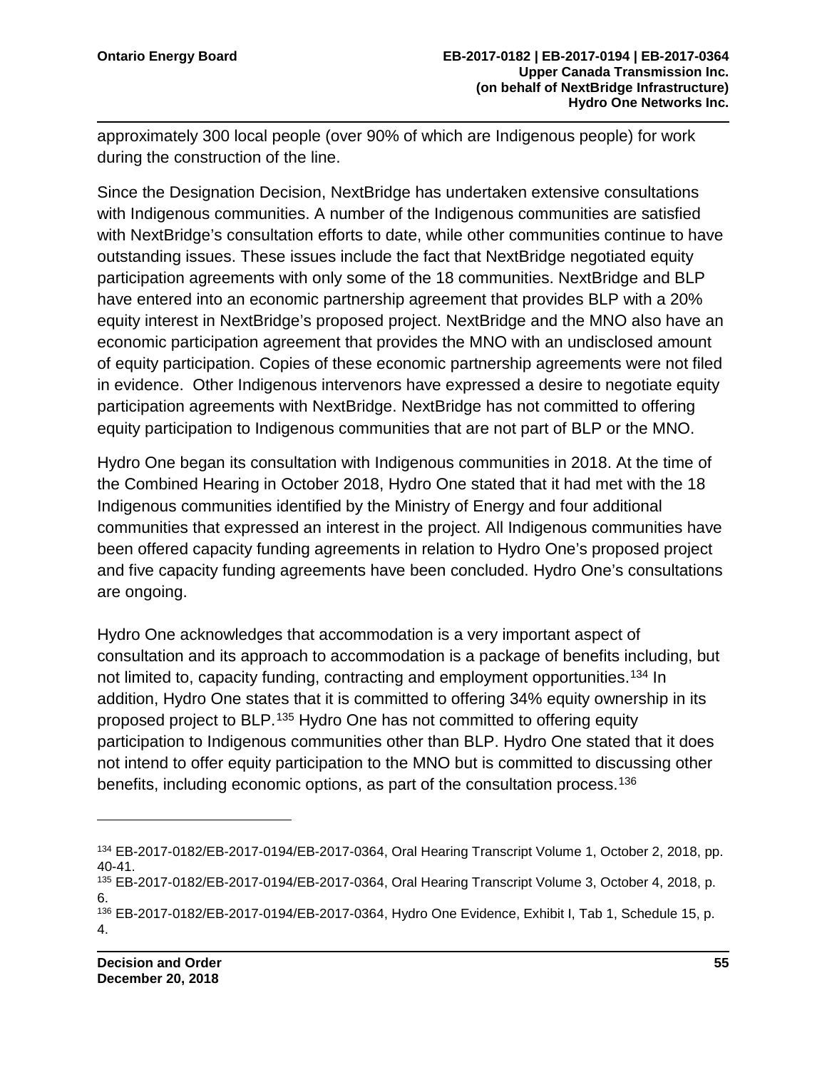approximately 300 local people (over 90% of which are Indigenous people) for work during the construction of the line.

Since the Designation Decision, NextBridge has undertaken extensive consultations with Indigenous communities. A number of the Indigenous communities are satisfied with NextBridge's consultation efforts to date, while other communities continue to have outstanding issues. These issues include the fact that NextBridge negotiated equity participation agreements with only some of the 18 communities. NextBridge and BLP have entered into an economic partnership agreement that provides BLP with a 20% equity interest in NextBridge's proposed project. NextBridge and the MNO also have an economic participation agreement that provides the MNO with an undisclosed amount of equity participation. Copies of these economic partnership agreements were not filed in evidence. Other Indigenous intervenors have expressed a desire to negotiate equity participation agreements with NextBridge. NextBridge has not committed to offering equity participation to Indigenous communities that are not part of BLP or the MNO.

Hydro One began its consultation with Indigenous communities in 2018. At the time of the Combined Hearing in October 2018, Hydro One stated that it had met with the 18 Indigenous communities identified by the Ministry of Energy and four additional communities that expressed an interest in the project. All Indigenous communities have been offered capacity funding agreements in relation to Hydro One's proposed project and five capacity funding agreements have been concluded. Hydro One's consultations are ongoing.

Hydro One acknowledges that accommodation is a very important aspect of consultation and its approach to accommodation is a package of benefits including, but not limited to, capacity funding, contracting and employment opportunities.[134] In addition, Hydro One states that it is committed to offering 34% equity ownership in its proposed project to BLP.[135] Hydro One has not committed to offering equity participation to Indigenous communities other than BLP. Hydro One stated that it does not intend to offer equity participation to the MNO but is committed to discussing other benefits, including economic options, as part of the consultation process.[136]

---

[134] EB-2017-0182/EB-2017-0194/EB-2017-0364, Oral Hearing Transcript Volume 1, October 2, 2018, pp. 40-41.

[135] EB-2017-0182/EB-2017-0194/EB-2017-0364, Oral Hearing Transcript Volume 3, October 4, 2018, p. 6.

[136] EB-2017-0182/EB-2017-0194/EB-2017-0364, Hydro One Evidence, Exhibit I, Tab 1, Schedule 15, p. 4.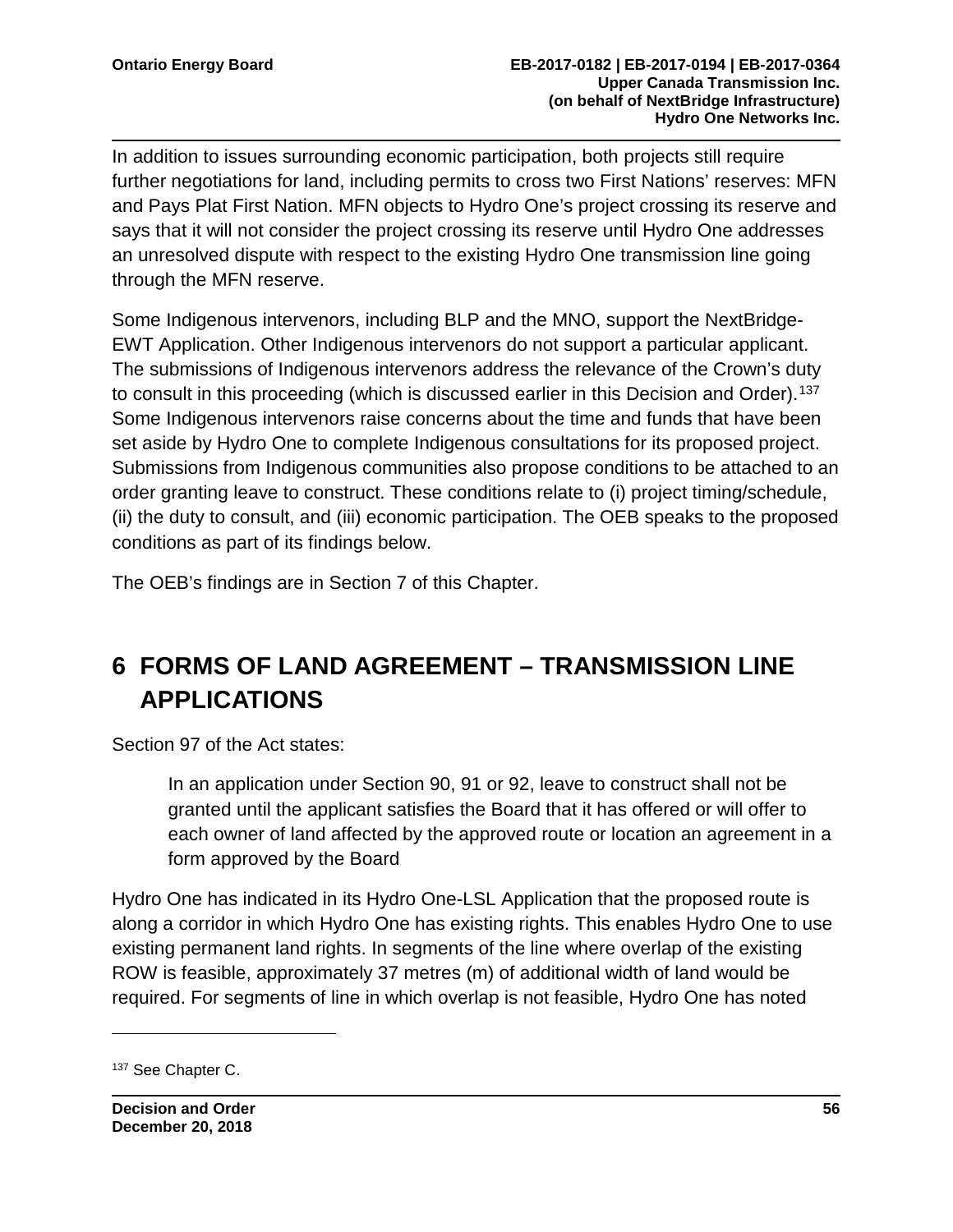In addition to issues surrounding economic participation, both projects still require further negotiations for land, including permits to cross two First Nations' reserves: MFN and Pays Plat First Nation. MFN objects to Hydro One's project crossing its reserve and says that it will not consider the project crossing its reserve until Hydro One addresses an unresolved dispute with respect to the existing Hydro One transmission line going through the MFN reserve.

Some Indigenous intervenors, including BLP and the MNO, support the NextBridge-EWT Application. Other Indigenous intervenors do not support a particular applicant. The submissions of Indigenous intervenors address the relevance of the Crown's duty to consult in this proceeding (which is discussed earlier in this Decision and Order).[137] Some Indigenous intervenors raise concerns about the time and funds that have been set aside by Hydro One to complete Indigenous consultations for its proposed project. Submissions from Indigenous communities also propose conditions to be attached to an order granting leave to construct. These conditions relate to (i) project timing/schedule, (ii) the duty to consult, and (iii) economic participation. The OEB speaks to the proposed conditions as part of its findings below.

The OEB's findings are in Section 7 of this Chapter.

# 6 FORMS OF LAND AGREEMENT – TRANSMISSION LINE APPLICATIONS

Section 97 of the Act states:

> In an application under Section 90, 91 or 92, leave to construct shall not be granted until the applicant satisfies the Board that it has offered or will offer to each owner of land affected by the approved route or location an agreement in a form approved by the Board

Hydro One has indicated in its Hydro One-LSL Application that the proposed route is along a corridor in which Hydro One has existing rights. This enables Hydro One to use existing permanent land rights. In segments of the line where overlap of the existing ROW is feasible, approximately 37 metres (m) of additional width of land would be required. For segments of line in which overlap is not feasible, Hydro One has noted

---

[137] See Chapter C.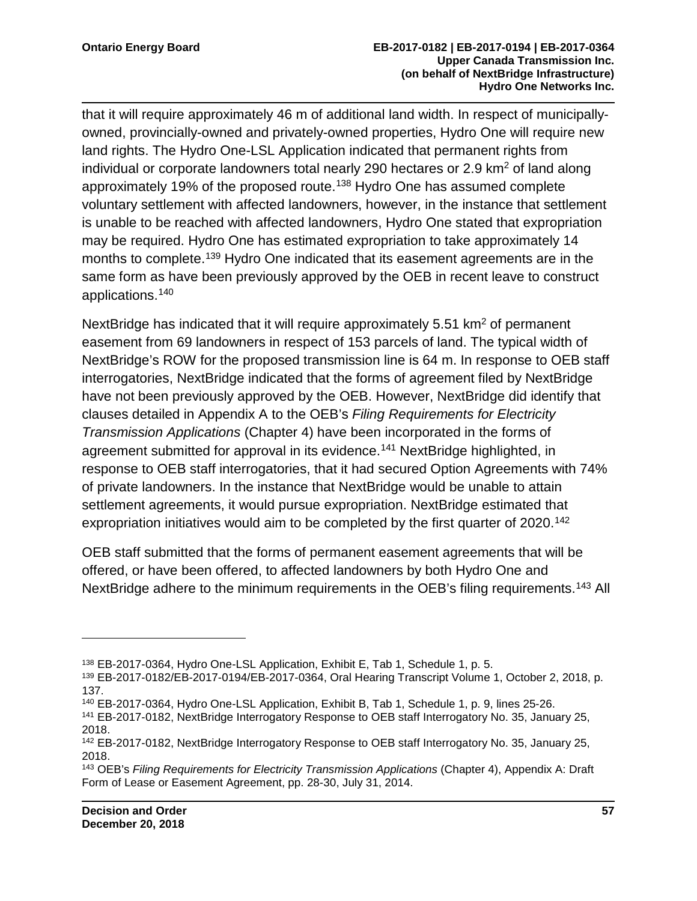that it will require approximately 46 m of additional land width. In respect of municipally-owned, provincially-owned and privately-owned properties, Hydro One will require new land rights. The Hydro One-LSL Application indicated that permanent rights from individual or corporate landowners total nearly 290 hectares or 2.9 $km^2$ of land along approximately 19% of the proposed route.[138] Hydro One has assumed complete voluntary settlement with affected landowners, however, in the instance that settlement is unable to be reached with affected landowners, Hydro One stated that expropriation may be required. Hydro One has estimated expropriation to take approximately 14 months to complete.[139] Hydro One indicated that its easement agreements are in the same form as have been previously approved by the OEB in recent leave to construct applications.[140]

NextBridge has indicated that it will require approximately 5.51 $km^2$ of permanent easement from 69 landowners in respect of 153 parcels of land. The typical width of NextBridge's ROW for the proposed transmission line is 64 m. In response to OEB staff interrogatories, NextBridge indicated that the forms of agreement filed by NextBridge have not been previously approved by the OEB. However, NextBridge did identify that clauses detailed in Appendix A to the OEB's *Filing Requirements for Electricity Transmission Applications* (Chapter 4) have been incorporated in the forms of agreement submitted for approval in its evidence.[141] NextBridge highlighted, in response to OEB staff interrogatories, that it had secured Option Agreements with 74% of private landowners. In the instance that NextBridge would be unable to attain settlement agreements, it would pursue expropriation. NextBridge estimated that expropriation initiatives would aim to be completed by the first quarter of 2020.[142]

OEB staff submitted that the forms of permanent easement agreements that will be offered, or have been offered, to affected landowners by both Hydro One and NextBridge adhere to the minimum requirements in the OEB's filing requirements.[143] All

---

[138] EB-2017-0364, Hydro One-LSL Application, Exhibit E, Tab 1, Schedule 1, p. 5.

[139] EB-2017-0182/EB-2017-0194/EB-2017-0364, Oral Hearing Transcript Volume 1, October 2, 2018, p. 137.

[140] EB-2017-0364, Hydro One-LSL Application, Exhibit B, Tab 1, Schedule 1, p. 9, lines 25-26.

[141] EB-2017-0182, NextBridge Interrogatory Response to OEB staff Interrogatory No. 35, January 25, 2018.

[142] EB-2017-0182, NextBridge Interrogatory Response to OEB staff Interrogatory No. 35, January 25, 2018.

[143] OEB's *Filing Requirements for Electricity Transmission Applications* (Chapter 4), Appendix A: Draft Form of Lease or Easement Agreement, pp. 28-30, July 31, 2014.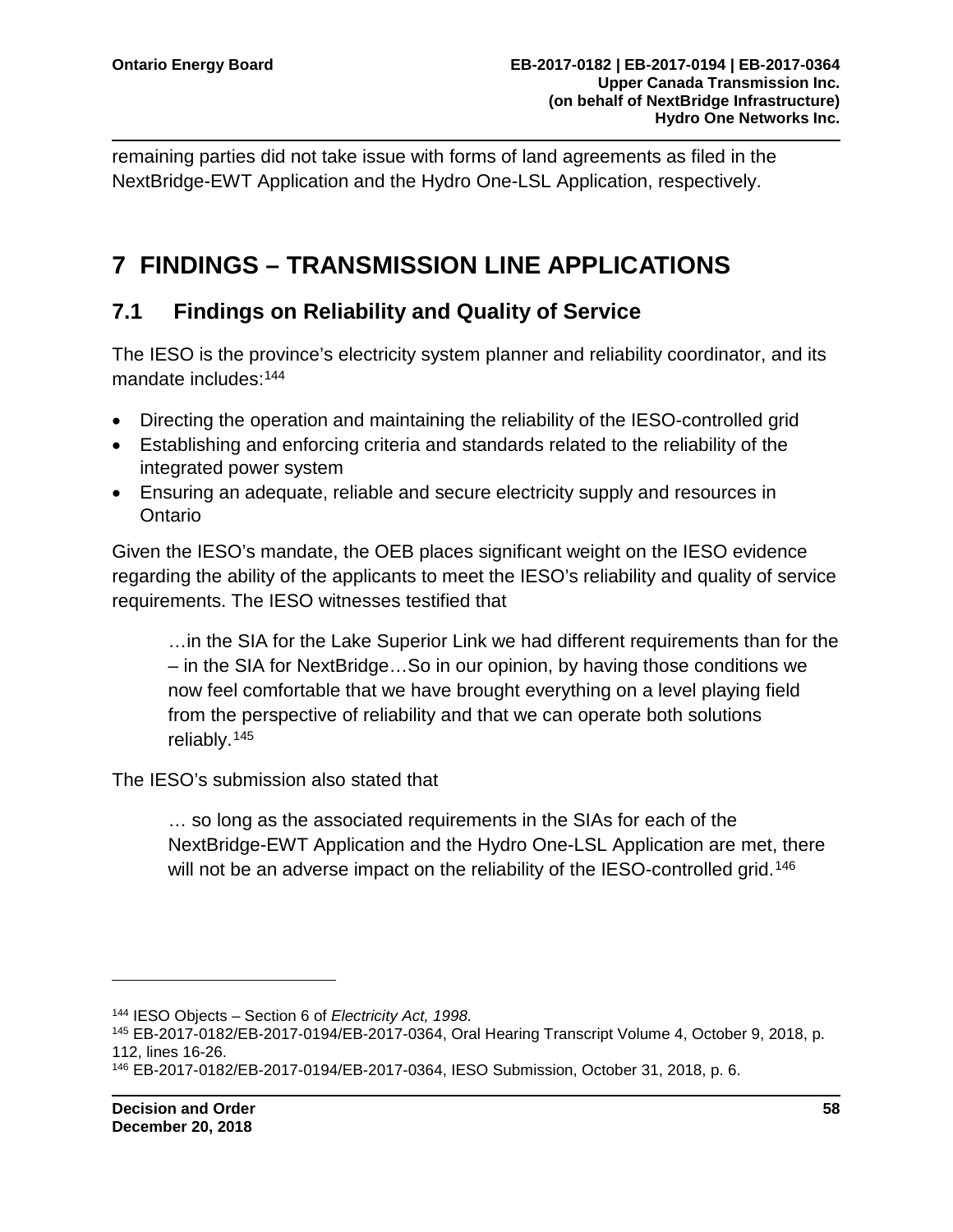remaining parties did not take issue with forms of land agreements as filed in the NextBridge-EWT Application and the Hydro One-LSL Application, respectively.

# 7 FINDINGS – TRANSMISSION LINE APPLICATIONS

## 7.1 Findings on Reliability and Quality of Service

The IESO is the province's electricity system planner and reliability coordinator, and its mandate includes:[144]

- Directing the operation and maintaining the reliability of the IESO-controlled grid
- Establishing and enforcing criteria and standards related to the reliability of the integrated power system
- Ensuring an adequate, reliable and secure electricity supply and resources in Ontario

Given the IESO's mandate, the OEB places significant weight on the IESO evidence regarding the ability of the applicants to meet the IESO's reliability and quality of service requirements. The IESO witnesses testified that

> …in the SIA for the Lake Superior Link we had different requirements than for the – in the SIA for NextBridge…So in our opinion, by having those conditions we now feel comfortable that we have brought everything on a level playing field from the perspective of reliability and that we can operate both solutions reliably.[145]

The IESO's submission also stated that

> … so long as the associated requirements in the SIAs for each of the NextBridge-EWT Application and the Hydro One-LSL Application are met, there will not be an adverse impact on the reliability of the IESO-controlled grid.[146]

---

[144] IESO Objects – Section 6 of *Electricity Act, 1998.*

[145] EB-2017-0182/EB-2017-0194/EB-2017-0364, Oral Hearing Transcript Volume 4, October 9, 2018, p. 112, lines 16-26.

[146] EB-2017-0182/EB-2017-0194/EB-2017-0364, IESO Submission, October 31, 2018, p. 6.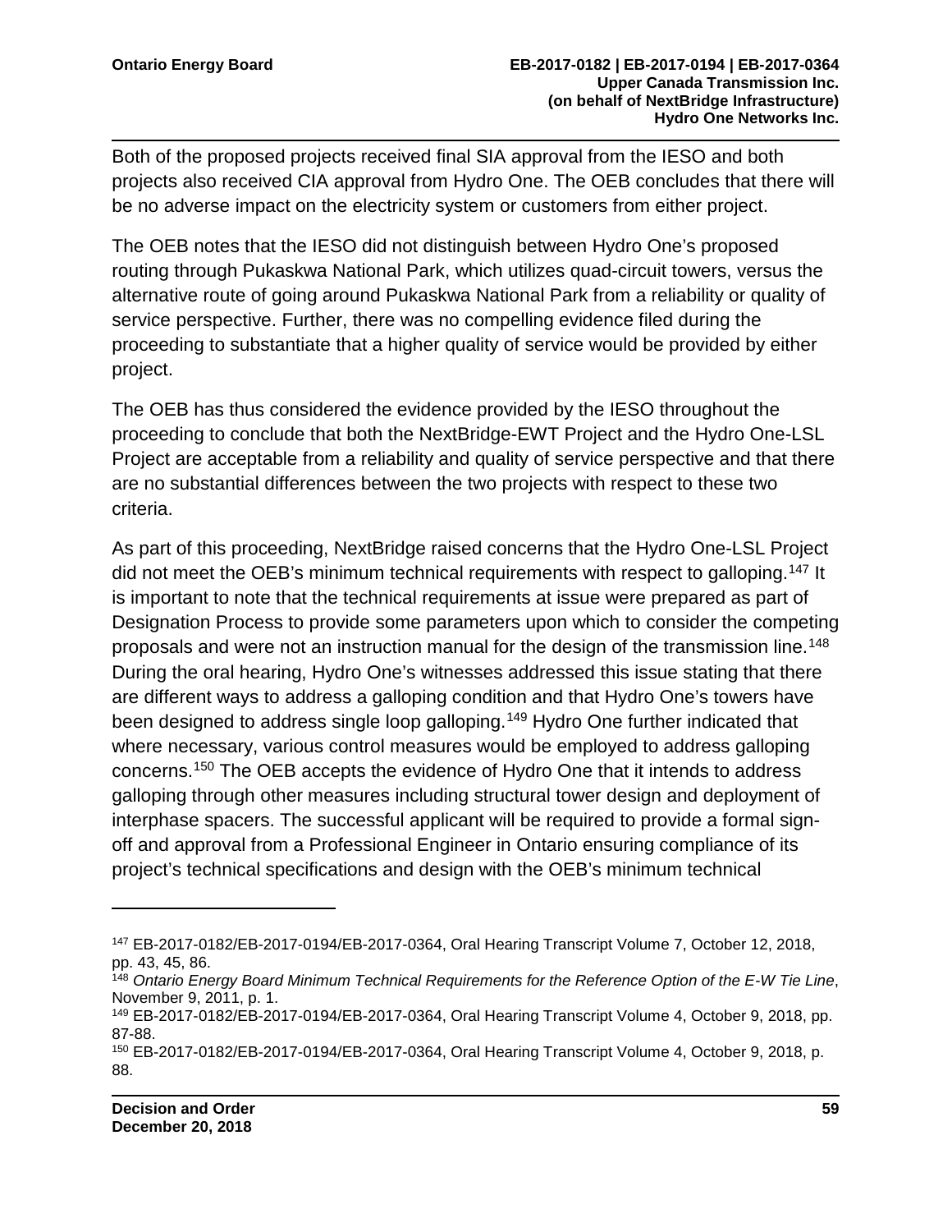Both of the proposed projects received final SIA approval from the IESO and both projects also received CIA approval from Hydro One. The OEB concludes that there will be no adverse impact on the electricity system or customers from either project.

The OEB notes that the IESO did not distinguish between Hydro One's proposed routing through Pukaskwa National Park, which utilizes quad-circuit towers, versus the alternative route of going around Pukaskwa National Park from a reliability or quality of service perspective. Further, there was no compelling evidence filed during the proceeding to substantiate that a higher quality of service would be provided by either project.

The OEB has thus considered the evidence provided by the IESO throughout the proceeding to conclude that both the NextBridge-EWT Project and the Hydro One-LSL Project are acceptable from a reliability and quality of service perspective and that there are no substantial differences between the two projects with respect to these two criteria.

As part of this proceeding, NextBridge raised concerns that the Hydro One-LSL Project did not meet the OEB's minimum technical requirements with respect to galloping.[147] It is important to note that the technical requirements at issue were prepared as part of Designation Process to provide some parameters upon which to consider the competing proposals and were not an instruction manual for the design of the transmission line.[148] During the oral hearing, Hydro One's witnesses addressed this issue stating that there are different ways to address a galloping condition and that Hydro One's towers have been designed to address single loop galloping.[149] Hydro One further indicated that where necessary, various control measures would be employed to address galloping concerns.[150] The OEB accepts the evidence of Hydro One that it intends to address galloping through other measures including structural tower design and deployment of interphase spacers. The successful applicant will be required to provide a formal sign-off and approval from a Professional Engineer in Ontario ensuring compliance of its project's technical specifications and design with the OEB's minimum technical

---

[147] EB-2017-0182/EB-2017-0194/EB-2017-0364, Oral Hearing Transcript Volume 7, October 12, 2018, pp. 43, 45, 86.

[148] *Ontario Energy Board Minimum Technical Requirements for the Reference Option of the E-W Tie Line*, November 9, 2011, p. 1.

[149] EB-2017-0182/EB-2017-0194/EB-2017-0364, Oral Hearing Transcript Volume 4, October 9, 2018, pp. 87-88.

[150] EB-2017-0182/EB-2017-0194/EB-2017-0364, Oral Hearing Transcript Volume 4, October 9, 2018, p. 88.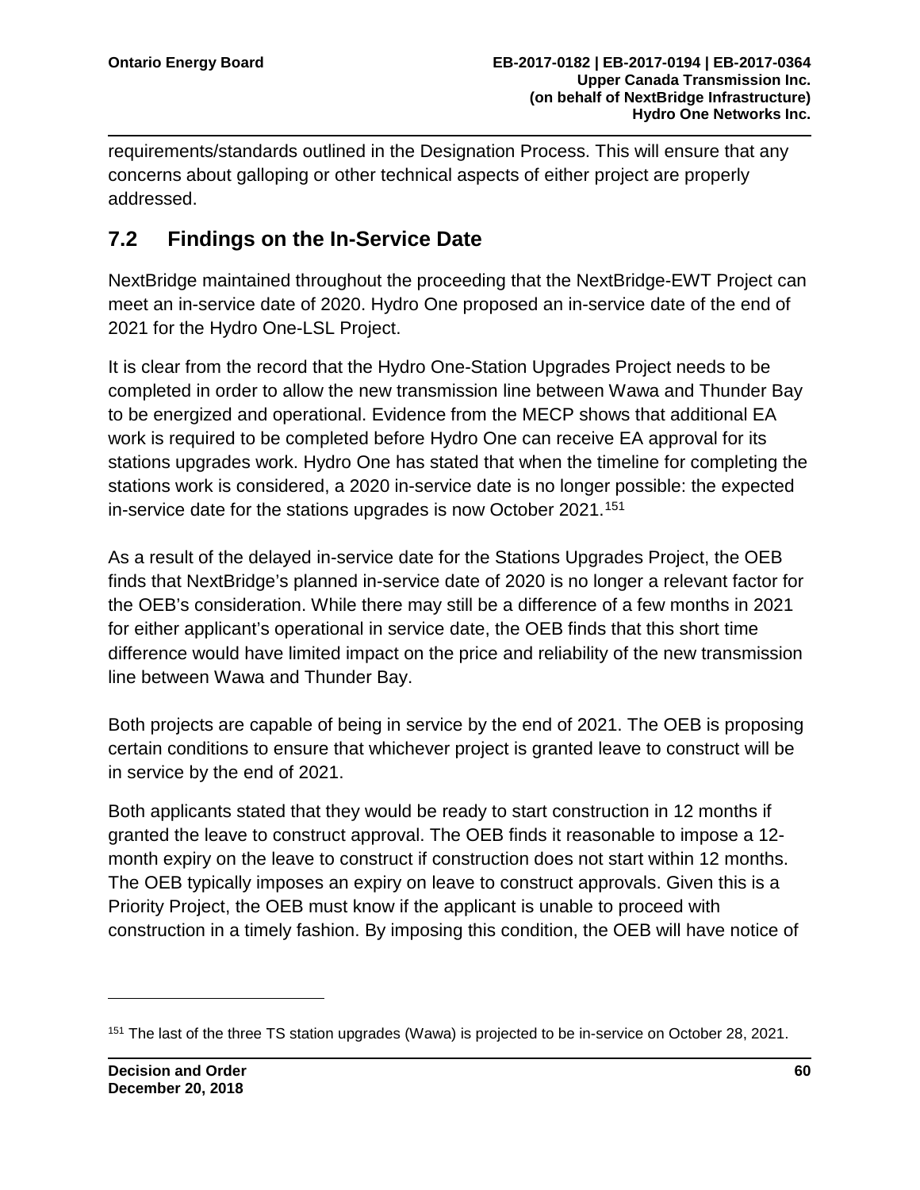requirements/standards outlined in the Designation Process. This will ensure that any concerns about galloping or other technical aspects of either project are properly addressed.

## 7.2 Findings on the In-Service Date

NextBridge maintained throughout the proceeding that the NextBridge-EWT Project can meet an in-service date of 2020. Hydro One proposed an in-service date of the end of 2021 for the Hydro One-LSL Project.

It is clear from the record that the Hydro One-Station Upgrades Project needs to be completed in order to allow the new transmission line between Wawa and Thunder Bay to be energized and operational. Evidence from the MECP shows that additional EA work is required to be completed before Hydro One can receive EA approval for its stations upgrades work. Hydro One has stated that when the timeline for completing the stations work is considered, a 2020 in-service date is no longer possible: the expected in-service date for the stations upgrades is now October 2021.[151]

As a result of the delayed in-service date for the Stations Upgrades Project, the OEB finds that NextBridge's planned in-service date of 2020 is no longer a relevant factor for the OEB's consideration. While there may still be a difference of a few months in 2021 for either applicant's operational in service date, the OEB finds that this short time difference would have limited impact on the price and reliability of the new transmission line between Wawa and Thunder Bay.

Both projects are capable of being in service by the end of 2021. The OEB is proposing certain conditions to ensure that whichever project is granted leave to construct will be in service by the end of 2021.

Both applicants stated that they would be ready to start construction in 12 months if granted the leave to construct approval. The OEB finds it reasonable to impose a 12-month expiry on the leave to construct if construction does not start within 12 months. The OEB typically imposes an expiry on leave to construct approvals. Given this is a Priority Project, the OEB must know if the applicant is unable to proceed with construction in a timely fashion. By imposing this condition, the OEB will have notice of

[151] The last of the three TS station upgrades (Wawa) is projected to be in-service on October 28, 2021.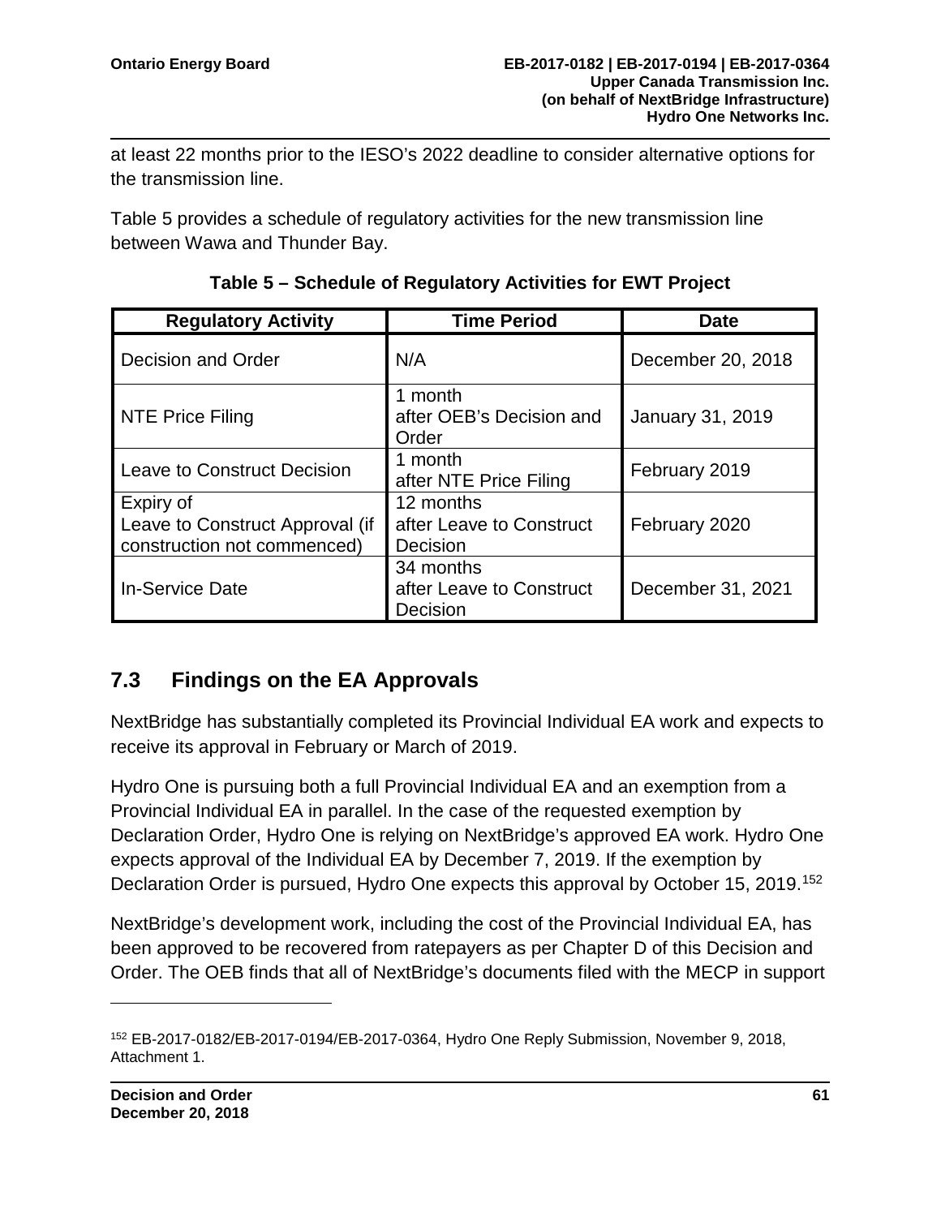at least 22 months prior to the IESO's 2022 deadline to consider alternative options for the transmission line.

Table 5 provides a schedule of regulatory activities for the new transmission line between Wawa and Thunder Bay.

**Table 5 – Schedule of Regulatory Activities for EWT Project**

| Regulatory Activity | Time Period | Date |
| --- | --- | --- |
| Decision and Order | N/A | December 20, 2018 |
| NTE Price Filing | 1 month after OEB's Decision and Order | January 31, 2019 |
| Leave to Construct Decision | 1 month after NTE Price Filing | February 2019 |
| Expiry of Leave to Construct Approval (if construction not commenced) | 12 months after Leave to Construct Decision | February 2020 |
| In-Service Date | 34 months after Leave to Construct Decision | December 31, 2021 |

## 7.3 Findings on the EA Approvals

NextBridge has substantially completed its Provincial Individual EA work and expects to receive its approval in February or March of 2019.

Hydro One is pursuing both a full Provincial Individual EA and an exemption from a Provincial Individual EA in parallel. In the case of the requested exemption by Declaration Order, Hydro One is relying on NextBridge's approved EA work. Hydro One expects approval of the Individual EA by December 7, 2019. If the exemption by Declaration Order is pursued, Hydro One expects this approval by October 15, 2019.[152]

NextBridge's development work, including the cost of the Provincial Individual EA, has been approved to be recovered from ratepayers as per Chapter D of this Decision and Order. The OEB finds that all of NextBridge's documents filed with the MECP in support

[152] EB-2017-0182/EB-2017-0194/EB-2017-0364, Hydro One Reply Submission, November 9, 2018, Attachment 1.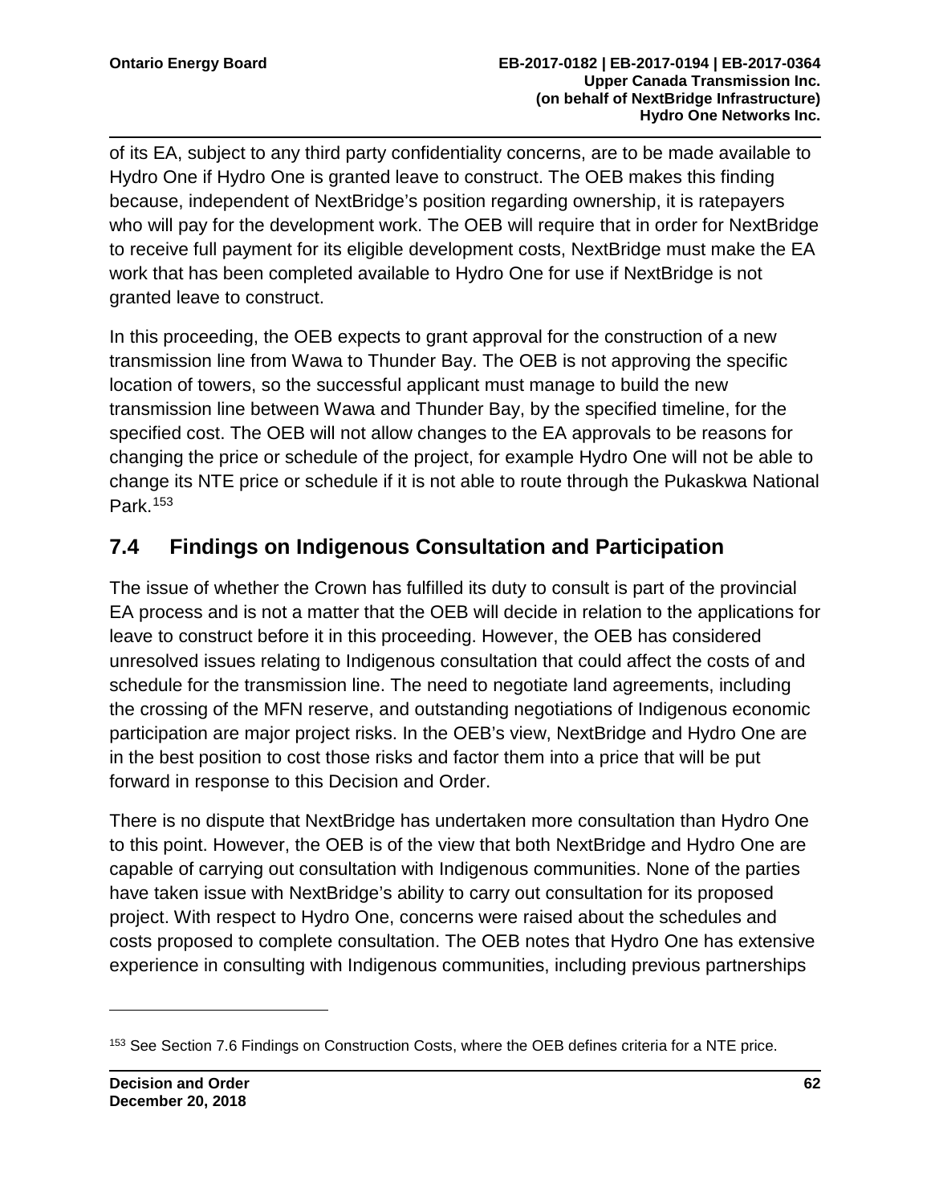of its EA, subject to any third party confidentiality concerns, are to be made available to Hydro One if Hydro One is granted leave to construct. The OEB makes this finding because, independent of NextBridge's position regarding ownership, it is ratepayers who will pay for the development work. The OEB will require that in order for NextBridge to receive full payment for its eligible development costs, NextBridge must make the EA work that has been completed available to Hydro One for use if NextBridge is not granted leave to construct.

In this proceeding, the OEB expects to grant approval for the construction of a new transmission line from Wawa to Thunder Bay. The OEB is not approving the specific location of towers, so the successful applicant must manage to build the new transmission line between Wawa and Thunder Bay, by the specified timeline, for the specified cost. The OEB will not allow changes to the EA approvals to be reasons for changing the price or schedule of the project, for example Hydro One will not be able to change its NTE price or schedule if it is not able to route through the Pukaskwa National Park.[153]

## 7.4 Findings on Indigenous Consultation and Participation

The issue of whether the Crown has fulfilled its duty to consult is part of the provincial EA process and is not a matter that the OEB will decide in relation to the applications for leave to construct before it in this proceeding. However, the OEB has considered unresolved issues relating to Indigenous consultation that could affect the costs of and schedule for the transmission line. The need to negotiate land agreements, including the crossing of the MFN reserve, and outstanding negotiations of Indigenous economic participation are major project risks. In the OEB's view, NextBridge and Hydro One are in the best position to cost those risks and factor them into a price that will be put forward in response to this Decision and Order.

There is no dispute that NextBridge has undertaken more consultation than Hydro One to this point. However, the OEB is of the view that both NextBridge and Hydro One are capable of carrying out consultation with Indigenous communities. None of the parties have taken issue with NextBridge's ability to carry out consultation for its proposed project. With respect to Hydro One, concerns were raised about the schedules and costs proposed to complete consultation. The OEB notes that Hydro One has extensive experience in consulting with Indigenous communities, including previous partnerships

[153] See Section 7.6 Findings on Construction Costs, where the OEB defines criteria for a NTE price.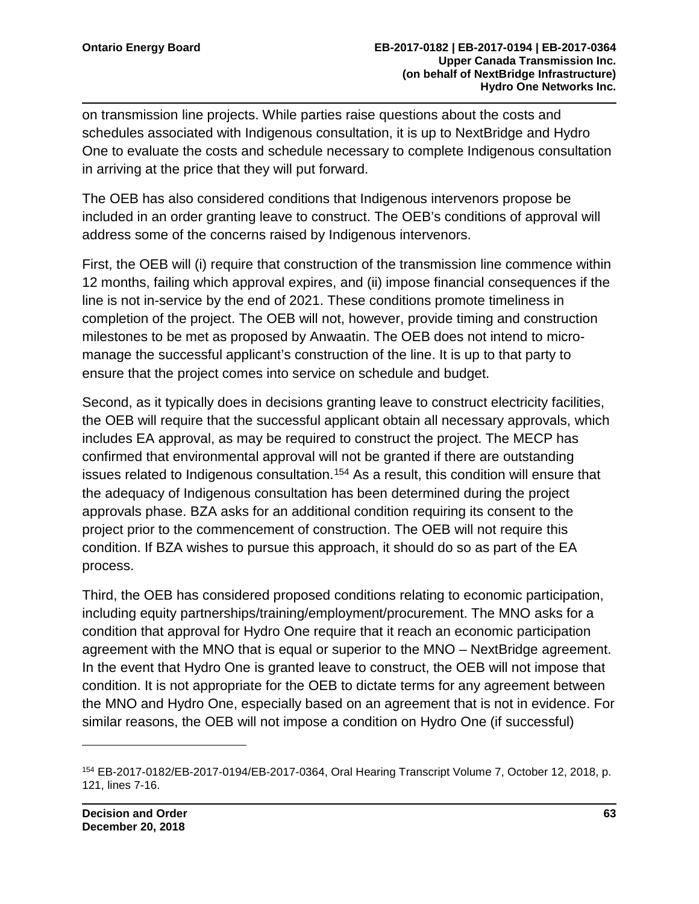on transmission line projects. While parties raise questions about the costs and schedules associated with Indigenous consultation, it is up to NextBridge and Hydro One to evaluate the costs and schedule necessary to complete Indigenous consultation in arriving at the price that they will put forward.

The OEB has also considered conditions that Indigenous intervenors propose be included in an order granting leave to construct. The OEB's conditions of approval will address some of the concerns raised by Indigenous intervenors.

First, the OEB will (i) require that construction of the transmission line commence within 12 months, failing which approval expires, and (ii) impose financial consequences if the line is not in-service by the end of 2021. These conditions promote timeliness in completion of the project. The OEB will not, however, provide timing and construction milestones to be met as proposed by Anwaatin. The OEB does not intend to micro-manage the successful applicant's construction of the line. It is up to that party to ensure that the project comes into service on schedule and budget.

Second, as it typically does in decisions granting leave to construct electricity facilities, the OEB will require that the successful applicant obtain all necessary approvals, which includes EA approval, as may be required to construct the project. The MECP has confirmed that environmental approval will not be granted if there are outstanding issues related to Indigenous consultation.[154] As a result, this condition will ensure that the adequacy of Indigenous consultation has been determined during the project approvals phase. BZA asks for an additional condition requiring its consent to the project prior to the commencement of construction. The OEB will not require this condition. If BZA wishes to pursue this approach, it should do so as part of the EA process.

Third, the OEB has considered proposed conditions relating to economic participation, including equity partnerships/training/employment/procurement. The MNO asks for a condition that approval for Hydro One require that it reach an economic participation agreement with the MNO that is equal or superior to the MNO – NextBridge agreement. In the event that Hydro One is granted leave to construct, the OEB will not impose that condition. It is not appropriate for the OEB to dictate terms for any agreement between the MNO and Hydro One, especially based on an agreement that is not in evidence. For similar reasons, the OEB will not impose a condition on Hydro One (if successful)

---

[154] EB-2017-0182/EB-2017-0194/EB-2017-0364, Oral Hearing Transcript Volume 7, October 12, 2018, p. 121, lines 7-16.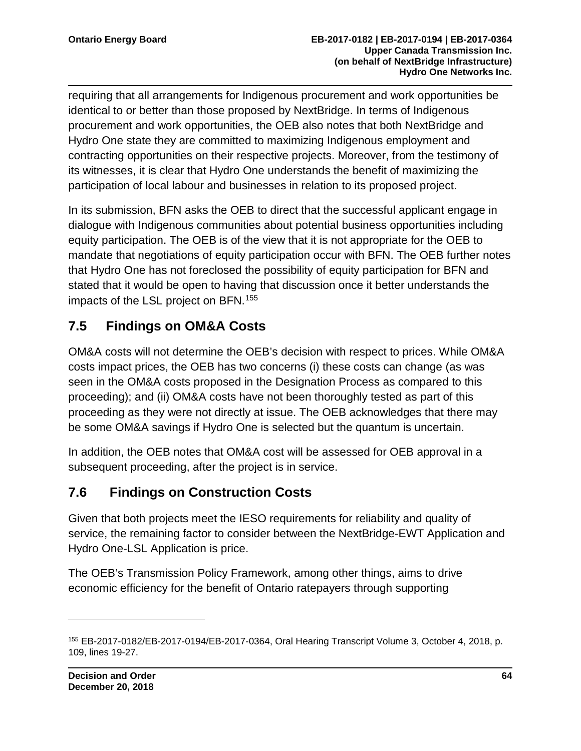requiring that all arrangements for Indigenous procurement and work opportunities be identical to or better than those proposed by NextBridge. In terms of Indigenous procurement and work opportunities, the OEB also notes that both NextBridge and Hydro One state they are committed to maximizing Indigenous employment and contracting opportunities on their respective projects. Moreover, from the testimony of its witnesses, it is clear that Hydro One understands the benefit of maximizing the participation of local labour and businesses in relation to its proposed project.

In its submission, BFN asks the OEB to direct that the successful applicant engage in dialogue with Indigenous communities about potential business opportunities including equity participation. The OEB is of the view that it is not appropriate for the OEB to mandate that negotiations of equity participation occur with BFN. The OEB further notes that Hydro One has not foreclosed the possibility of equity participation for BFN and stated that it would be open to having that discussion once it better understands the impacts of the LSL project on BFN.[155]

## 7.5 Findings on OM&A Costs

OM&A costs will not determine the OEB's decision with respect to prices. While OM&A costs impact prices, the OEB has two concerns (i) these costs can change (as was seen in the OM&A costs proposed in the Designation Process as compared to this proceeding); and (ii) OM&A costs have not been thoroughly tested as part of this proceeding as they were not directly at issue. The OEB acknowledges that there may be some OM&A savings if Hydro One is selected but the quantum is uncertain.

In addition, the OEB notes that OM&A cost will be assessed for OEB approval in a subsequent proceeding, after the project is in service.

## 7.6 Findings on Construction Costs

Given that both projects meet the IESO requirements for reliability and quality of service, the remaining factor to consider between the NextBridge-EWT Application and Hydro One-LSL Application is price.

The OEB's Transmission Policy Framework, among other things, aims to drive economic efficiency for the benefit of Ontario ratepayers through supporting

[155] EB-2017-0182/EB-2017-0194/EB-2017-0364, Oral Hearing Transcript Volume 3, October 4, 2018, p. 109, lines 19-27.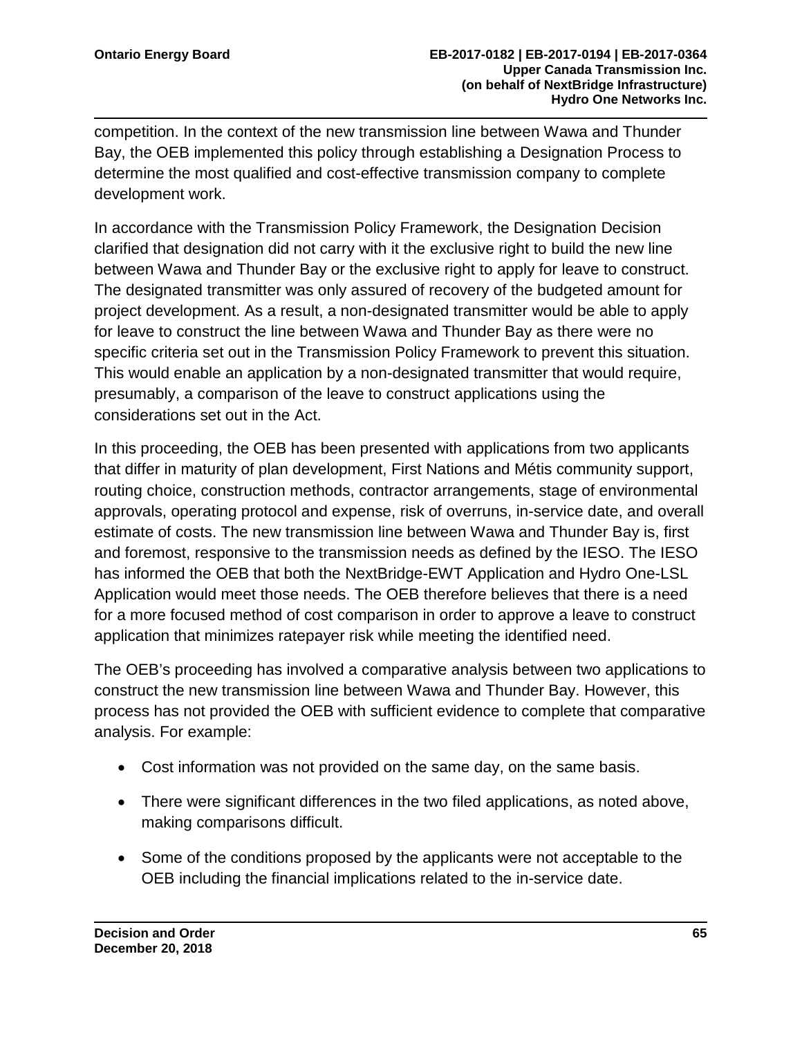competition. In the context of the new transmission line between Wawa and Thunder Bay, the OEB implemented this policy through establishing a Designation Process to determine the most qualified and cost-effective transmission company to complete development work.

In accordance with the Transmission Policy Framework, the Designation Decision clarified that designation did not carry with it the exclusive right to build the new line between Wawa and Thunder Bay or the exclusive right to apply for leave to construct. The designated transmitter was only assured of recovery of the budgeted amount for project development. As a result, a non-designated transmitter would be able to apply for leave to construct the line between Wawa and Thunder Bay as there were no specific criteria set out in the Transmission Policy Framework to prevent this situation. This would enable an application by a non-designated transmitter that would require, presumably, a comparison of the leave to construct applications using the considerations set out in the Act.

In this proceeding, the OEB has been presented with applications from two applicants that differ in maturity of plan development, First Nations and Métis community support, routing choice, construction methods, contractor arrangements, stage of environmental approvals, operating protocol and expense, risk of overruns, in-service date, and overall estimate of costs. The new transmission line between Wawa and Thunder Bay is, first and foremost, responsive to the transmission needs as defined by the IESO. The IESO has informed the OEB that both the NextBridge-EWT Application and Hydro One-LSL Application would meet those needs. The OEB therefore believes that there is a need for a more focused method of cost comparison in order to approve a leave to construct application that minimizes ratepayer risk while meeting the identified need.

The OEB's proceeding has involved a comparative analysis between two applications to construct the new transmission line between Wawa and Thunder Bay. However, this process has not provided the OEB with sufficient evidence to complete that comparative analysis. For example:

- Cost information was not provided on the same day, on the same basis.
- There were significant differences in the two filed applications, as noted above, making comparisons difficult.
- Some of the conditions proposed by the applicants were not acceptable to the OEB including the financial implications related to the in-service date.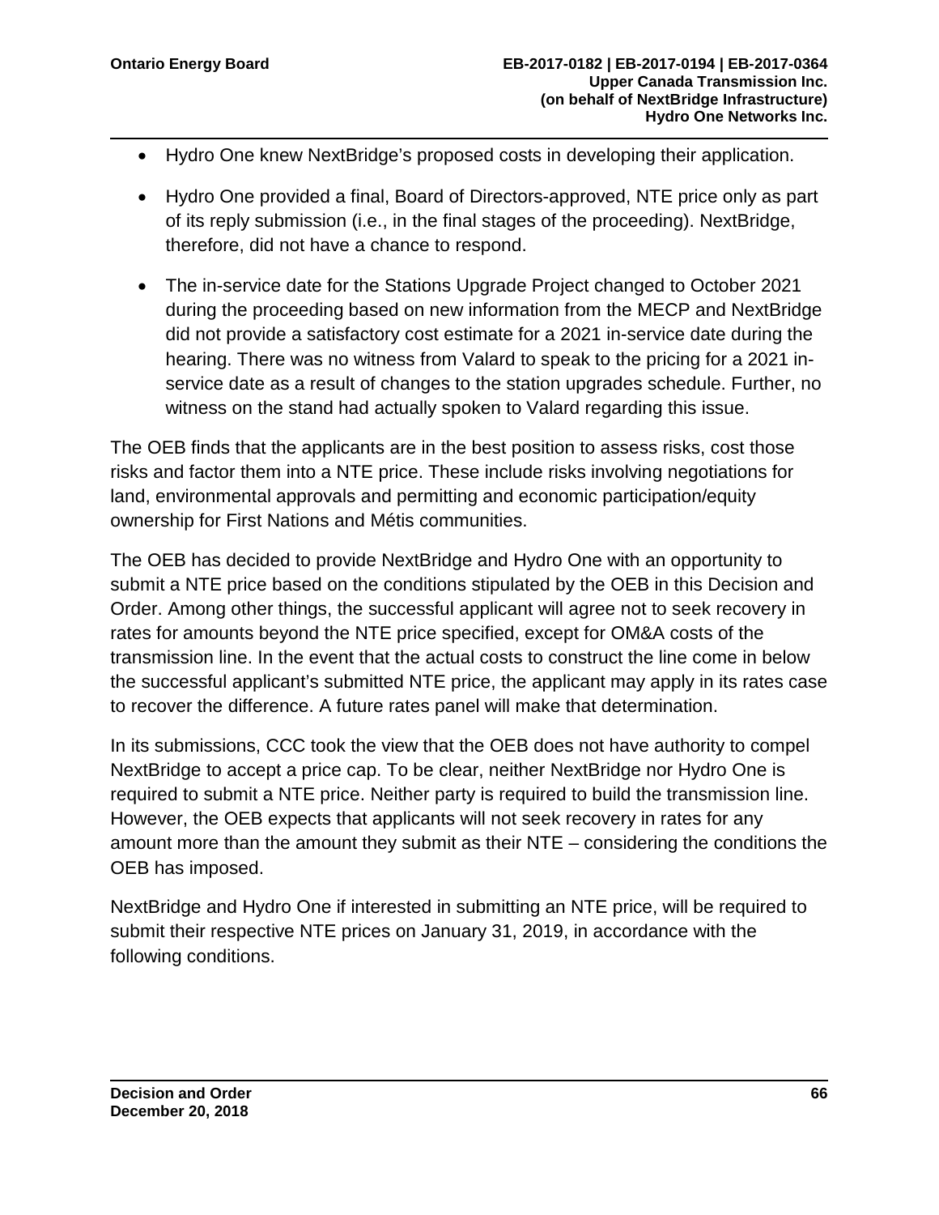- Hydro One knew NextBridge's proposed costs in developing their application.
- Hydro One provided a final, Board of Directors-approved, NTE price only as part of its reply submission (i.e., in the final stages of the proceeding). NextBridge, therefore, did not have a chance to respond.
- The in-service date for the Stations Upgrade Project changed to October 2021 during the proceeding based on new information from the MECP and NextBridge did not provide a satisfactory cost estimate for a 2021 in-service date during the hearing. There was no witness from Valard to speak to the pricing for a 2021 in-service date as a result of changes to the station upgrades schedule. Further, no witness on the stand had actually spoken to Valard regarding this issue.

The OEB finds that the applicants are in the best position to assess risks, cost those risks and factor them into a NTE price. These include risks involving negotiations for land, environmental approvals and permitting and economic participation/equity ownership for First Nations and Métis communities.

The OEB has decided to provide NextBridge and Hydro One with an opportunity to submit a NTE price based on the conditions stipulated by the OEB in this Decision and Order. Among other things, the successful applicant will agree not to seek recovery in rates for amounts beyond the NTE price specified, except for OM&A costs of the transmission line. In the event that the actual costs to construct the line come in below the successful applicant's submitted NTE price, the applicant may apply in its rates case to recover the difference. A future rates panel will make that determination.

In its submissions, CCC took the view that the OEB does not have authority to compel NextBridge to accept a price cap. To be clear, neither NextBridge nor Hydro One is required to submit a NTE price. Neither party is required to build the transmission line. However, the OEB expects that applicants will not seek recovery in rates for any amount more than the amount they submit as their NTE – considering the conditions the OEB has imposed.

NextBridge and Hydro One if interested in submitting an NTE price, will be required to submit their respective NTE prices on January 31, 2019, in accordance with the following conditions.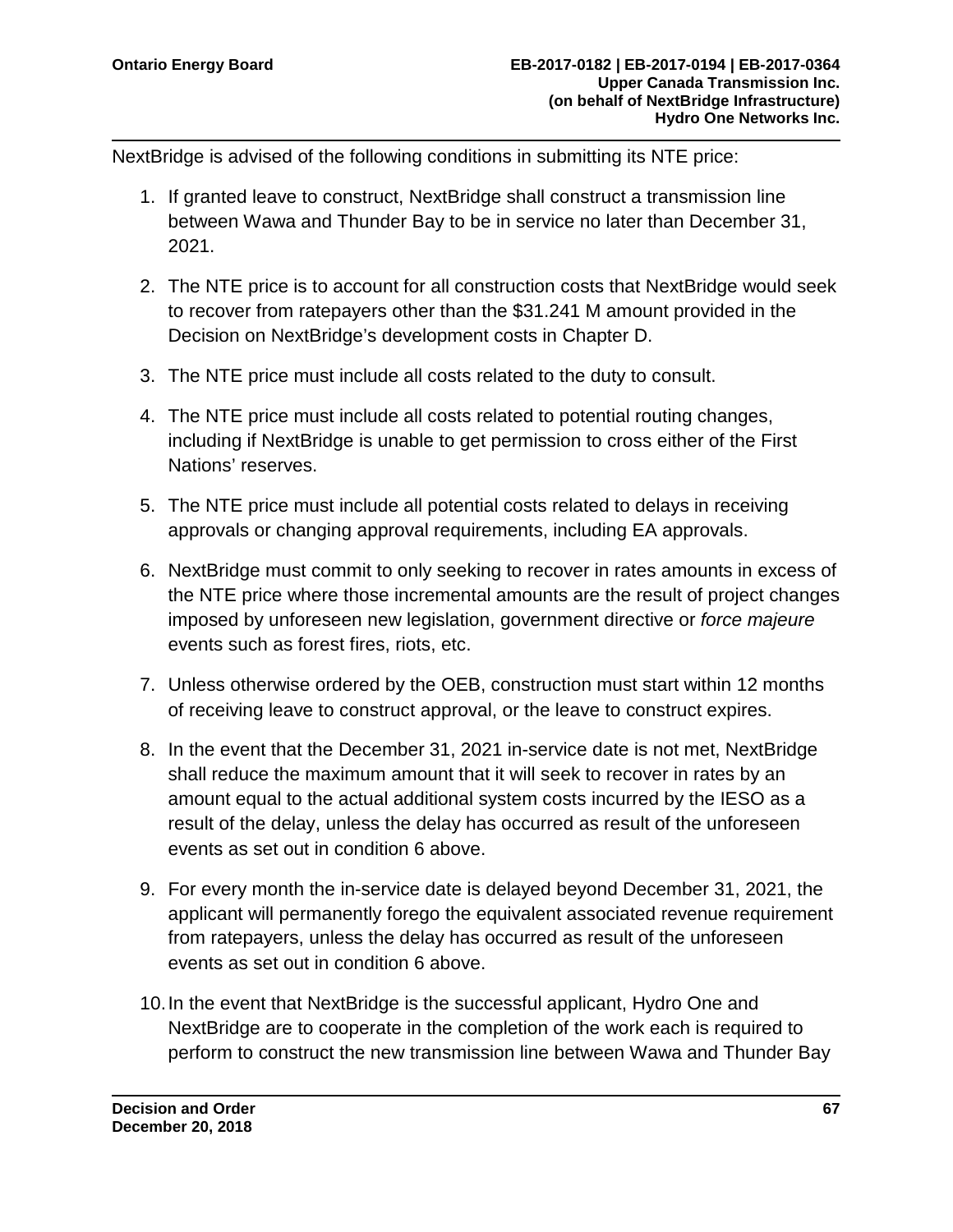NextBridge is advised of the following conditions in submitting its NTE price:

1. If granted leave to construct, NextBridge shall construct a transmission line between Wawa and Thunder Bay to be in service no later than December 31, 2021.
2. The NTE price is to account for all construction costs that NextBridge would seek to recover from ratepayers other than the $31.241 M amount provided in the Decision on NextBridge's development costs in Chapter D.
3. The NTE price must include all costs related to the duty to consult.
4. The NTE price must include all costs related to potential routing changes, including if NextBridge is unable to get permission to cross either of the First Nations' reserves.
5. The NTE price must include all potential costs related to delays in receiving approvals or changing approval requirements, including EA approvals.
6. NextBridge must commit to only seeking to recover in rates amounts in excess of the NTE price where those incremental amounts are the result of project changes imposed by unforeseen new legislation, government directive or *force majeure* events such as forest fires, riots, etc.
7. Unless otherwise ordered by the OEB, construction must start within 12 months of receiving leave to construct approval, or the leave to construct expires.
8. In the event that the December 31, 2021 in-service date is not met, NextBridge shall reduce the maximum amount that it will seek to recover in rates by an amount equal to the actual additional system costs incurred by the IESO as a result of the delay, unless the delay has occurred as result of the unforeseen events as set out in condition 6 above.
9. For every month the in-service date is delayed beyond December 31, 2021, the applicant will permanently forego the equivalent associated revenue requirement from ratepayers, unless the delay has occurred as result of the unforeseen events as set out in condition 6 above.
10. In the event that NextBridge is the successful applicant, Hydro One and NextBridge are to cooperate in the completion of the work each is required to perform to construct the new transmission line between Wawa and Thunder Bay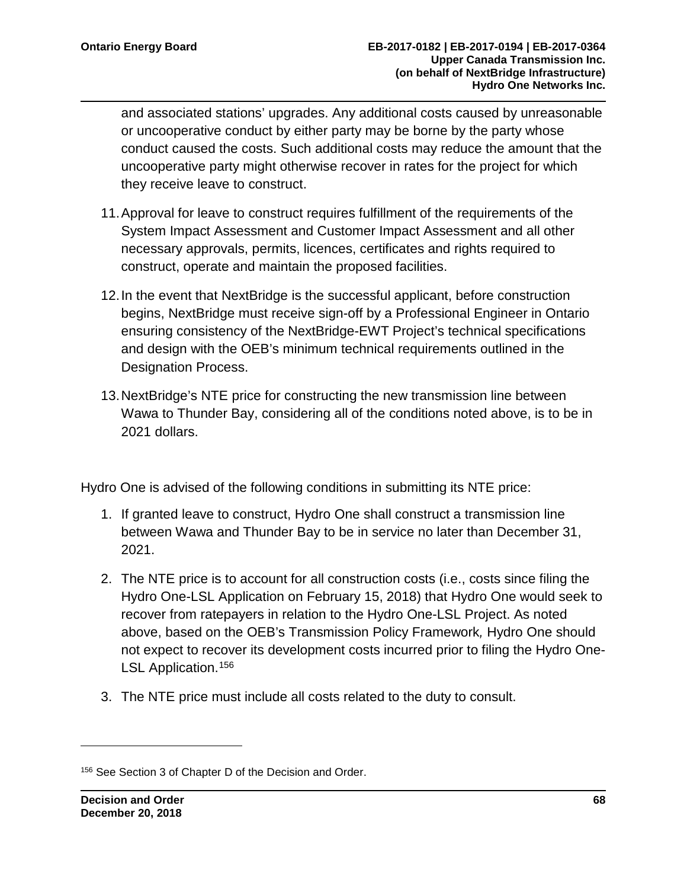and associated stations' upgrades. Any additional costs caused by unreasonable or uncooperative conduct by either party may be borne by the party whose conduct caused the costs. Such additional costs may reduce the amount that the uncooperative party might otherwise recover in rates for the project for which they receive leave to construct.

11. Approval for leave to construct requires fulfillment of the requirements of the System Impact Assessment and Customer Impact Assessment and all other necessary approvals, permits, licences, certificates and rights required to construct, operate and maintain the proposed facilities.

12. In the event that NextBridge is the successful applicant, before construction begins, NextBridge must receive sign-off by a Professional Engineer in Ontario ensuring consistency of the NextBridge-EWT Project's technical specifications and design with the OEB's minimum technical requirements outlined in the Designation Process.

13. NextBridge's NTE price for constructing the new transmission line between Wawa to Thunder Bay, considering all of the conditions noted above, is to be in 2021 dollars.

Hydro One is advised of the following conditions in submitting its NTE price:

1. If granted leave to construct, Hydro One shall construct a transmission line between Wawa and Thunder Bay to be in service no later than December 31, 2021.

2. The NTE price is to account for all construction costs (i.e., costs since filing the Hydro One-LSL Application on February 15, 2018) that Hydro One would seek to recover from ratepayers in relation to the Hydro One-LSL Project. As noted above, based on the OEB's Transmission Policy Framework*,* Hydro One should not expect to recover its development costs incurred prior to filing the Hydro One-LSL Application.[156]

3. The NTE price must include all costs related to the duty to consult.

[156] See Section 3 of Chapter D of the Decision and Order.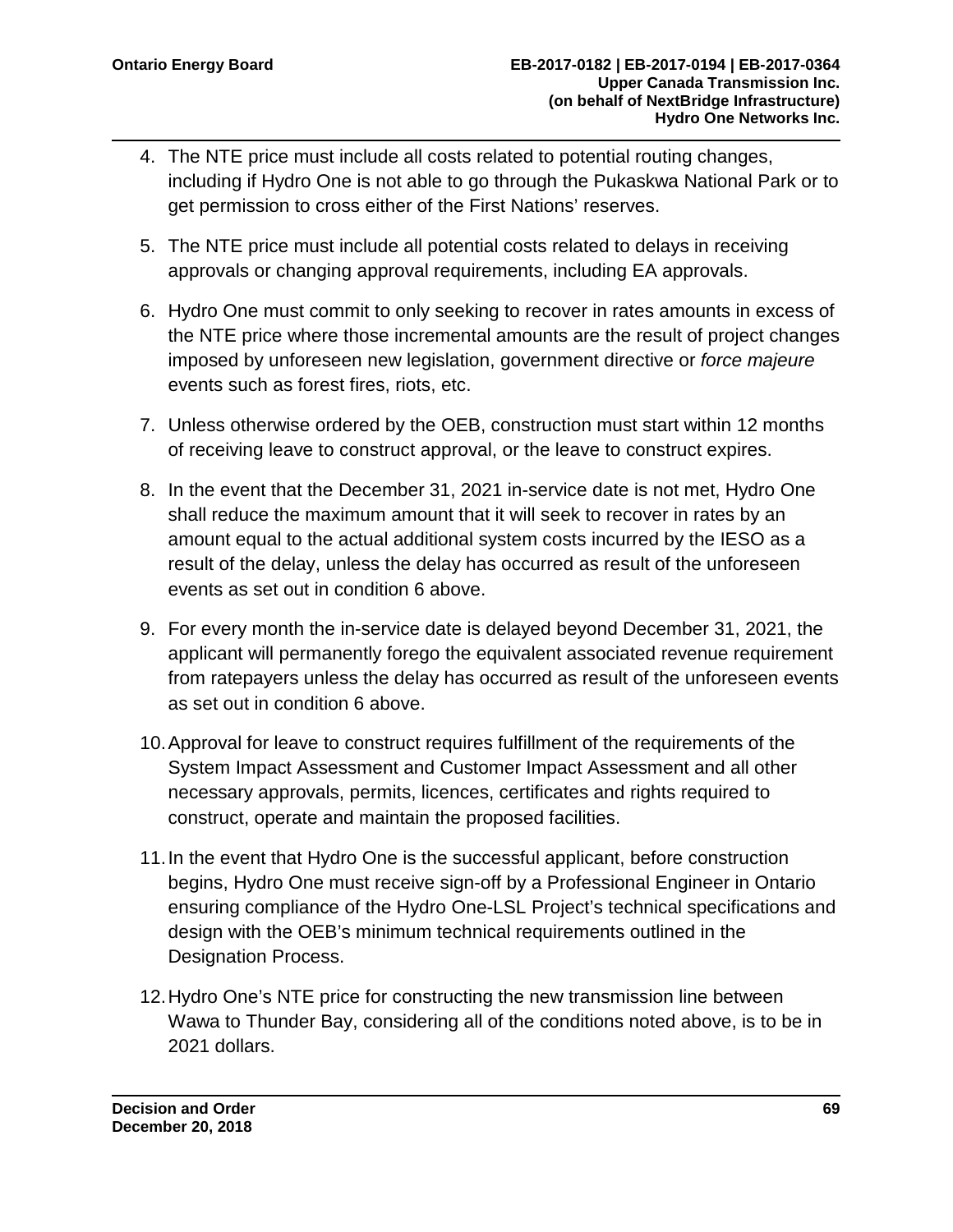4. The NTE price must include all costs related to potential routing changes, including if Hydro One is not able to go through the Pukaskwa National Park or to get permission to cross either of the First Nations' reserves.

5. The NTE price must include all potential costs related to delays in receiving approvals or changing approval requirements, including EA approvals.

6. Hydro One must commit to only seeking to recover in rates amounts in excess of the NTE price where those incremental amounts are the result of project changes imposed by unforeseen new legislation, government directive or *force majeure* events such as forest fires, riots, etc.

7. Unless otherwise ordered by the OEB, construction must start within 12 months of receiving leave to construct approval, or the leave to construct expires.

8. In the event that the December 31, 2021 in-service date is not met, Hydro One shall reduce the maximum amount that it will seek to recover in rates by an amount equal to the actual additional system costs incurred by the IESO as a result of the delay, unless the delay has occurred as result of the unforeseen events as set out in condition 6 above.

9. For every month the in-service date is delayed beyond December 31, 2021, the applicant will permanently forego the equivalent associated revenue requirement from ratepayers unless the delay has occurred as result of the unforeseen events as set out in condition 6 above.

10. Approval for leave to construct requires fulfillment of the requirements of the System Impact Assessment and Customer Impact Assessment and all other necessary approvals, permits, licences, certificates and rights required to construct, operate and maintain the proposed facilities.

11. In the event that Hydro One is the successful applicant, before construction begins, Hydro One must receive sign-off by a Professional Engineer in Ontario ensuring compliance of the Hydro One-LSL Project's technical specifications and design with the OEB's minimum technical requirements outlined in the Designation Process.

12. Hydro One's NTE price for constructing the new transmission line between Wawa to Thunder Bay, considering all of the conditions noted above, is to be in 2021 dollars.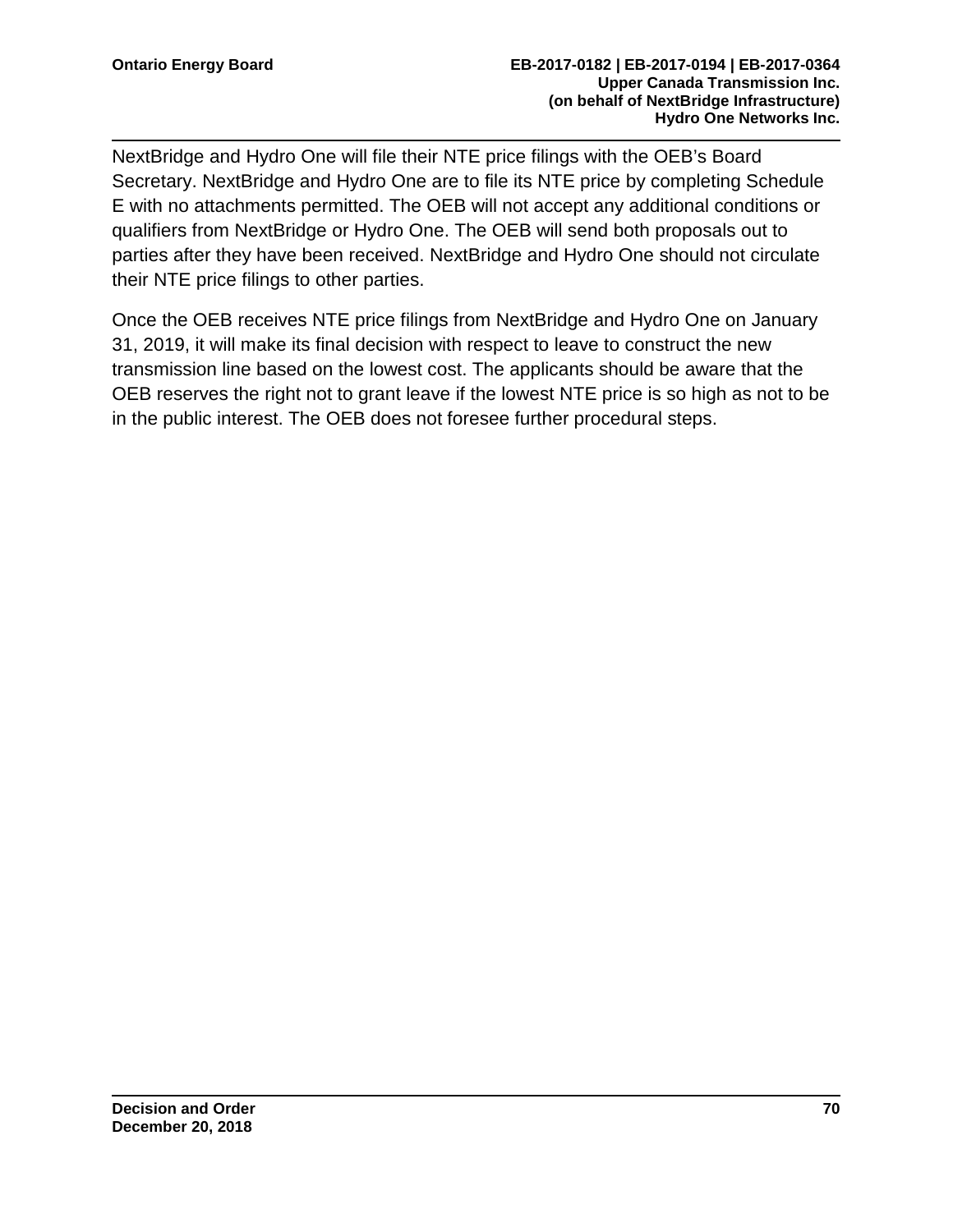NextBridge and Hydro One will file their NTE price filings with the OEB's Board Secretary. NextBridge and Hydro One are to file its NTE price by completing Schedule E with no attachments permitted. The OEB will not accept any additional conditions or qualifiers from NextBridge or Hydro One. The OEB will send both proposals out to parties after they have been received. NextBridge and Hydro One should not circulate their NTE price filings to other parties.

Once the OEB receives NTE price filings from NextBridge and Hydro One on January 31, 2019, it will make its final decision with respect to leave to construct the new transmission line based on the lowest cost. The applicants should be aware that the OEB reserves the right not to grant leave if the lowest NTE price is so high as not to be in the public interest. The OEB does not foresee further procedural steps.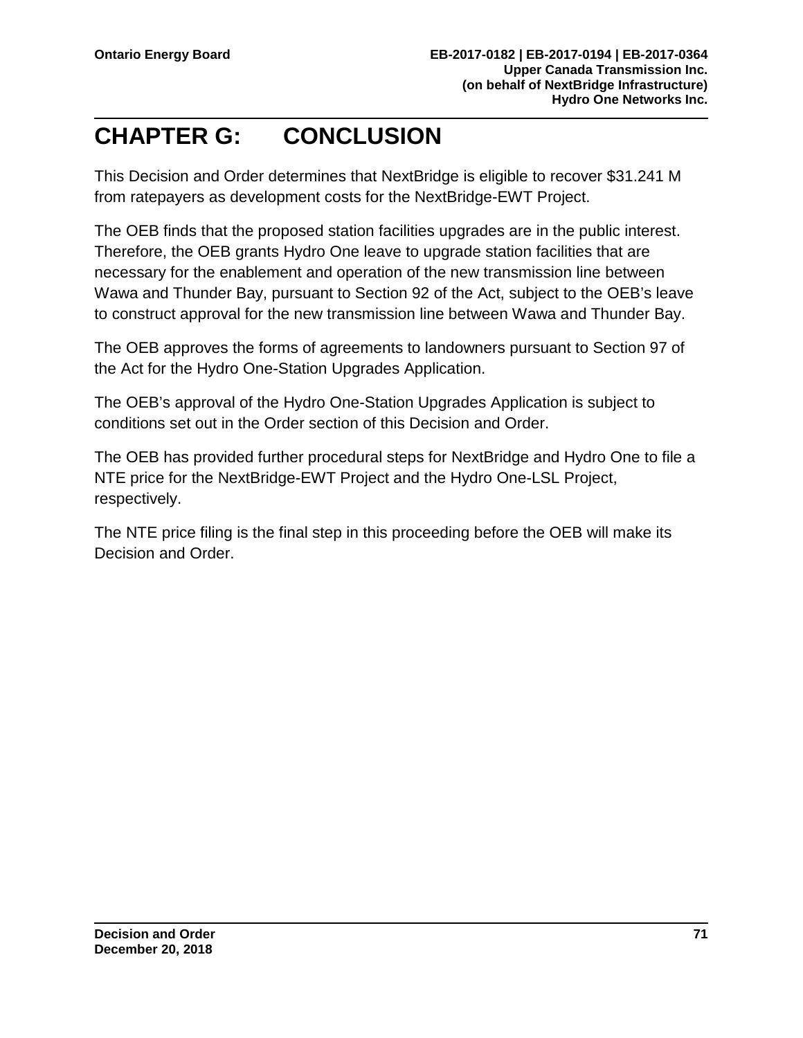# CHAPTER G: CONCLUSION

This Decision and Order determines that NextBridge is eligible to recover $31.241 M from ratepayers as development costs for the NextBridge-EWT Project.

The OEB finds that the proposed station facilities upgrades are in the public interest. Therefore, the OEB grants Hydro One leave to upgrade station facilities that are necessary for the enablement and operation of the new transmission line between Wawa and Thunder Bay, pursuant to Section 92 of the Act, subject to the OEB's leave to construct approval for the new transmission line between Wawa and Thunder Bay.

The OEB approves the forms of agreements to landowners pursuant to Section 97 of the Act for the Hydro One-Station Upgrades Application.

The OEB's approval of the Hydro One-Station Upgrades Application is subject to conditions set out in the Order section of this Decision and Order.

The OEB has provided further procedural steps for NextBridge and Hydro One to file a NTE price for the NextBridge-EWT Project and the Hydro One-LSL Project, respectively.

The NTE price filing is the final step in this proceeding before the OEB will make its Decision and Order.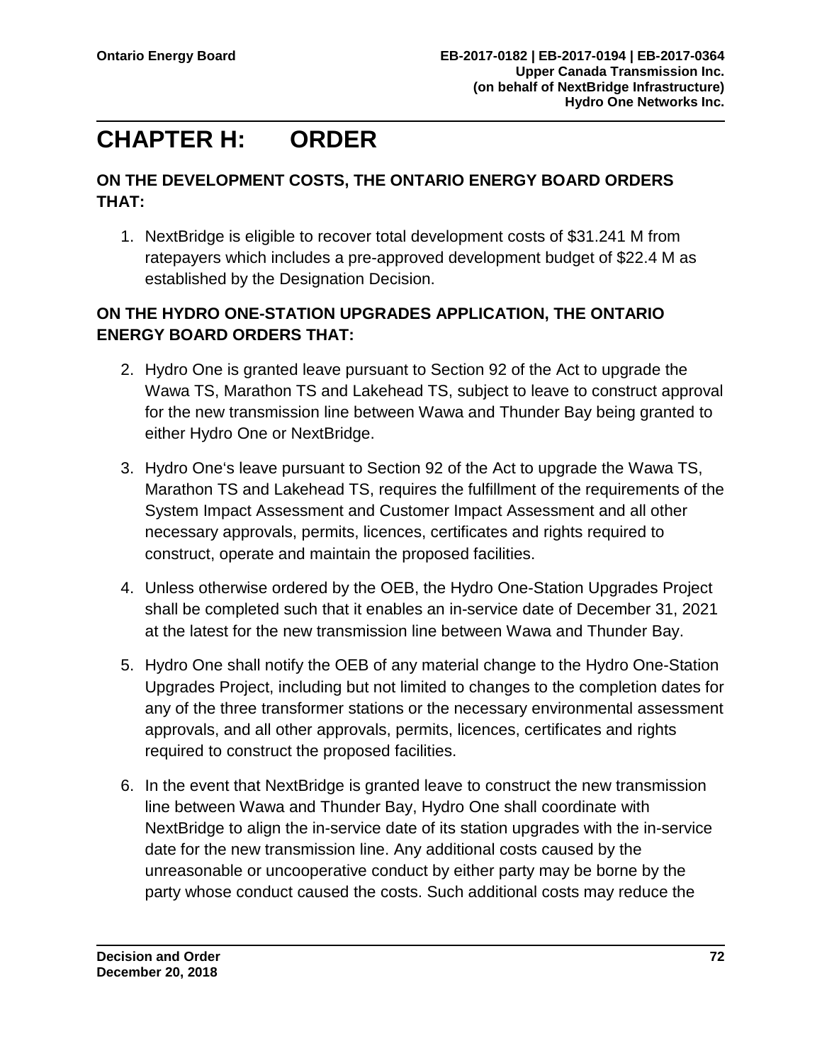# CHAPTER H: ORDER

**ON THE DEVELOPMENT COSTS, THE ONTARIO ENERGY BOARD ORDERS THAT:**

1. NextBridge is eligible to recover total development costs of $31.241 M from ratepayers which includes a pre-approved development budget of $22.4 M as established by the Designation Decision.

**ON THE HYDRO ONE-STATION UPGRADES APPLICATION, THE ONTARIO ENERGY BOARD ORDERS THAT:**

2. Hydro One is granted leave pursuant to Section 92 of the Act to upgrade the Wawa TS, Marathon TS and Lakehead TS, subject to leave to construct approval for the new transmission line between Wawa and Thunder Bay being granted to either Hydro One or NextBridge.

3. Hydro One's leave pursuant to Section 92 of the Act to upgrade the Wawa TS, Marathon TS and Lakehead TS, requires the fulfillment of the requirements of the System Impact Assessment and Customer Impact Assessment and all other necessary approvals, permits, licences, certificates and rights required to construct, operate and maintain the proposed facilities.

4. Unless otherwise ordered by the OEB, the Hydro One-Station Upgrades Project shall be completed such that it enables an in-service date of December 31, 2021 at the latest for the new transmission line between Wawa and Thunder Bay.

5. Hydro One shall notify the OEB of any material change to the Hydro One-Station Upgrades Project, including but not limited to changes to the completion dates for any of the three transformer stations or the necessary environmental assessment approvals, and all other approvals, permits, licences, certificates and rights required to construct the proposed facilities.

6. In the event that NextBridge is granted leave to construct the new transmission line between Wawa and Thunder Bay, Hydro One shall coordinate with NextBridge to align the in-service date of its station upgrades with the in-service date for the new transmission line. Any additional costs caused by the unreasonable or uncooperative conduct by either party may be borne by the party whose conduct caused the costs. Such additional costs may reduce the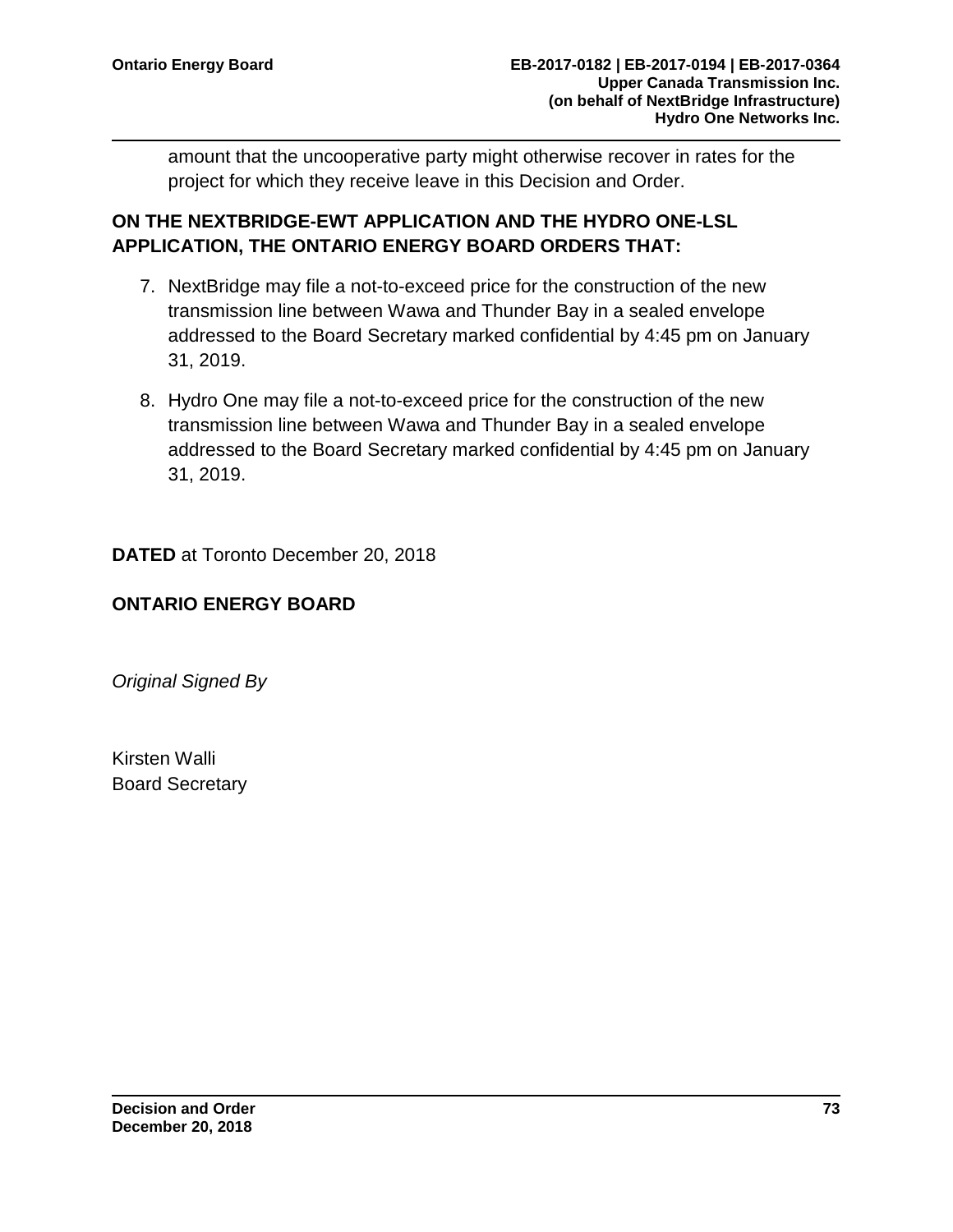amount that the uncooperative party might otherwise recover in rates for the project for which they receive leave in this Decision and Order.

**ON THE NEXTBRIDGE-EWT APPLICATION AND THE HYDRO ONE-LSL APPLICATION, THE ONTARIO ENERGY BOARD ORDERS THAT:**

7. NextBridge may file a not-to-exceed price for the construction of the new transmission line between Wawa and Thunder Bay in a sealed envelope addressed to the Board Secretary marked confidential by 4:45 pm on January 31, 2019.

8. Hydro One may file a not-to-exceed price for the construction of the new transmission line between Wawa and Thunder Bay in a sealed envelope addressed to the Board Secretary marked confidential by 4:45 pm on January 31, 2019.

**DATED** at Toronto December 20, 2018

**ONTARIO ENERGY BOARD**

*Original Signed By*

Kirsten Walli
Board Secretary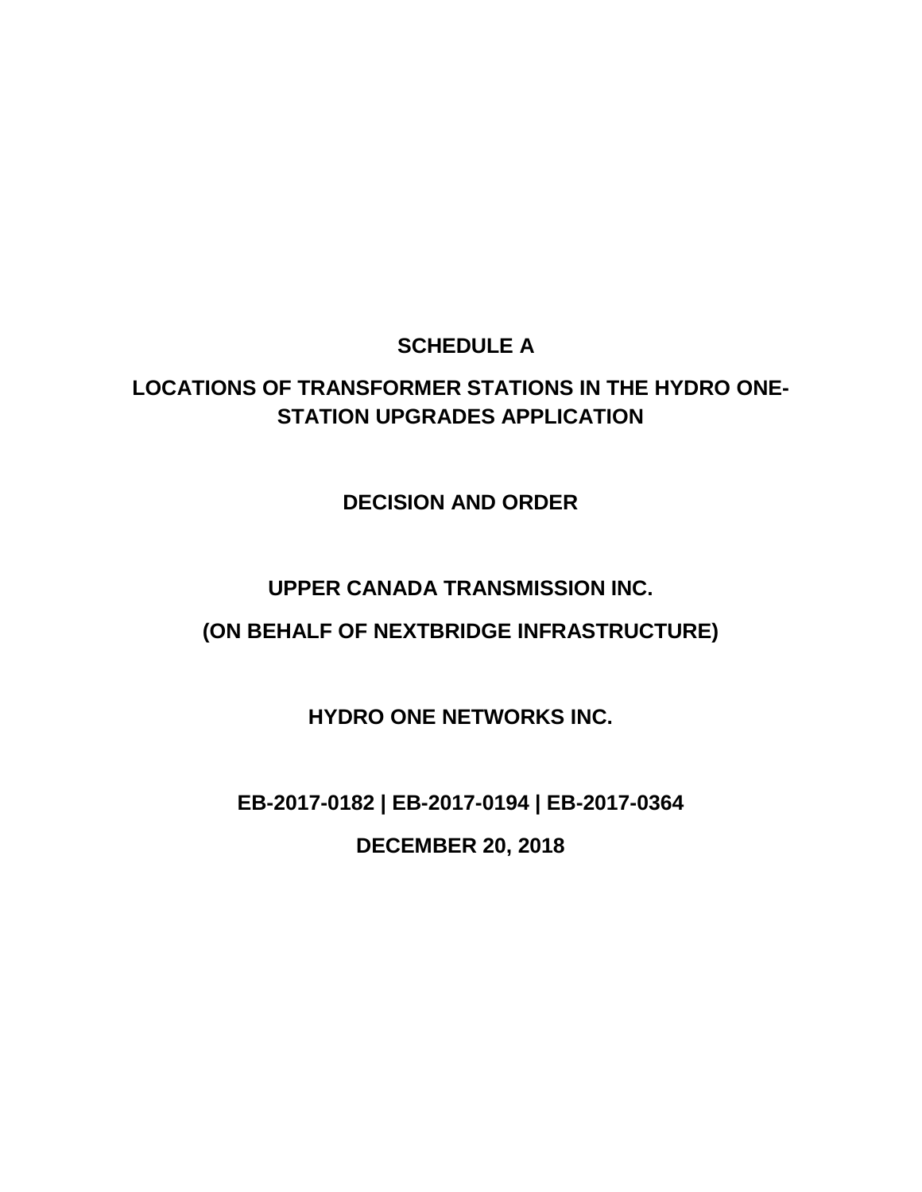**SCHEDULE A**

**LOCATIONS OF TRANSFORMER STATIONS IN THE HYDRO ONE-STATION UPGRADES APPLICATION**

**DECISION AND ORDER**

**UPPER CANADA TRANSMISSION INC.**

**(ON BEHALF OF NEXTBRIDGE INFRASTRUCTURE)**

**HYDRO ONE NETWORKS INC.**

**EB-2017-0182 | EB-2017-0194 | EB-2017-0364**

**DECEMBER 20, 2018**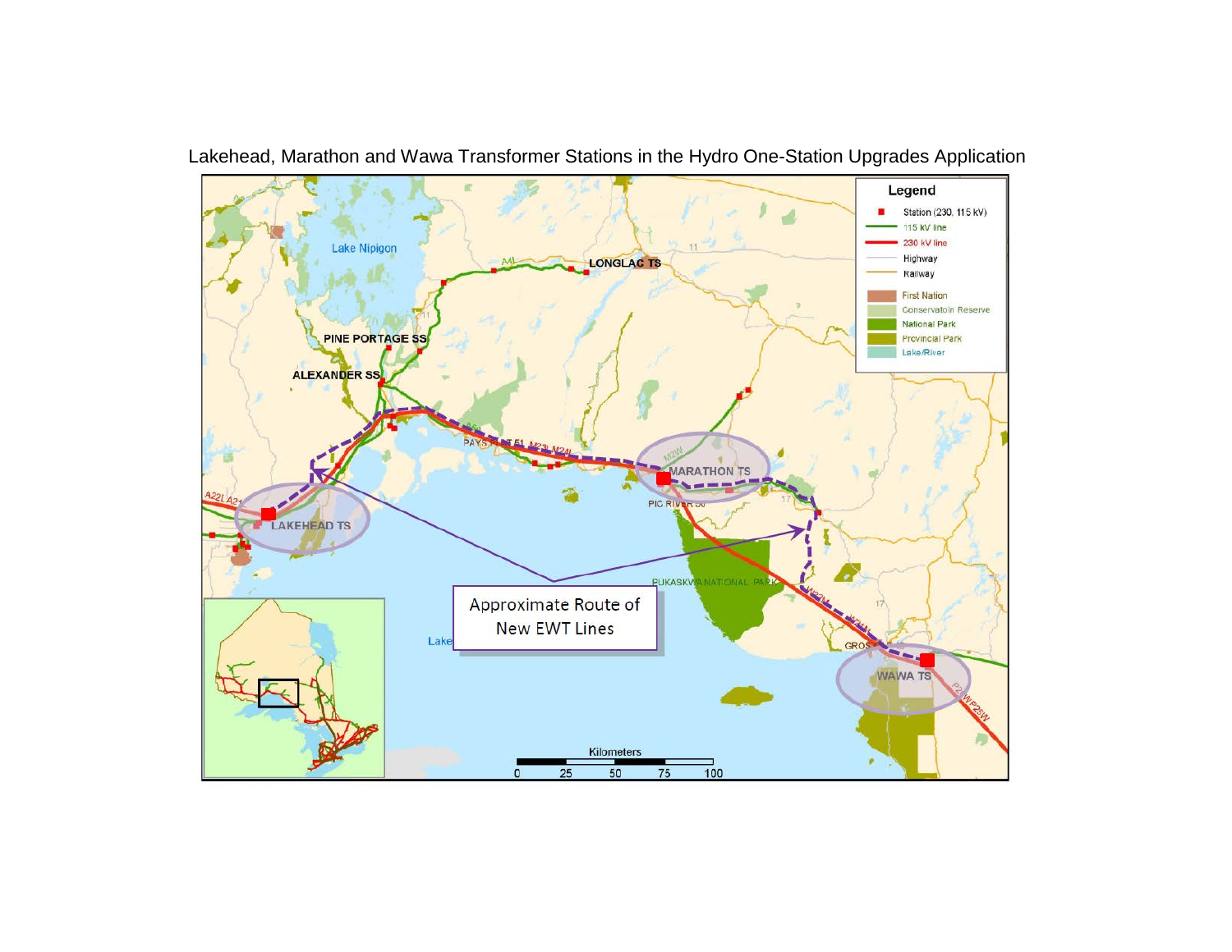Lakehead, Marathon and Wawa Transformer Stations in the Hydro One-Station Upgrades Application

Legend
Station (230, 115 kV)
115 kV line
230 kV line
Highway
Railway
First Nation
Conservatoin Reserve
National Park
Provincial Park
Lake/River

Lake Nipigon
LONGLAC TS
PINE PORTAGE SS
ALEXANDER SS
MARATHON TS
PIC RIVER SS
LAKEHEAD TS
PUKASKWA NATIONAL PARK
WAWA TS

Approximate Route of New EWT Lines

Kilometers
0 25 50 75 100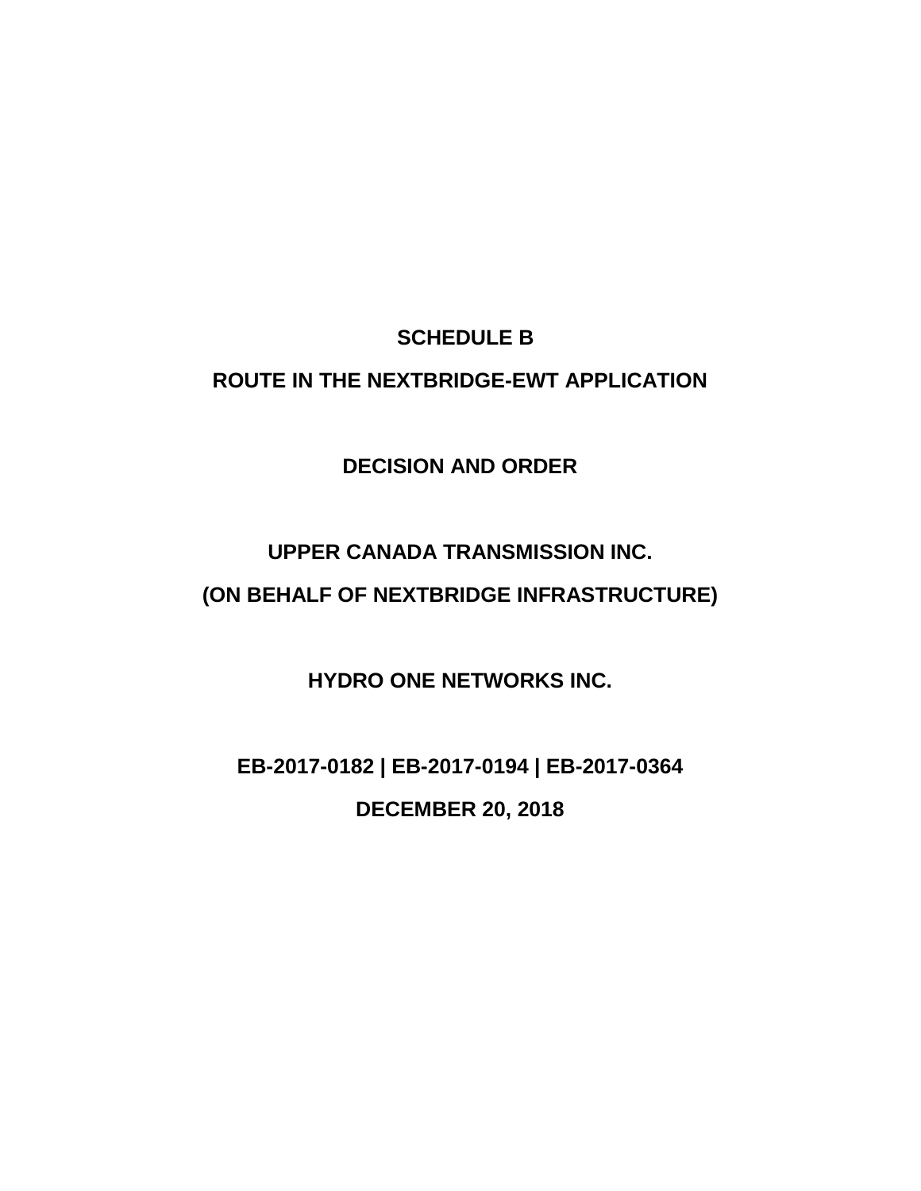**SCHEDULE B**

**ROUTE IN THE NEXTBRIDGE-EWT APPLICATION**

**DECISION AND ORDER**

**UPPER CANADA TRANSMISSION INC.**

**(ON BEHALF OF NEXTBRIDGE INFRASTRUCTURE)**

**HYDRO ONE NETWORKS INC.**

**EB-2017-0182 | EB-2017-0194 | EB-2017-0364**

**DECEMBER 20, 2018**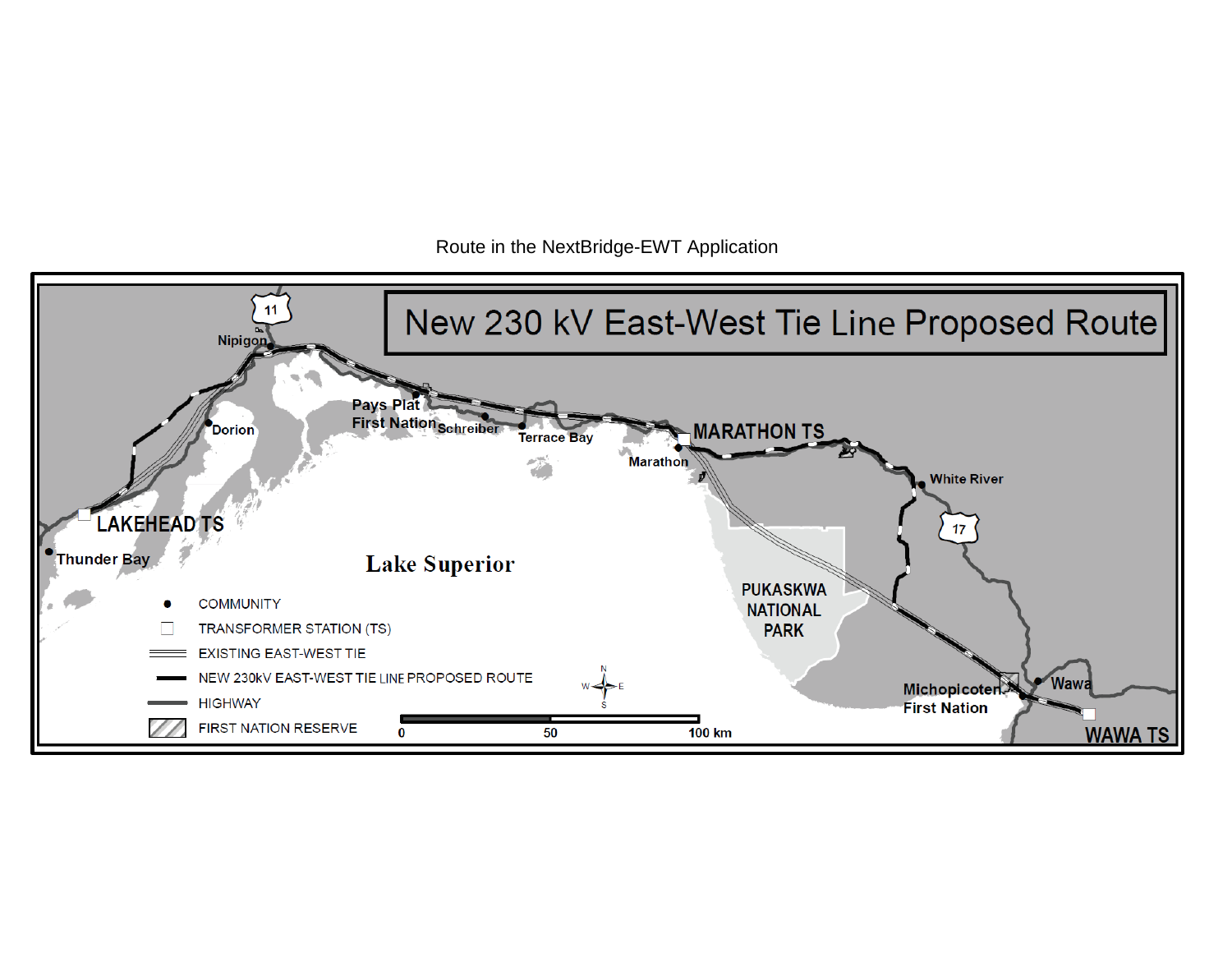Route in the NextBridge-EWT Application

New 230 kV East-West Tie Line Proposed Route

11

Nipigon

Pays Plat
First Nation

Schreiber

Terrace Bay

MARATHON TS

Marathon

White River

17

Dorion

LAKEHEAD TS

Thunder Bay

Lake Superior

PUKASKWA
NATIONAL
PARK

Michipicoten
First Nation

Wawa

WAWA TS

COMMUNITY

TRANSFORMER STATION (TS)

EXISTING EAST-WEST TIE

NEW 230kV EAST-WEST TIE LINE PROPOSED ROUTE

HIGHWAY

FIRST NATION RESERVE

N
W E
S

0
50
100 km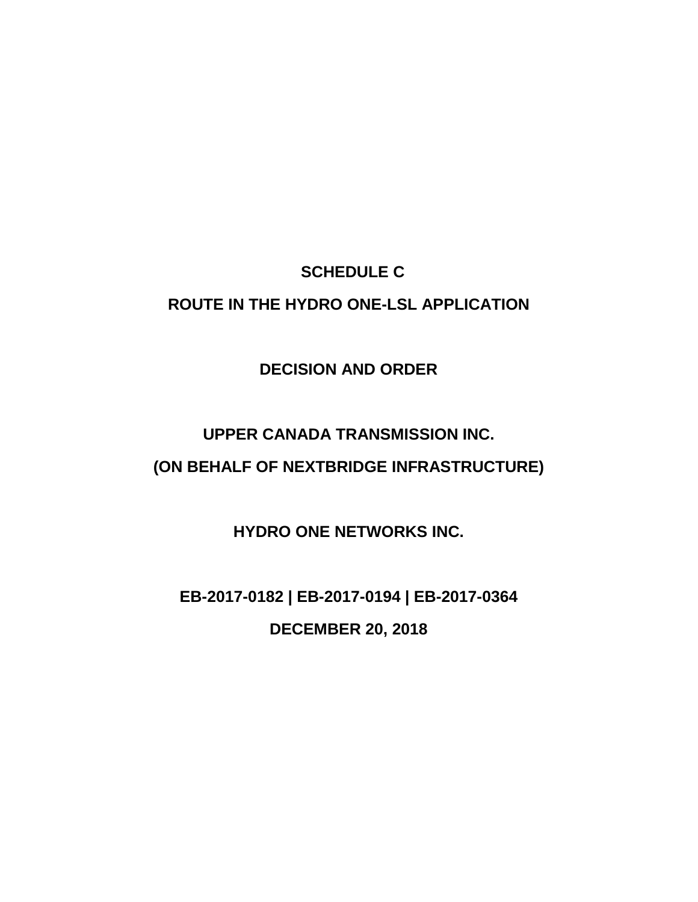**SCHEDULE C**

**ROUTE IN THE HYDRO ONE-LSL APPLICATION**

**DECISION AND ORDER**

**UPPER CANADA TRANSMISSION INC.**

**(ON BEHALF OF NEXTBRIDGE INFRASTRUCTURE)**

**HYDRO ONE NETWORKS INC.**

**EB-2017-0182 | EB-2017-0194 | EB-2017-0364**

**DECEMBER 20, 2018**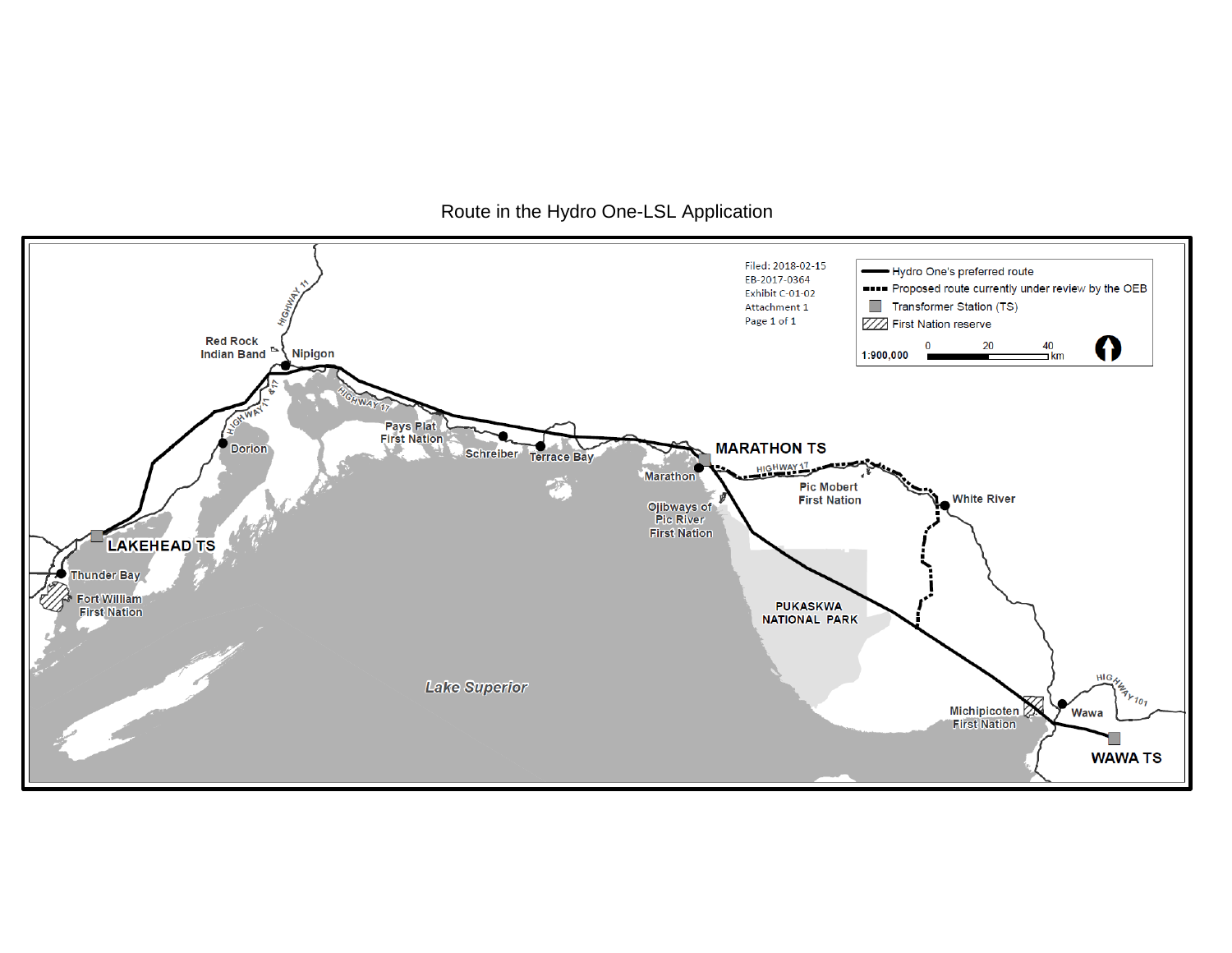Route in the Hydro One-LSL Application

Filed: 2018-02-15
EB-2017-0364
Exhibit C-01-02
Attachment 1
Page 1 of 1

Hydro One's preferred route
Proposed route currently under review by the OEB
Transformer Station (TS)
First Nation reserve

1:900,000
0
20
40
km

Red Rock Indian Band
Nipigon
HIGHWAY 11
HIGHWAY 11 & 17
HIGHWAY 17
Dorion
Pays Plat First Nation
Schreiber
Terrace Bay
MARATHON TS
Marathon
HIGHWAY 17
Pic Mobert First Nation
White River
Ojibways of Pic River First Nation
LAKEHEAD TS
Thunder Bay
Fort William First Nation
PUKASKWA NATIONAL PARK
Lake Superior
Michipicoten First Nation
Wawa
HIGHWAY 101
WAWA TS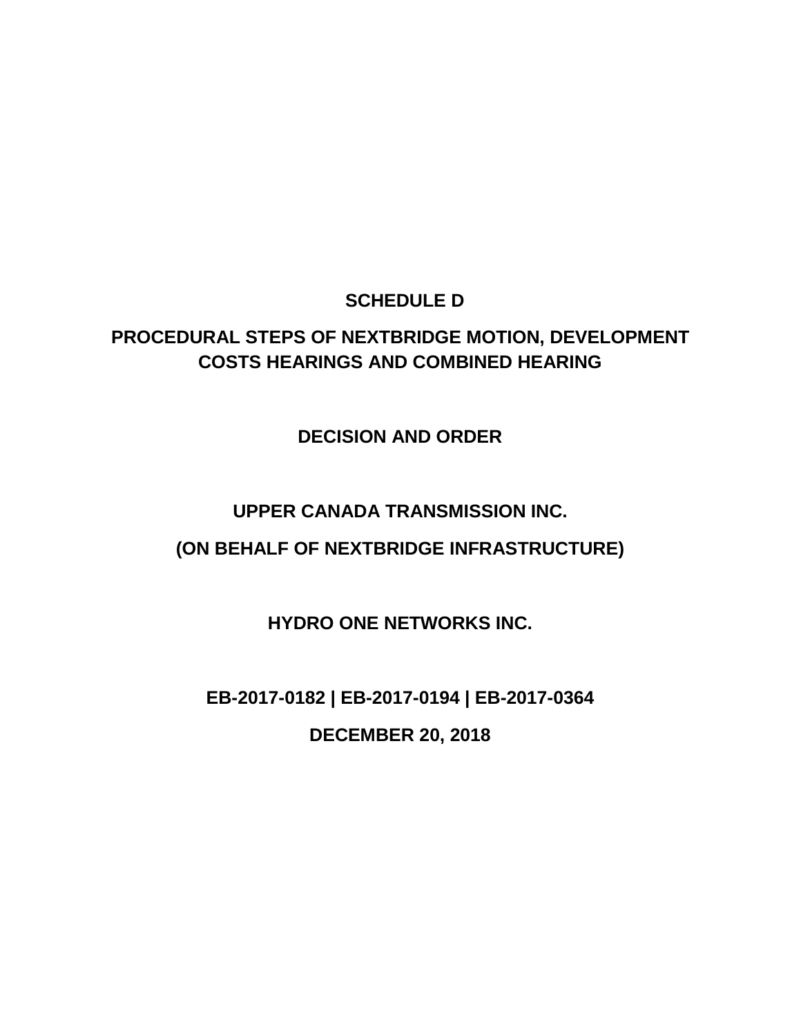# SCHEDULE D

## PROCEDURAL STEPS OF NEXTBRIDGE MOTION, DEVELOPMENT COSTS HEARINGS AND COMBINED HEARING

**DECISION AND ORDER**

**UPPER CANADA TRANSMISSION INC.**

**(ON BEHALF OF NEXTBRIDGE INFRASTRUCTURE)**

**HYDRO ONE NETWORKS INC.**

**EB-2017-0182 | EB-2017-0194 | EB-2017-0364**

**DECEMBER 20, 2018**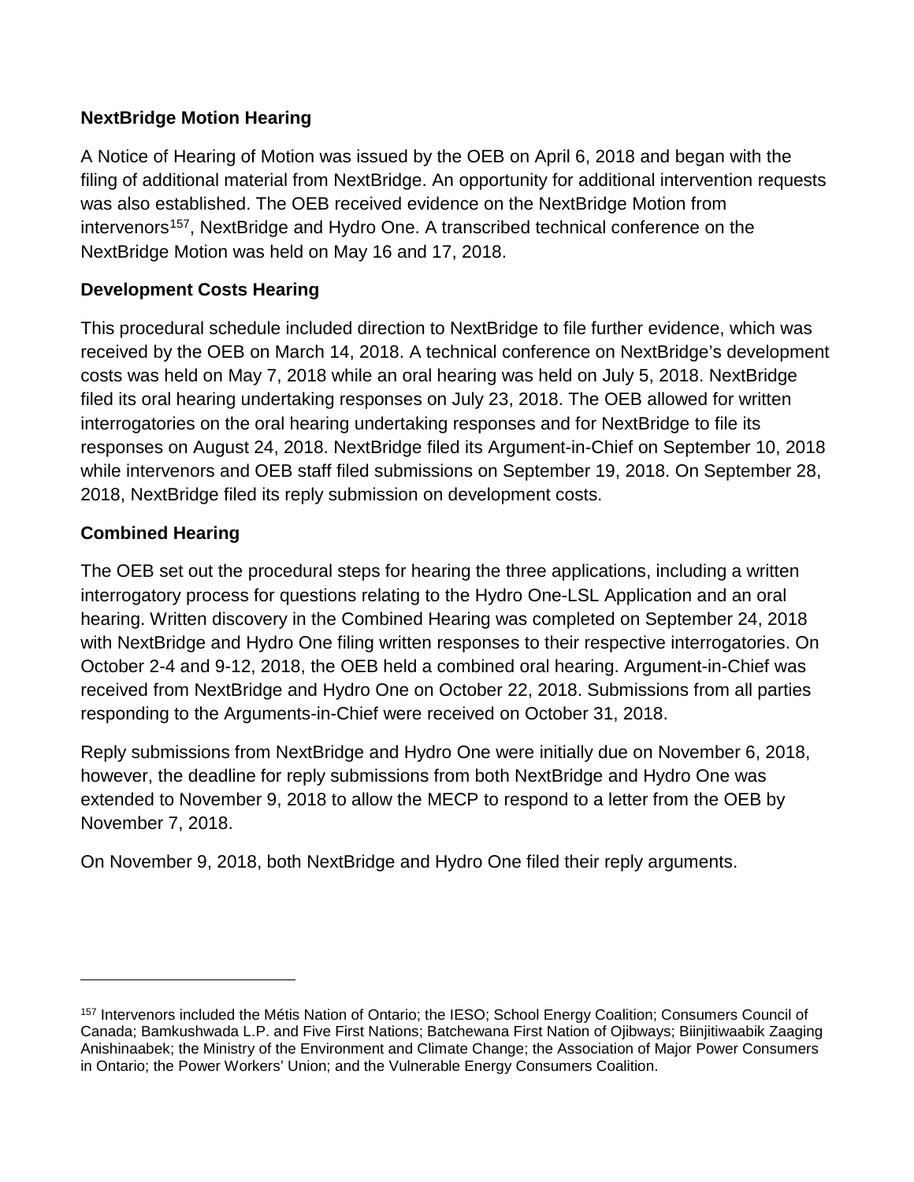### NextBridge Motion Hearing

A Notice of Hearing of Motion was issued by the OEB on April 6, 2018 and began with the filing of additional material from NextBridge. An opportunity for additional intervention requests was also established. The OEB received evidence on the NextBridge Motion from intervenors[157], NextBridge and Hydro One. A transcribed technical conference on the NextBridge Motion was held on May 16 and 17, 2018.

### Development Costs Hearing

This procedural schedule included direction to NextBridge to file further evidence, which was received by the OEB on March 14, 2018. A technical conference on NextBridge's development costs was held on May 7, 2018 while an oral hearing was held on July 5, 2018. NextBridge filed its oral hearing undertaking responses on July 23, 2018. The OEB allowed for written interrogatories on the oral hearing undertaking responses and for NextBridge to file its responses on August 24, 2018. NextBridge filed its Argument-in-Chief on September 10, 2018 while intervenors and OEB staff filed submissions on September 19, 2018. On September 28, 2018, NextBridge filed its reply submission on development costs.

### Combined Hearing

The OEB set out the procedural steps for hearing the three applications, including a written interrogatory process for questions relating to the Hydro One-LSL Application and an oral hearing. Written discovery in the Combined Hearing was completed on September 24, 2018 with NextBridge and Hydro One filing written responses to their respective interrogatories. On October 2-4 and 9-12, 2018, the OEB held a combined oral hearing. Argument-in-Chief was received from NextBridge and Hydro One on October 22, 2018. Submissions from all parties responding to the Arguments-in-Chief were received on October 31, 2018.

Reply submissions from NextBridge and Hydro One were initially due on November 6, 2018, however, the deadline for reply submissions from both NextBridge and Hydro One was extended to November 9, 2018 to allow the MECP to respond to a letter from the OEB by November 7, 2018.

On November 9, 2018, both NextBridge and Hydro One filed their reply arguments.

---

[157] Intervenors included the Métis Nation of Ontario; the IESO; School Energy Coalition; Consumers Council of Canada; Bamkushwada L.P. and Five First Nations; Batchewana First Nation of Ojibways; Biinjitiwaabik Zaaging Anishinaabek; the Ministry of the Environment and Climate Change; the Association of Major Power Consumers in Ontario; the Power Workers' Union; and the Vulnerable Energy Consumers Coalition.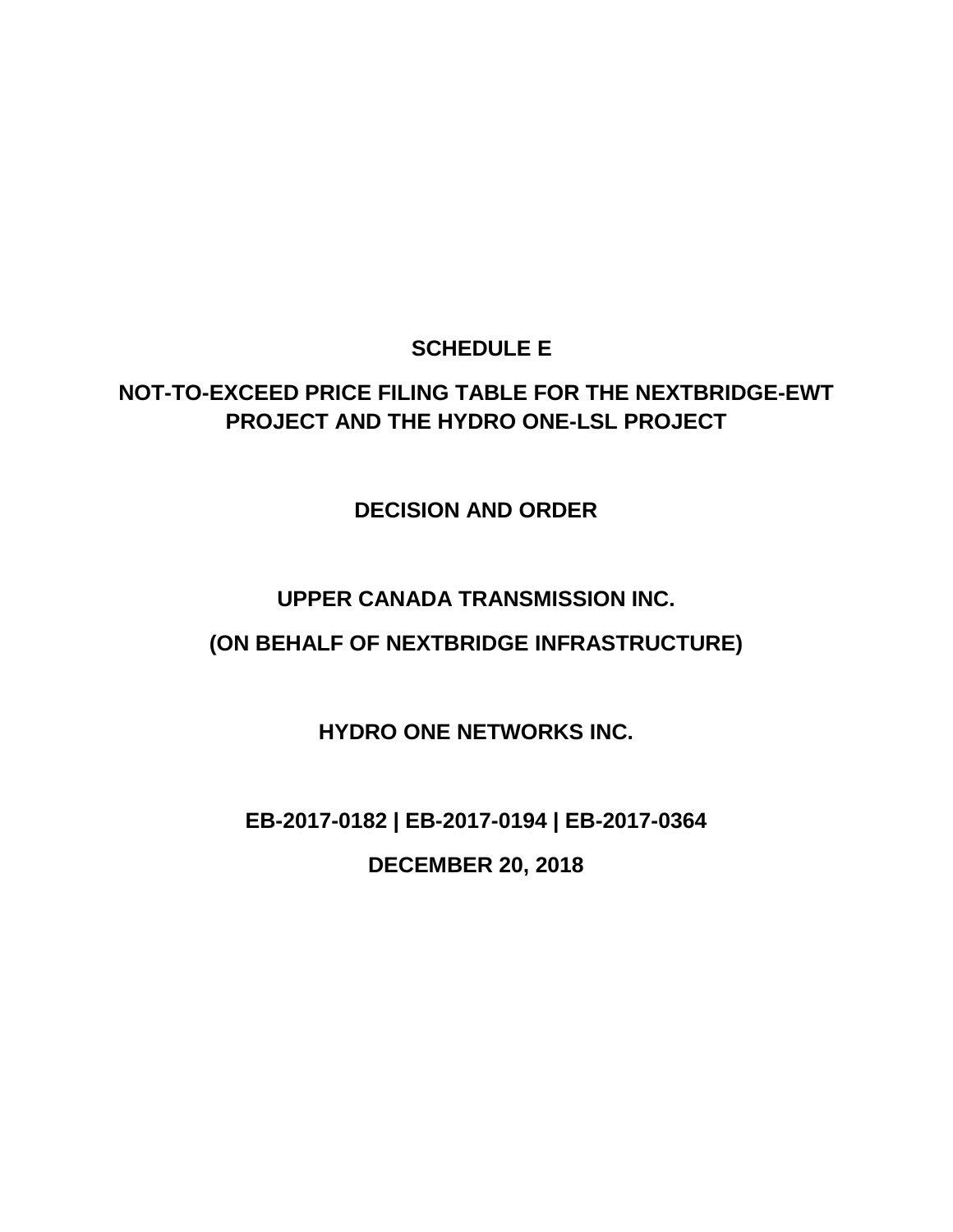# SCHEDULE E

## NOT-TO-EXCEED PRICE FILING TABLE FOR THE NEXTBRIDGE-EWT PROJECT AND THE HYDRO ONE-LSL PROJECT

**DECISION AND ORDER**

**UPPER CANADA TRANSMISSION INC.**

**(ON BEHALF OF NEXTBRIDGE INFRASTRUCTURE)**

**HYDRO ONE NETWORKS INC.**

**EB-2017-0182 | EB-2017-0194 | EB-2017-0364**

**DECEMBER 20, 2018**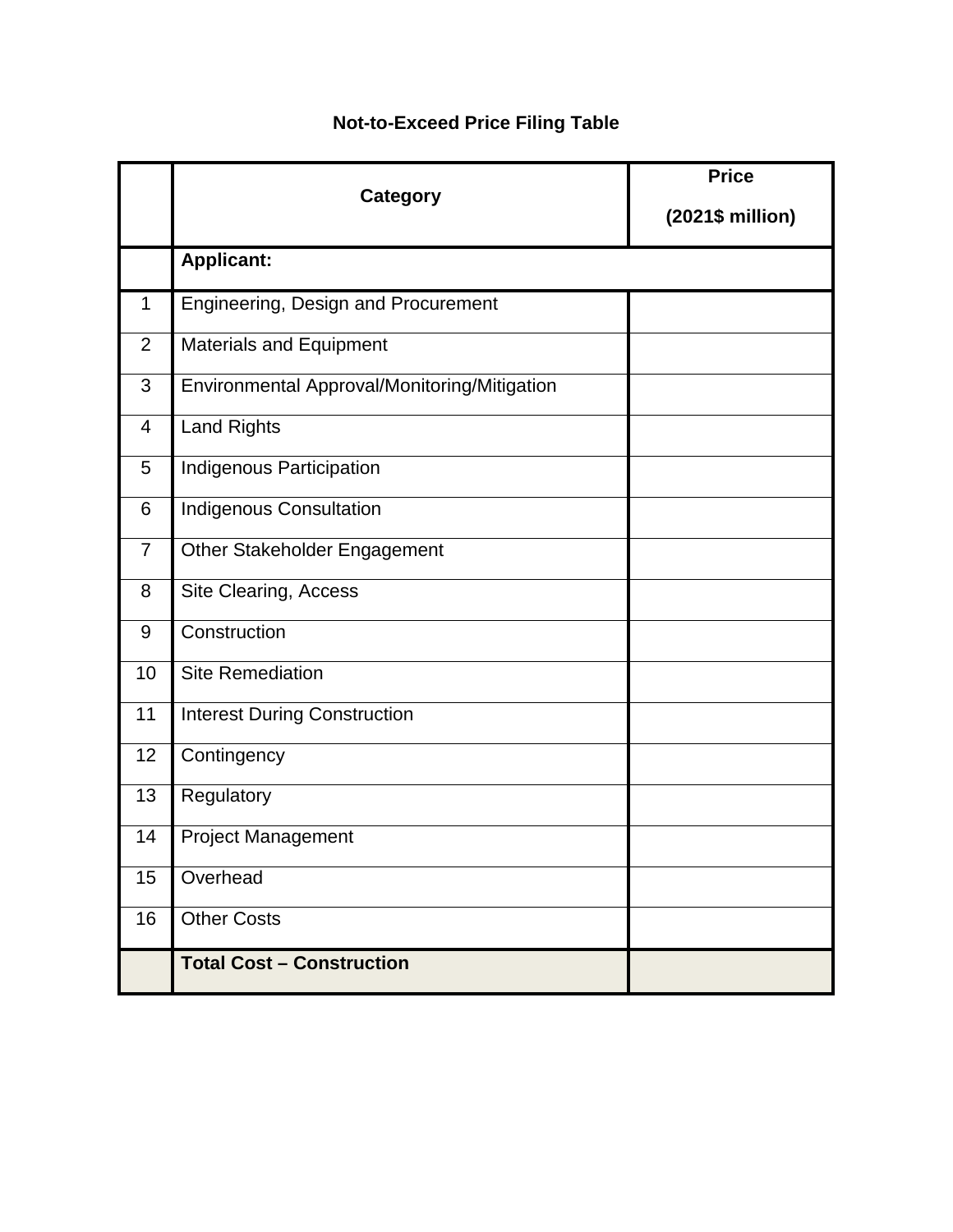**Not-to-Exceed Price Filing Table**

| | Category | Price (2021$ million) |
|---|---|---|
| | **Applicant:** | |
| 1 | Engineering, Design and Procurement | |
| 2 | Materials and Equipment | |
| 3 | Environmental Approval/Monitoring/Mitigation | |
| 4 | Land Rights | |
| 5 | Indigenous Participation | |
| 6 | Indigenous Consultation | |
| 7 | Other Stakeholder Engagement | |
| 8 | Site Clearing, Access | |
| 9 | Construction | |
| 10 | Site Remediation | |
| 11 | Interest During Construction | |
| 12 | Contingency | |
| 13 | Regulatory | |
| 14 | Project Management | |
| 15 | Overhead | |
| 16 | Other Costs | |
| | **Total Cost – Construction** | |